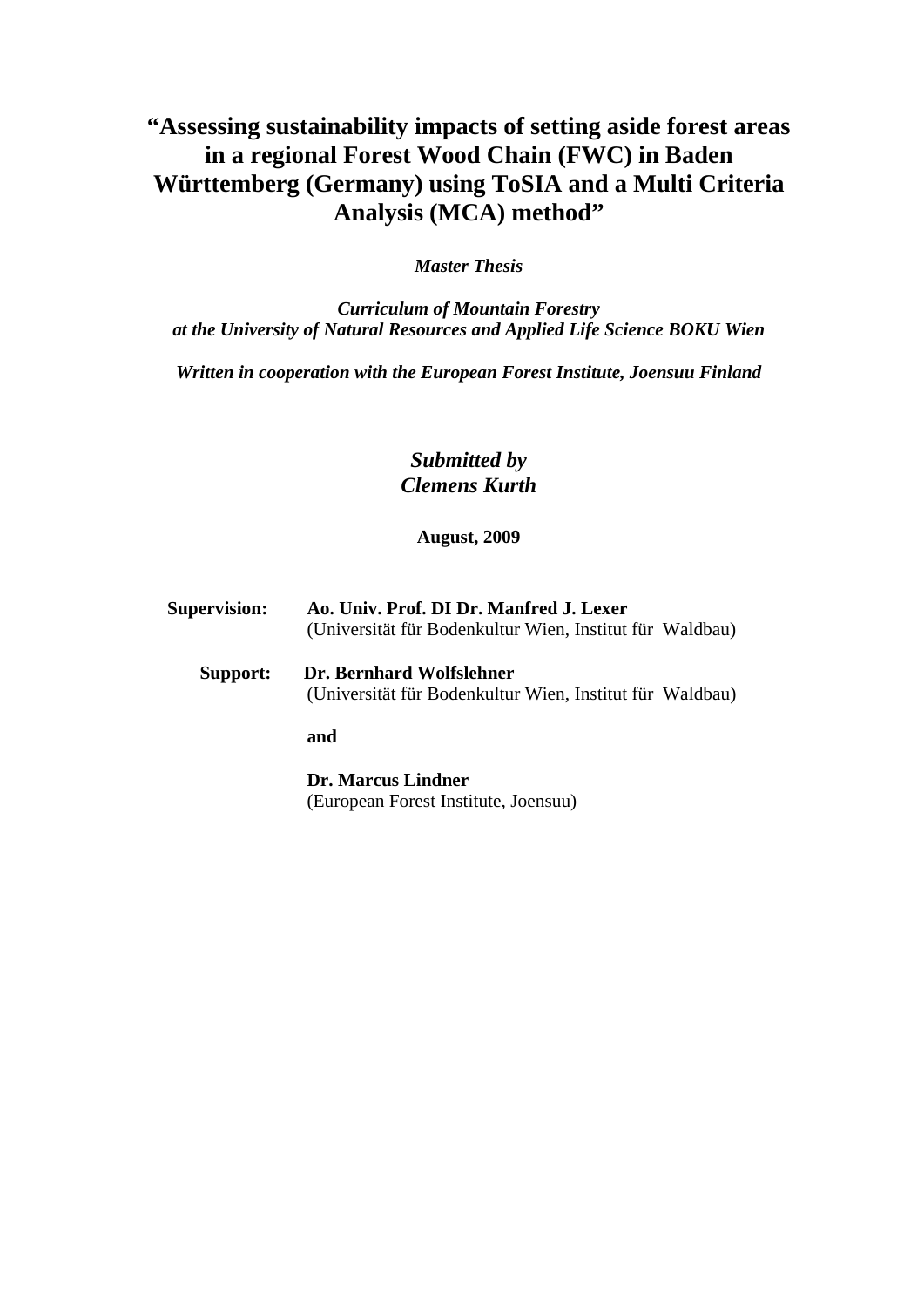# "Assessing sustainability impacts of setting aside forest areas in a regional Forest Wood Chain (FWC) in Baden Württemberg (Germany) using ToSIA and a Multi Criteria Analysis (MCA) method"

***Master Thesis***

***Curriculum of Mountain Forestry***
***at the University of Natural Resources and Applied Life Science BOKU Wien***

***Written in cooperation with the European Forest Institute, Joensuu Finland***

***Submitted by***
***Clemens Kurth***

**August, 2009**

**Supervision:** **Ao. Univ. Prof. DI Dr. Manfred J. Lexer**
(Universität für Bodenkultur Wien, Institut für Waldbau)

**Support:** **Dr. Bernhard Wolfslehner**
(Universität für Bodenkultur Wien, Institut für Waldbau)

**and**

**Dr. Marcus Lindner**
(European Forest Institute, Joensuu)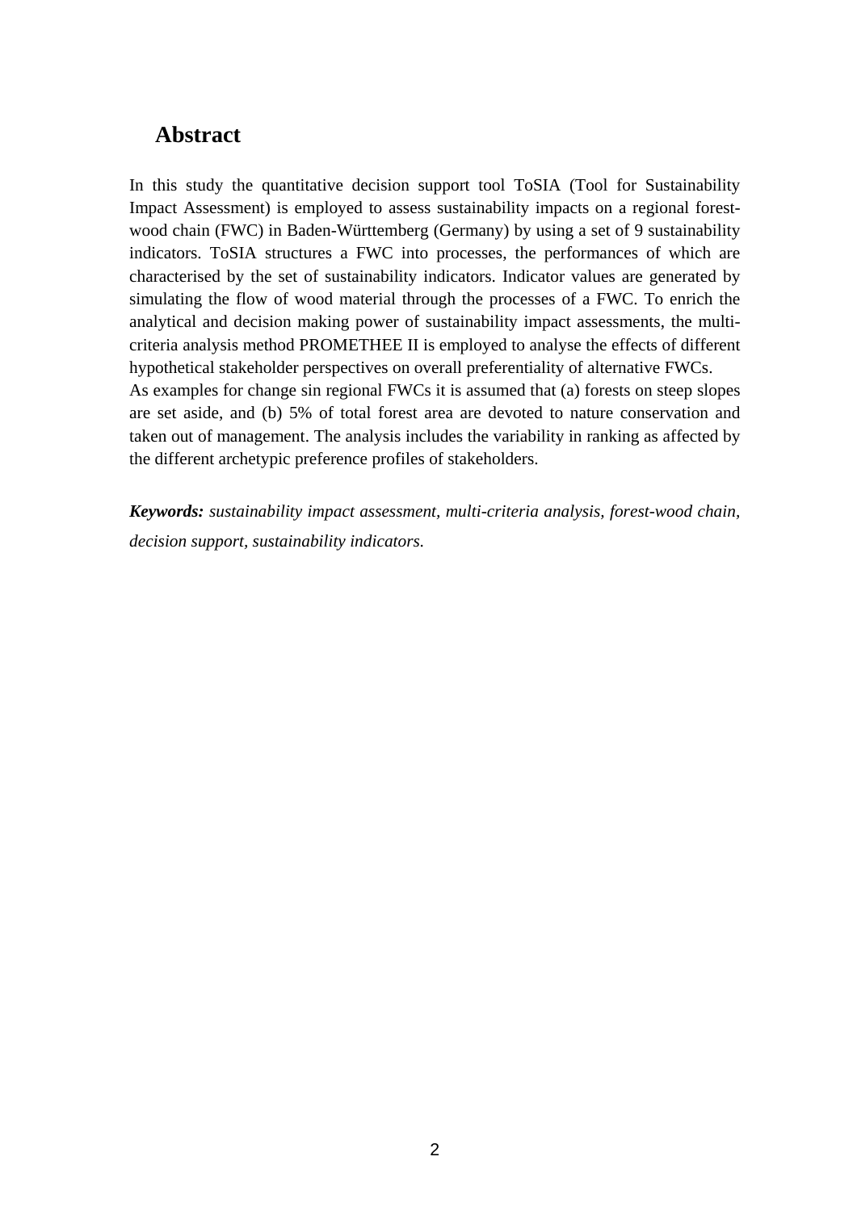# Abstract

In this study the quantitative decision support tool ToSIA (Tool for Sustainability Impact Assessment) is employed to assess sustainability impacts on a regional forest-wood chain (FWC) in Baden-Württemberg (Germany) by using a set of 9 sustainability indicators. ToSIA structures a FWC into processes, the performances of which are characterised by the set of sustainability indicators. Indicator values are generated by simulating the flow of wood material through the processes of a FWC. To enrich the analytical and decision making power of sustainability impact assessments, the multi-criteria analysis method PROMETHEE II is employed to analyse the effects of different hypothetical stakeholder perspectives on overall preferentiality of alternative FWCs.
As examples for change sin regional FWCs it is assumed that (a) forests on steep slopes are set aside, and (b) 5% of total forest area are devoted to nature conservation and taken out of management. The analysis includes the variability in ranking as affected by the different archetypic preference profiles of stakeholders.

***Keywords:*** *sustainability impact assessment, multi-criteria analysis, forest-wood chain, decision support, sustainability indicators.*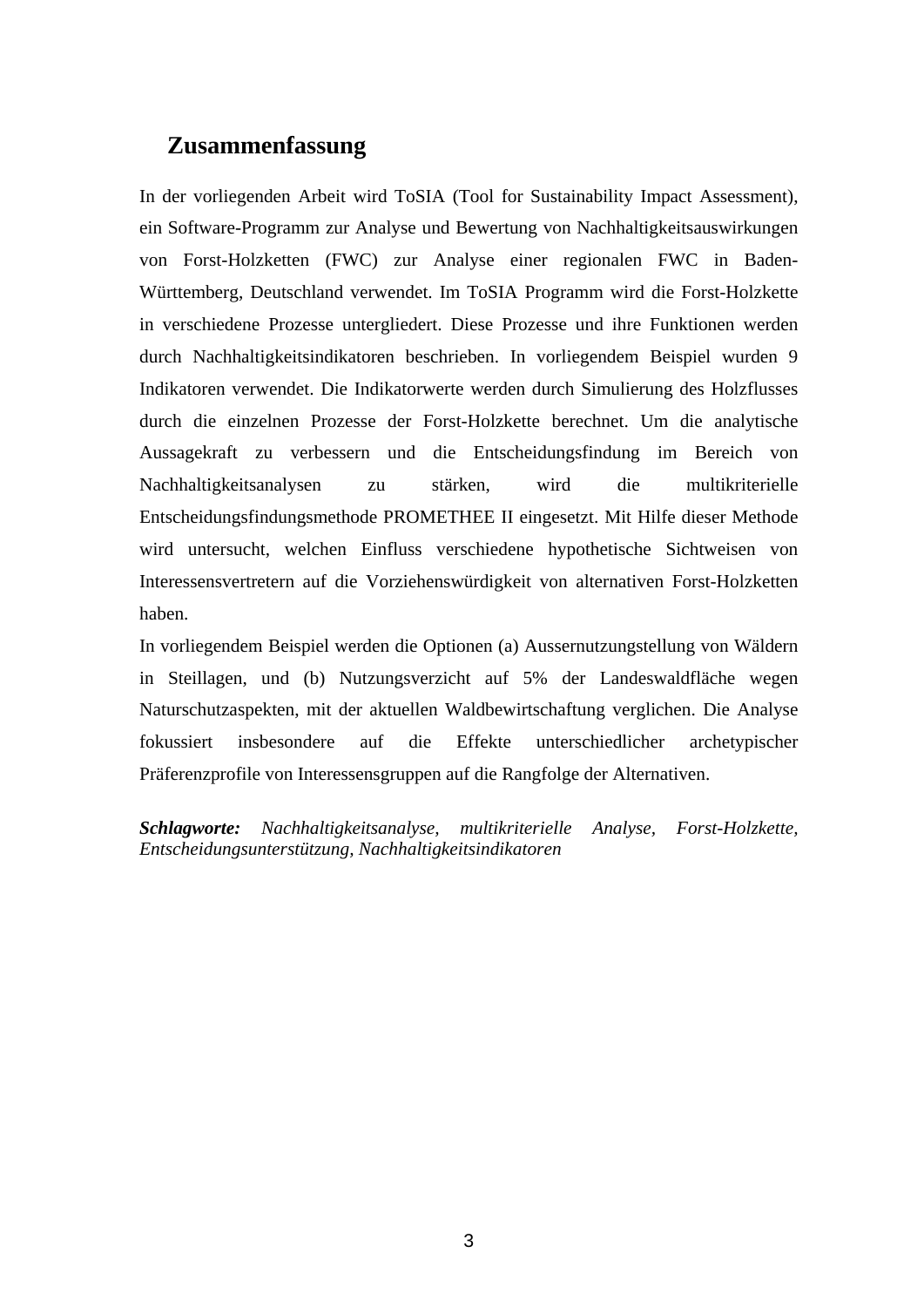## Zusammenfassung

In der vorliegenden Arbeit wird ToSIA (Tool for Sustainability Impact Assessment), ein Software-Programm zur Analyse und Bewertung von Nachhaltigkeitsauswirkungen von Forst-Holzketten (FWC) zur Analyse einer regionalen FWC in Baden-Württemberg, Deutschland verwendet. Im ToSIA Programm wird die Forst-Holzkette in verschiedene Prozesse untergliedert. Diese Prozesse und ihre Funktionen werden durch Nachhaltigkeitsindikatoren beschrieben. In vorliegendem Beispiel wurden 9 Indikatoren verwendet. Die Indikatorwerte werden durch Simulierung des Holzflusses durch die einzelnen Prozesse der Forst-Holzkette berechnet. Um die analytische Aussagekraft zu verbessern und die Entscheidungsfindung im Bereich von Nachhaltigkeitsanalysen zu stärken, wird die multikriterielle Entscheidungsfindungsmethode PROMETHEE II eingesetzt. Mit Hilfe dieser Methode wird untersucht, welchen Einfluss verschiedene hypothetische Sichtweisen von Interessensvertretern auf die Vorziehenswürdigkeit von alternativen Forst-Holzketten haben.

In vorliegendem Beispiel werden die Optionen (a) Aussernutzungstellung von Wäldern in Steillagen, und (b) Nutzungsverzicht auf 5% der Landeswaldfläche wegen Naturschutzaspekten, mit der aktuellen Waldbewirtschaftung verglichen. Die Analyse fokussiert insbesondere auf die Effekte unterschiedlicher archetypischer Präferenzprofile von Interessensgruppen auf die Rangfolge der Alternativen.

***Schlagworte:*** *Nachhaltigkeitsanalyse, multikriterielle Analyse, Forst-Holzkette, Entscheidungsunterstützung, Nachhaltigkeitsindikatoren*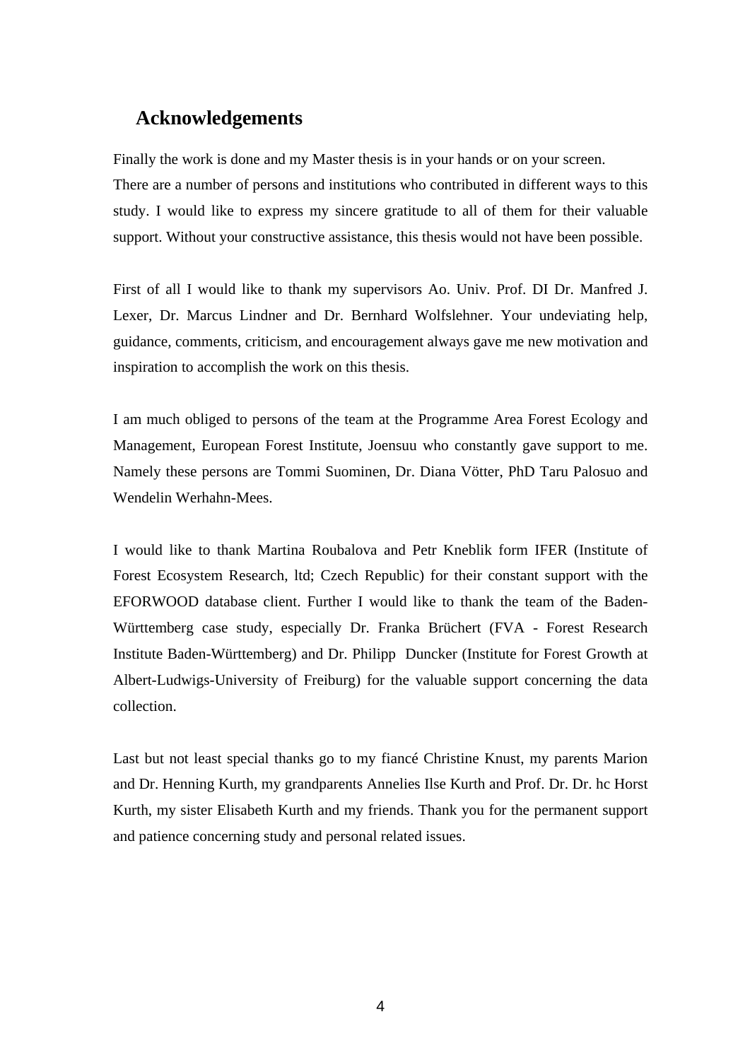## Acknowledgements

Finally the work is done and my Master thesis is in your hands or on your screen. There are a number of persons and institutions who contributed in different ways to this study. I would like to express my sincere gratitude to all of them for their valuable support. Without your constructive assistance, this thesis would not have been possible.

First of all I would like to thank my supervisors Ao. Univ. Prof. DI Dr. Manfred J. Lexer, Dr. Marcus Lindner and Dr. Bernhard Wolfslehner. Your undeviating help, guidance, comments, criticism, and encouragement always gave me new motivation and inspiration to accomplish the work on this thesis.

I am much obliged to persons of the team at the Programme Area Forest Ecology and Management, European Forest Institute, Joensuu who constantly gave support to me. Namely these persons are Tommi Suominen, Dr. Diana Vötter, PhD Taru Palosuo and Wendelin Werhahn-Mees.

I would like to thank Martina Roubalova and Petr Kneblik form IFER (Institute of Forest Ecosystem Research, ltd; Czech Republic) for their constant support with the EFORWOOD database client. Further I would like to thank the team of the Baden-Württemberg case study, especially Dr. Franka Brüchert (FVA - Forest Research Institute Baden-Württemberg) and Dr. Philipp Duncker (Institute for Forest Growth at Albert-Ludwigs-University of Freiburg) for the valuable support concerning the data collection.

Last but not least special thanks go to my fiancé Christine Knust, my parents Marion and Dr. Henning Kurth, my grandparents Annelies Ilse Kurth and Prof. Dr. Dr. hc Horst Kurth, my sister Elisabeth Kurth and my friends. Thank you for the permanent support and patience concerning study and personal related issues.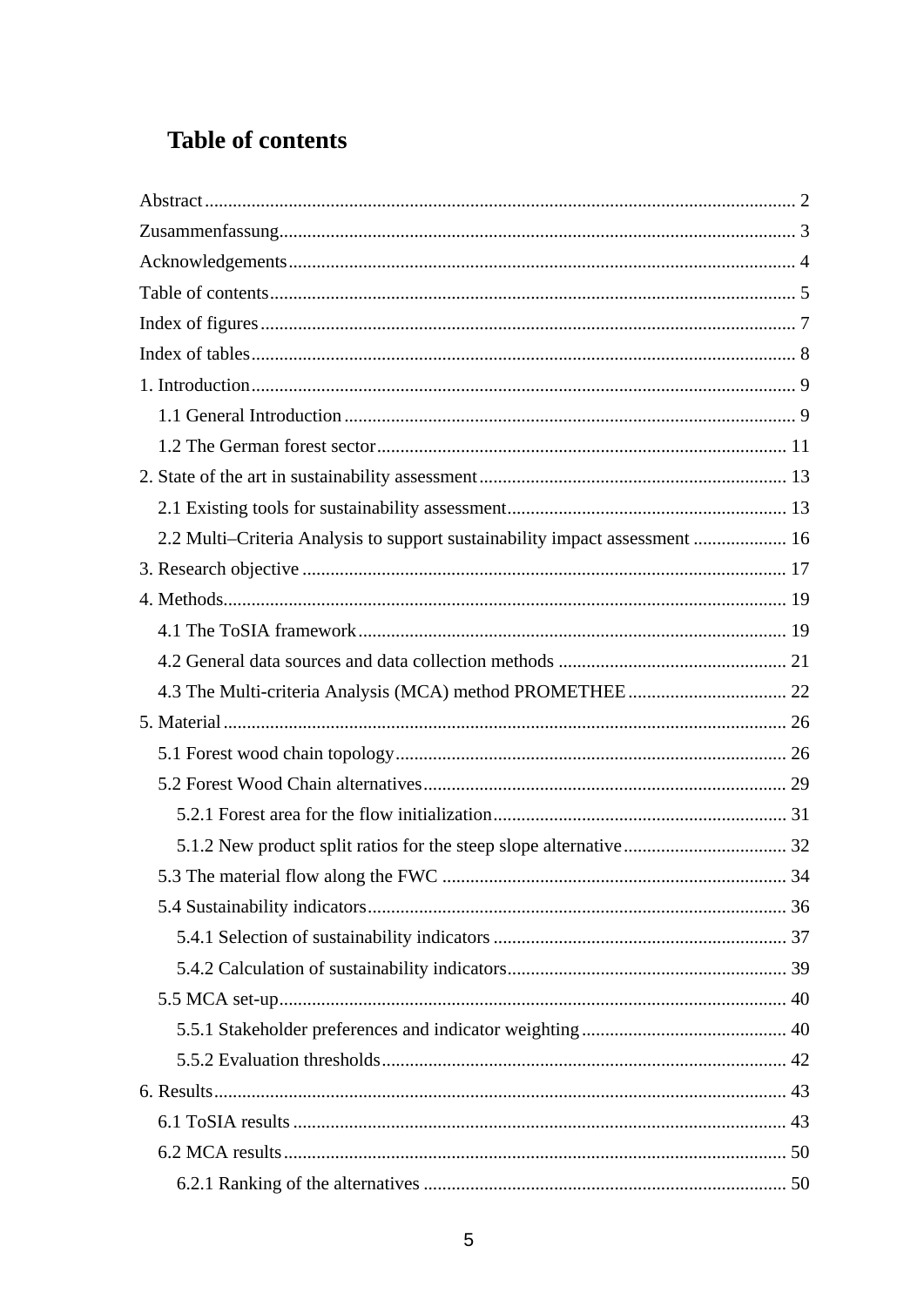# Table of contents

Abstract .......... 2
Zusammenfassung .......... 3
Acknowledgements .......... 4
Table of contents .......... 5
Index of figures .......... 7
Index of tables .......... 8
1. Introduction .......... 9
  1.1 General Introduction .......... 9
  1.2 The German forest sector .......... 11
2. State of the art in sustainability assessment .......... 13
  2.1 Existing tools for sustainability assessment .......... 13
  2.2 Multi–Criteria Analysis to support sustainability impact assessment .......... 16
3. Research objective .......... 17
4. Methods .......... 19
  4.1 The ToSIA framework .......... 19
  4.2 General data sources and data collection methods .......... 21
  4.3 The Multi-criteria Analysis (MCA) method PROMETHEE .......... 22
5. Material .......... 26
  5.1 Forest wood chain topology .......... 26
  5.2 Forest Wood Chain alternatives .......... 29
    5.2.1 Forest area for the flow initialization .......... 31
    5.1.2 New product split ratios for the steep slope alternative .......... 32
  5.3 The material flow along the FWC .......... 34
  5.4 Sustainability indicators .......... 36
    5.4.1 Selection of sustainability indicators .......... 37
    5.4.2 Calculation of sustainability indicators .......... 39
  5.5 MCA set-up .......... 40
    5.5.1 Stakeholder preferences and indicator weighting .......... 40
    5.5.2 Evaluation thresholds .......... 42
6. Results .......... 43
  6.1 ToSIA results .......... 43
  6.2 MCA results .......... 50
    6.2.1 Ranking of the alternatives .......... 50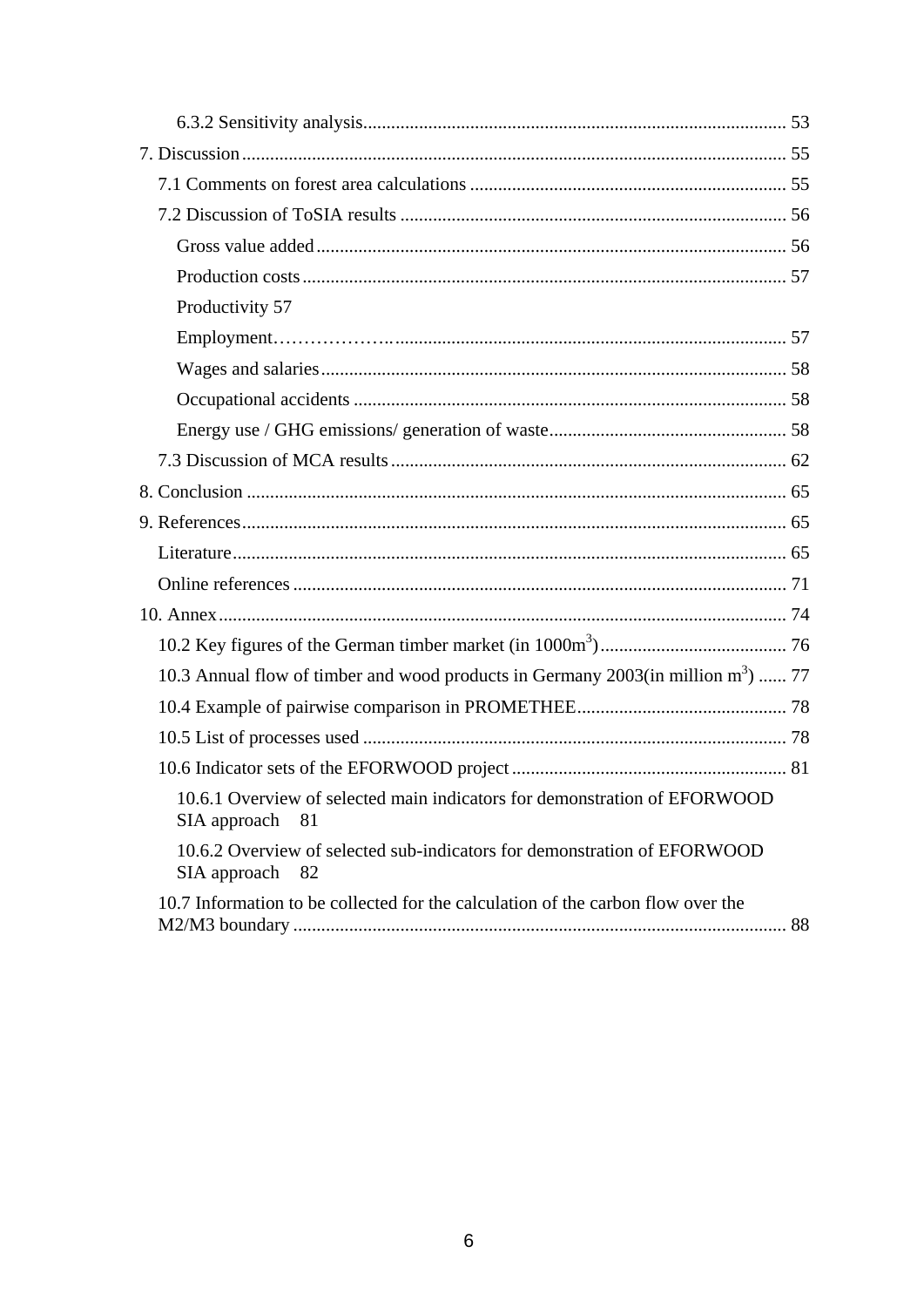6.3.2 Sensitivity analysis........................................................................................ 53

7. Discussion.................................................................................................................. 55

7.1 Comments on forest area calculations ................................................................... 55

7.2 Discussion of ToSIA results .................................................................................. 56

Gross value added..................................................................................................... 56

Production costs........................................................................................................ 57

Productivity 57

Employment……………….................................................................................... 57

Wages and salaries.................................................................................................... 58

Occupational accidents ............................................................................................ 58

Energy use / GHG emissions/ generation of waste................................................... 58

7.3 Discussion of MCA results.................................................................................... 62

8. Conclusion ................................................................................................................ 65

9. References.................................................................................................................. 65

Literature..................................................................................................................... 65

Online references ........................................................................................................ 71

10. Annex....................................................................................................................... 74

10.2 Key figures of the German timber market (in 1000$m^3$)........................................ 76

10.3 Annual flow of timber and wood products in Germany 2003(in million $m^3$) ...... 77

10.4 Example of pairwise comparison in PROMETHEE............................................. 78

10.5 List of processes used .......................................................................................... 78

10.6 Indicator sets of the EFORWOOD project ........................................................... 81

10.6.1 Overview of selected main indicators for demonstration of EFORWOOD SIA approach 81

10.6.2 Overview of selected sub-indicators for demonstration of EFORWOOD SIA approach 82

10.7 Information to be collected for the calculation of the carbon flow over the M2/M3 boundary ........................................................................................................ 88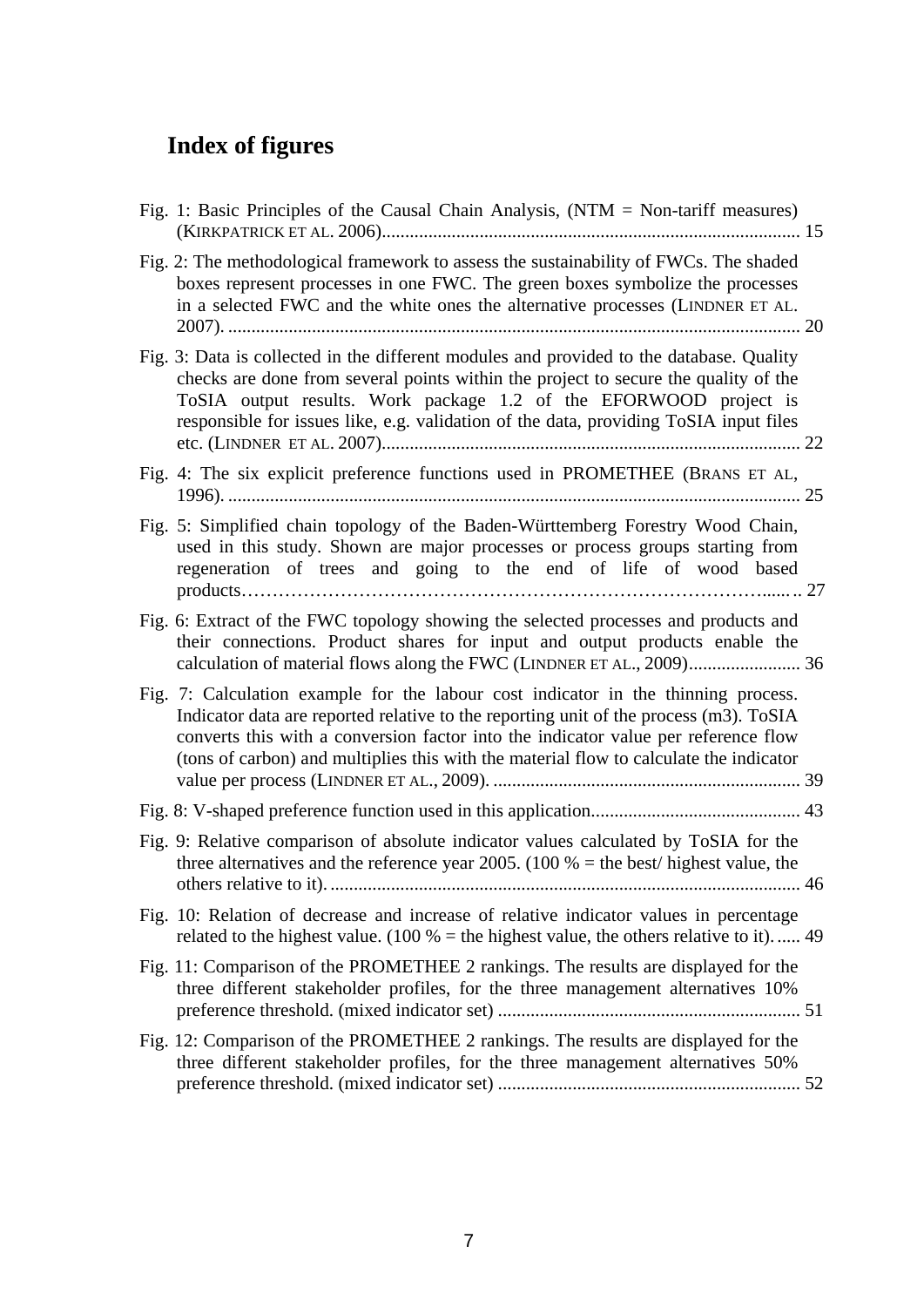# Index of figures

Fig. 1: Basic Principles of the Causal Chain Analysis, (NTM = Non-tariff measures) (KIRKPATRICK ET AL. 2006)......................................................................................... 15

Fig. 2: The methodological framework to assess the sustainability of FWCs. The shaded boxes represent processes in one FWC. The green boxes symbolize the processes in a selected FWC and the white ones the alternative processes (LINDNER ET AL. 2007). ......................................................................................................................... 20

Fig. 3: Data is collected in the different modules and provided to the database. Quality checks are done from several points within the project to secure the quality of the ToSIA output results. Work package 1.2 of the EFORWOOD project is responsible for issues like, e.g. validation of the data, providing ToSIA input files etc. (LINDNER ET AL. 2007)......................................................................................... 22

Fig. 4: The six explicit preference functions used in PROMETHEE (BRANS ET AL, 1996). .......................................................................................................................... 25

Fig. 5: Simplified chain topology of the Baden-Württemberg Forestry Wood Chain, used in this study. Shown are major processes or process groups starting from regeneration of trees and going to the end of life of wood based products…………………………………………………………………………...... .. 27

Fig. 6: Extract of the FWC topology showing the selected processes and products and their connections. Product shares for input and output products enable the calculation of material flows along the FWC (LINDNER ET AL., 2009)........................ 36

Fig. 7: Calculation example for the labour cost indicator in the thinning process. Indicator data are reported relative to the reporting unit of the process (m3). ToSIA converts this with a conversion factor into the indicator value per reference flow (tons of carbon) and multiplies this with the material flow to calculate the indicator value per process (LINDNER ET AL., 2009). .................................................................. 39

Fig. 8: V-shaped preference function used in this application............................................. 43

Fig. 9: Relative comparison of absolute indicator values calculated by ToSIA for the three alternatives and the reference year 2005. (100 % = the best/ highest value, the others relative to it). ..................................................................................................... 46

Fig. 10: Relation of decrease and increase of relative indicator values in percentage related to the highest value. (100 % = the highest value, the others relative to it). ..... 49

Fig. 11: Comparison of the PROMETHEE 2 rankings. The results are displayed for the three different stakeholder profiles, for the three management alternatives 10% preference threshold. (mixed indicator set) ................................................................. 51

Fig. 12: Comparison of the PROMETHEE 2 rankings. The results are displayed for the three different stakeholder profiles, for the three management alternatives 50% preference threshold. (mixed indicator set) ................................................................. 52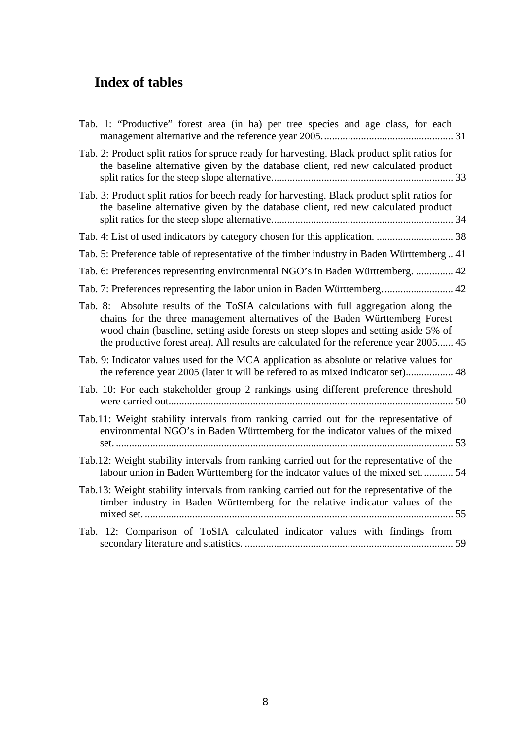# Index of tables

Tab. 1: "Productive" forest area (in ha) per tree species and age class, for each management alternative and the reference year 2005. ................................................ 31

Tab. 2: Product split ratios for spruce ready for harvesting. Black product split ratios for the baseline alternative given by the database client, red new calculated product split ratios for the steep slope alternative. .................................................................. 33

Tab. 3: Product split ratios for beech ready for harvesting. Black product split ratios for the baseline alternative given by the database client, red new calculated product split ratios for the steep slope alternative. .................................................................. 34

Tab. 4: List of used indicators by category chosen for this application. ............................ 38

Tab. 5: Preference table of representative of the timber industry in Baden Württemberg .. 41

Tab. 6: Preferences representing environmental NGO's in Baden Württemberg. .............. 42

Tab. 7: Preferences representing the labor union in Baden Württemberg. .......................... 42

Tab. 8: Absolute results of the ToSIA calculations with full aggregation along the chains for the three management alternatives of the Baden Württemberg Forest wood chain (baseline, setting aside forests on steep slopes and setting aside 5% of the productive forest area). All results are calculated for the reference year 2005...... 45

Tab. 9: Indicator values used for the MCA application as absolute or relative values for the reference year 2005 (later it will be refered to as mixed indicator set)................. 48

Tab. 10: For each stakeholder group 2 rankings using different preference threshold were carried out.......................................................................................................... 50

Tab.11: Weight stability intervals from ranking carried out for the representative of environmental NGO's in Baden Württemberg for the indicator values of the mixed set. .............................................................................................................................. 53

Tab.12: Weight stability intervals from ranking carried out for the representative of the labour union in Baden Württemberg for the indcator values of the mixed set. ........... 54

Tab.13: Weight stability intervals from ranking carried out for the representative of the timber industry in Baden Württemberg for the relative indicator values of the mixed set. .................................................................................................................... 55

Tab. 12: Comparison of ToSIA calculated indicator values with findings from secondary literature and statistics. .............................................................................. 59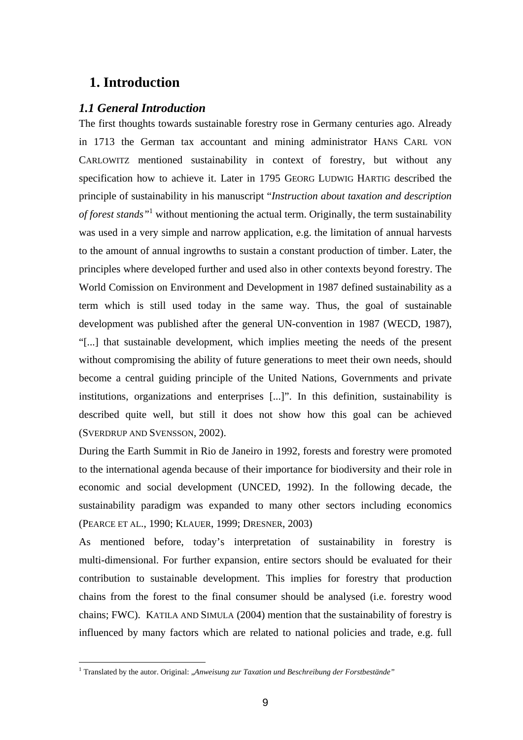# 1. Introduction

## *1.1 General Introduction*

The first thoughts towards sustainable forestry rose in Germany centuries ago. Already in 1713 the German tax accountant and mining administrator HANS CARL VON CARLOWITZ mentioned sustainability in context of forestry, but without any specification how to achieve it. Later in 1795 GEORG LUDWIG HARTIG described the principle of sustainability in his manuscript "*Instruction about taxation and description of forest stands"*[1] without mentioning the actual term. Originally, the term sustainability was used in a very simple and narrow application, e.g. the limitation of annual harvests to the amount of annual ingrowths to sustain a constant production of timber. Later, the principles where developed further and used also in other contexts beyond forestry. The World Comission on Environment and Development in 1987 defined sustainability as a term which is still used today in the same way. Thus, the goal of sustainable development was published after the general UN-convention in 1987 (WECD, 1987), "[...] that sustainable development, which implies meeting the needs of the present without compromising the ability of future generations to meet their own needs, should become a central guiding principle of the United Nations, Governments and private institutions, organizations and enterprises [...]". In this definition, sustainability is described quite well, but still it does not show how this goal can be achieved (SVERDRUP AND SVENSSON, 2002).

During the Earth Summit in Rio de Janeiro in 1992, forests and forestry were promoted to the international agenda because of their importance for biodiversity and their role in economic and social development (UNCED, 1992). In the following decade, the sustainability paradigm was expanded to many other sectors including economics (PEARCE ET AL., 1990; KLAUER, 1999; DRESNER, 2003)

As mentioned before, today's interpretation of sustainability in forestry is multi-dimensional. For further expansion, entire sectors should be evaluated for their contribution to sustainable development. This implies for forestry that production chains from the forest to the final consumer should be analysed (i.e. forestry wood chains; FWC). KATILA AND SIMULA (2004) mention that the sustainability of forestry is influenced by many factors which are related to national policies and trade, e.g. full

[1] Translated by the autor. Original: *„Anweisung zur Taxation und Beschreibung der Forstbestände"*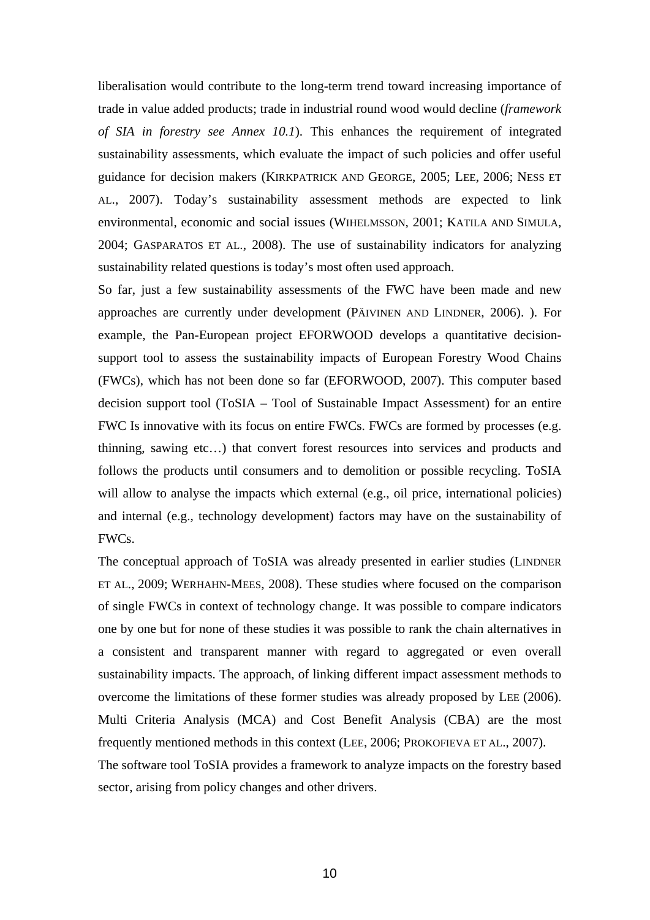liberalisation would contribute to the long-term trend toward increasing importance of trade in value added products; trade in industrial round wood would decline (*framework of SIA in forestry see Annex 10.1*). This enhances the requirement of integrated sustainability assessments, which evaluate the impact of such policies and offer useful guidance for decision makers (KIRKPATRICK AND GEORGE, 2005; LEE, 2006; NESS ET AL., 2007). Today's sustainability assessment methods are expected to link environmental, economic and social issues (WIHELMSSON, 2001; KATILA AND SIMULA, 2004; GASPARATOS ET AL., 2008). The use of sustainability indicators for analyzing sustainability related questions is today's most often used approach.

So far, just a few sustainability assessments of the FWC have been made and new approaches are currently under development (PÄIVINEN AND LINDNER, 2006). ). For example, the Pan-European project EFORWOOD develops a quantitative decision-support tool to assess the sustainability impacts of European Forestry Wood Chains (FWCs), which has not been done so far (EFORWOOD, 2007). This computer based decision support tool (ToSIA – Tool of Sustainable Impact Assessment) for an entire FWC Is innovative with its focus on entire FWCs. FWCs are formed by processes (e.g. thinning, sawing etc…) that convert forest resources into services and products and follows the products until consumers and to demolition or possible recycling. ToSIA will allow to analyse the impacts which external (e.g., oil price, international policies) and internal (e.g., technology development) factors may have on the sustainability of FWCs.

The conceptual approach of ToSIA was already presented in earlier studies (LINDNER ET AL., 2009; WERHAHN-MEES, 2008). These studies where focused on the comparison of single FWCs in context of technology change. It was possible to compare indicators one by one but for none of these studies it was possible to rank the chain alternatives in a consistent and transparent manner with regard to aggregated or even overall sustainability impacts. The approach, of linking different impact assessment methods to overcome the limitations of these former studies was already proposed by LEE (2006). Multi Criteria Analysis (MCA) and Cost Benefit Analysis (CBA) are the most frequently mentioned methods in this context (LEE, 2006; PROKOFIEVA ET AL., 2007).

The software tool ToSIA provides a framework to analyze impacts on the forestry based sector, arising from policy changes and other drivers.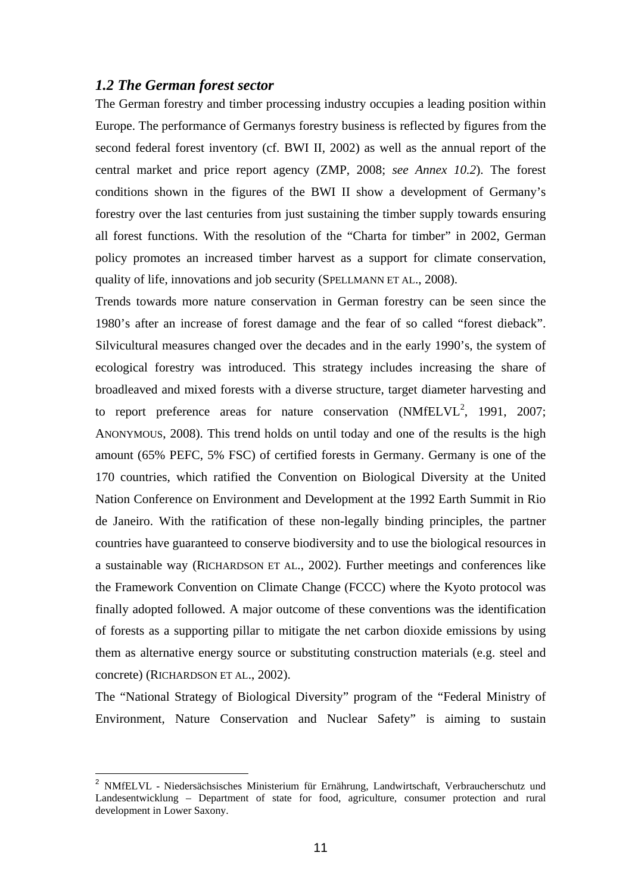## *1.2 The German forest sector*

The German forestry and timber processing industry occupies a leading position within Europe. The performance of Germanys forestry business is reflected by figures from the second federal forest inventory (cf. BWI II, 2002) as well as the annual report of the central market and price report agency (ZMP, 2008; *see Annex 10.2*). The forest conditions shown in the figures of the BWI II show a development of Germany's forestry over the last centuries from just sustaining the timber supply towards ensuring all forest functions. With the resolution of the "Charta for timber" in 2002, German policy promotes an increased timber harvest as a support for climate conservation, quality of life, innovations and job security (SPELLMANN ET AL., 2008).

Trends towards more nature conservation in German forestry can be seen since the 1980's after an increase of forest damage and the fear of so called "forest dieback". Silvicultural measures changed over the decades and in the early 1990's, the system of ecological forestry was introduced. This strategy includes increasing the share of broadleaved and mixed forests with a diverse structure, target diameter harvesting and to report preference areas for nature conservation (NMfELVL[2], 1991, 2007; ANONYMOUS, 2008). This trend holds on until today and one of the results is the high amount (65% PEFC, 5% FSC) of certified forests in Germany. Germany is one of the 170 countries, which ratified the Convention on Biological Diversity at the United Nation Conference on Environment and Development at the 1992 Earth Summit in Rio de Janeiro. With the ratification of these non-legally binding principles, the partner countries have guaranteed to conserve biodiversity and to use the biological resources in a sustainable way (RICHARDSON ET AL., 2002). Further meetings and conferences like the Framework Convention on Climate Change (FCCC) where the Kyoto protocol was finally adopted followed. A major outcome of these conventions was the identification of forests as a supporting pillar to mitigate the net carbon dioxide emissions by using them as alternative energy source or substituting construction materials (e.g. steel and concrete) (RICHARDSON ET AL., 2002).

The "National Strategy of Biological Diversity" program of the "Federal Ministry of Environment, Nature Conservation and Nuclear Safety" is aiming to sustain

---

[2] NMfELVL - Niedersächsisches Ministerium für Ernährung, Landwirtschaft, Verbraucherschutz und Landesentwicklung – Department of state for food, agriculture, consumer protection and rural development in Lower Saxony.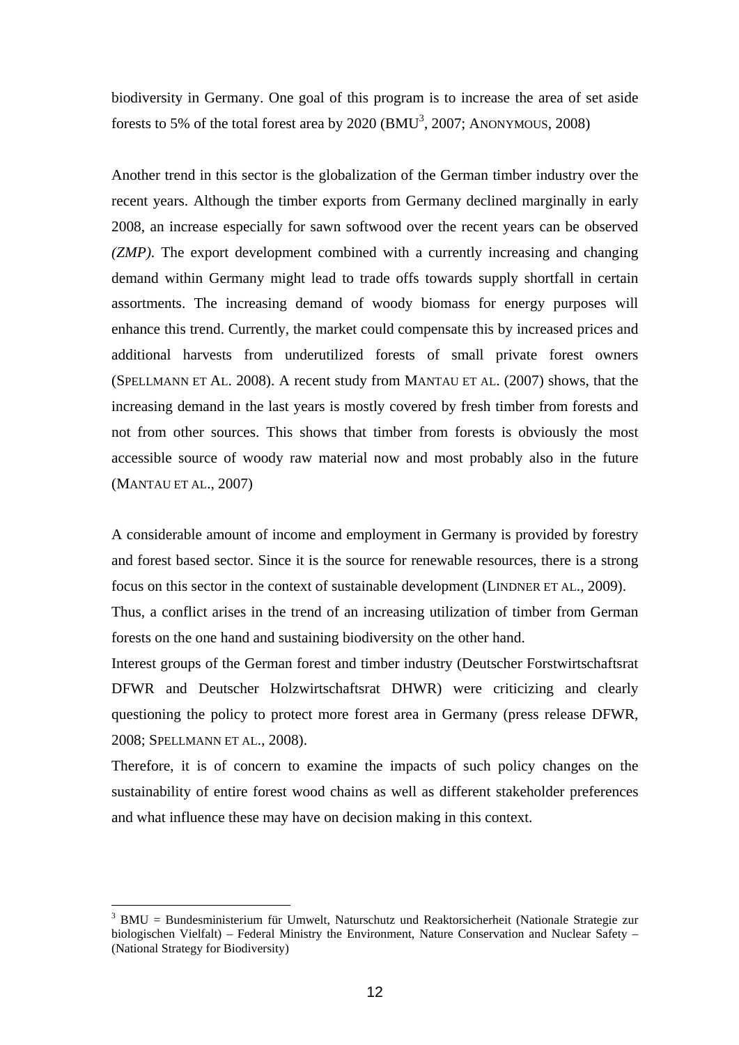biodiversity in Germany. One goal of this program is to increase the area of set aside forests to 5% of the total forest area by 2020 (BMU[3], 2007; ANONYMOUS, 2008)

Another trend in this sector is the globalization of the German timber industry over the recent years. Although the timber exports from Germany declined marginally in early 2008, an increase especially for sawn softwood over the recent years can be observed *(ZMP)*. The export development combined with a currently increasing and changing demand within Germany might lead to trade offs towards supply shortfall in certain assortments. The increasing demand of woody biomass for energy purposes will enhance this trend. Currently, the market could compensate this by increased prices and additional harvests from underutilized forests of small private forest owners (SPELLMANN ET AL. 2008). A recent study from MANTAU ET AL. (2007) shows, that the increasing demand in the last years is mostly covered by fresh timber from forests and not from other sources. This shows that timber from forests is obviously the most accessible source of woody raw material now and most probably also in the future (MANTAU ET AL., 2007)

A considerable amount of income and employment in Germany is provided by forestry and forest based sector. Since it is the source for renewable resources, there is a strong focus on this sector in the context of sustainable development (LINDNER ET AL., 2009).
Thus, a conflict arises in the trend of an increasing utilization of timber from German forests on the one hand and sustaining biodiversity on the other hand.
Interest groups of the German forest and timber industry (Deutscher Forstwirtschaftsrat DFWR and Deutscher Holzwirtschaftsrat DHWR) were criticizing and clearly questioning the policy to protect more forest area in Germany (press release DFWR, 2008; SPELLMANN ET AL., 2008).
Therefore, it is of concern to examine the impacts of such policy changes on the sustainability of entire forest wood chains as well as different stakeholder preferences and what influence these may have on decision making in this context.

[3] BMU = Bundesministerium für Umwelt, Naturschutz und Reaktorsicherheit (Nationale Strategie zur biologischen Vielfalt) – Federal Ministry the Environment, Nature Conservation and Nuclear Safety – (National Strategy for Biodiversity)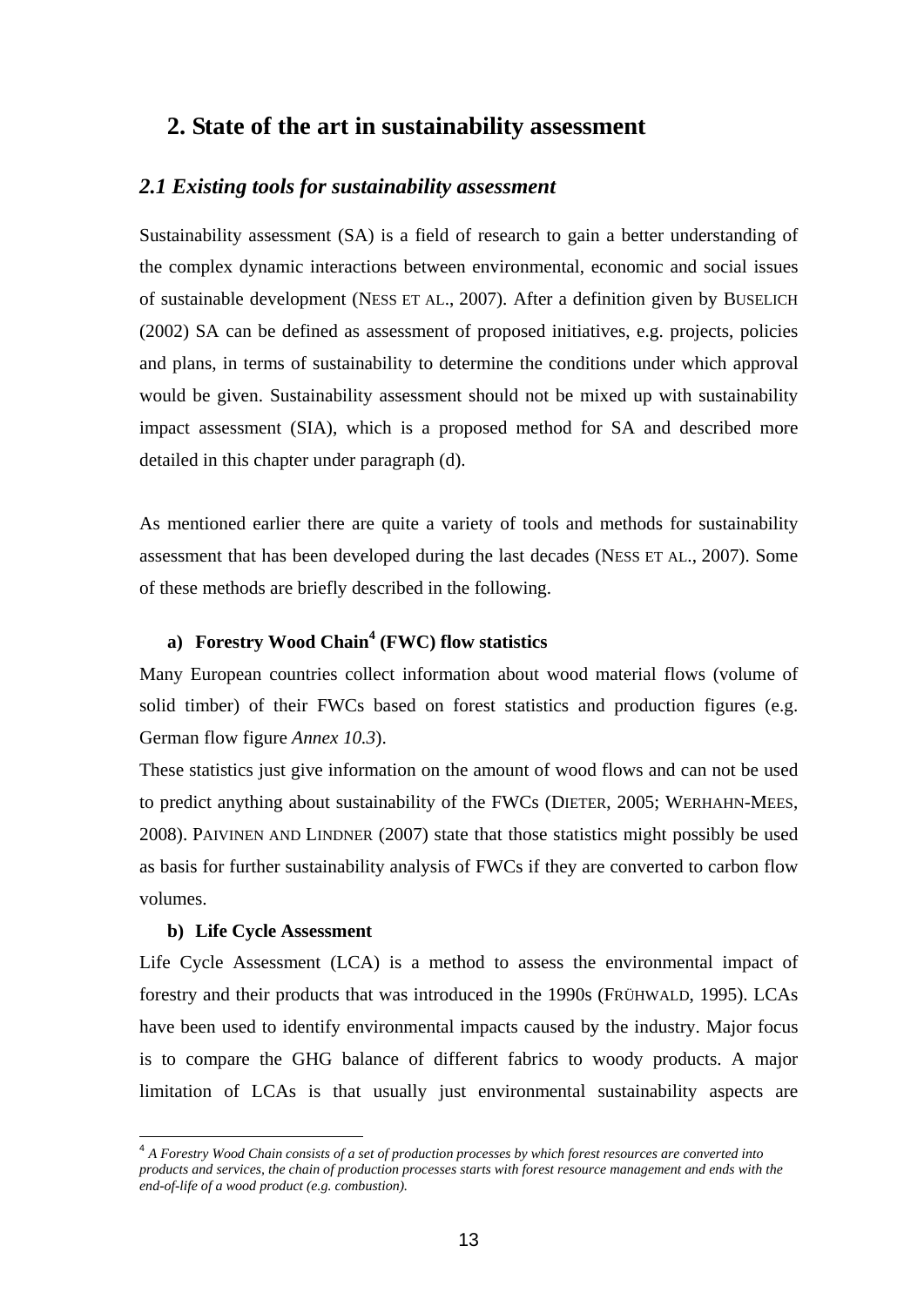## 2. State of the art in sustainability assessment

### *2.1 Existing tools for sustainability assessment*

Sustainability assessment (SA) is a field of research to gain a better understanding of the complex dynamic interactions between environmental, economic and social issues of sustainable development (NESS ET AL., 2007). After a definition given by BUSELICH (2002) SA can be defined as assessment of proposed initiatives, e.g. projects, policies and plans, in terms of sustainability to determine the conditions under which approval would be given. Sustainability assessment should not be mixed up with sustainability impact assessment (SIA), which is a proposed method for SA and described more detailed in this chapter under paragraph (d).

As mentioned earlier there are quite a variety of tools and methods for sustainability assessment that has been developed during the last decades (NESS ET AL., 2007). Some of these methods are briefly described in the following.

**a) Forestry Wood Chain[4] (FWC) flow statistics**

Many European countries collect information about wood material flows (volume of solid timber) of their FWCs based on forest statistics and production figures (e.g. German flow figure *Annex 10.3*).

These statistics just give information on the amount of wood flows and can not be used to predict anything about sustainability of the FWCs (DIETER, 2005; WERHAHN-MEES, 2008). PAIVINEN AND LINDNER (2007) state that those statistics might possibly be used as basis for further sustainability analysis of FWCs if they are converted to carbon flow volumes.

**b) Life Cycle Assessment**

Life Cycle Assessment (LCA) is a method to assess the environmental impact of forestry and their products that was introduced in the 1990s (FRÜHWALD, 1995). LCAs have been used to identify environmental impacts caused by the industry. Major focus is to compare the GHG balance of different fabrics to woody products. A major limitation of LCAs is that usually just environmental sustainability aspects are

[4] *A Forestry Wood Chain consists of a set of production processes by which forest resources are converted into products and services, the chain of production processes starts with forest resource management and ends with the end-of-life of a wood product (e.g. combustion).*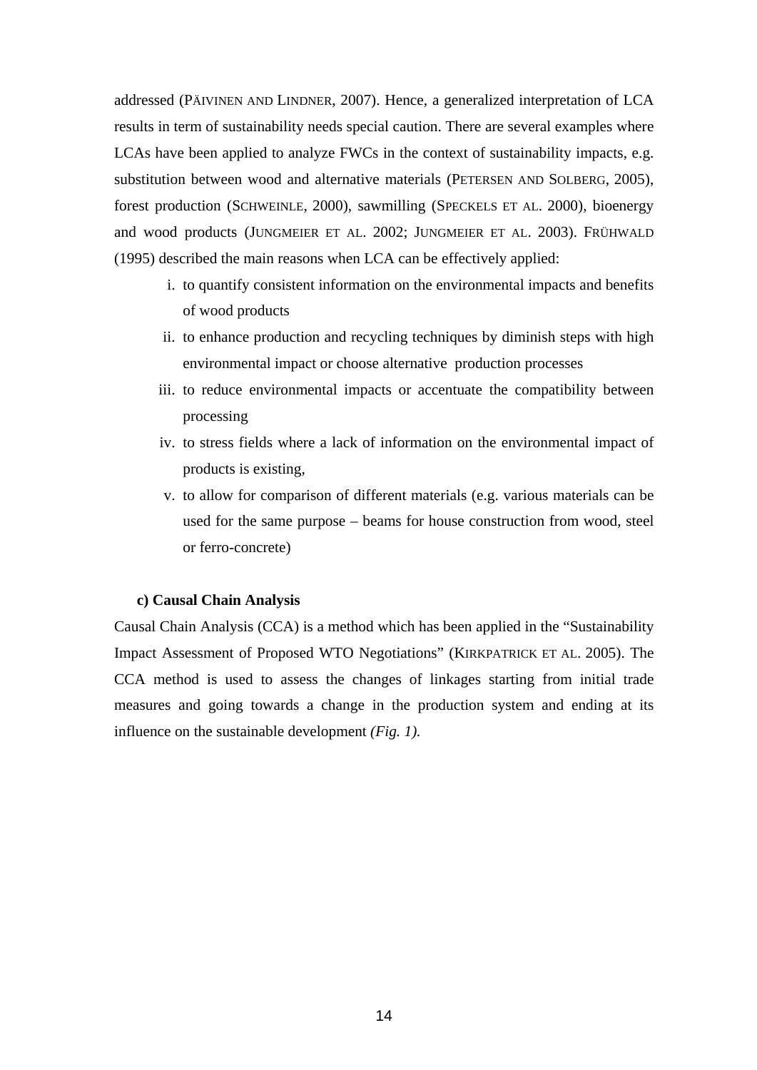addressed (PÄIVINEN AND LINDNER, 2007). Hence, a generalized interpretation of LCA results in term of sustainability needs special caution. There are several examples where LCAs have been applied to analyze FWCs in the context of sustainability impacts, e.g. substitution between wood and alternative materials (PETERSEN AND SOLBERG, 2005), forest production (SCHWEINLE, 2000), sawmilling (SPECKELS ET AL. 2000), bioenergy and wood products (JUNGMEIER ET AL. 2002; JUNGMEIER ET AL. 2003). FRÜHWALD (1995) described the main reasons when LCA can be effectively applied:

i. to quantify consistent information on the environmental impacts and benefits of wood products
ii. to enhance production and recycling techniques by diminish steps with high environmental impact or choose alternative production processes
iii. to reduce environmental impacts or accentuate the compatibility between processing
iv. to stress fields where a lack of information on the environmental impact of products is existing,
v. to allow for comparison of different materials (e.g. various materials can be used for the same purpose – beams for house construction from wood, steel or ferro-concrete)

**c) Causal Chain Analysis**

Causal Chain Analysis (CCA) is a method which has been applied in the "Sustainability Impact Assessment of Proposed WTO Negotiations" (KIRKPATRICK ET AL. 2005). The CCA method is used to assess the changes of linkages starting from initial trade measures and going towards a change in the production system and ending at its influence on the sustainable development *(Fig. 1).*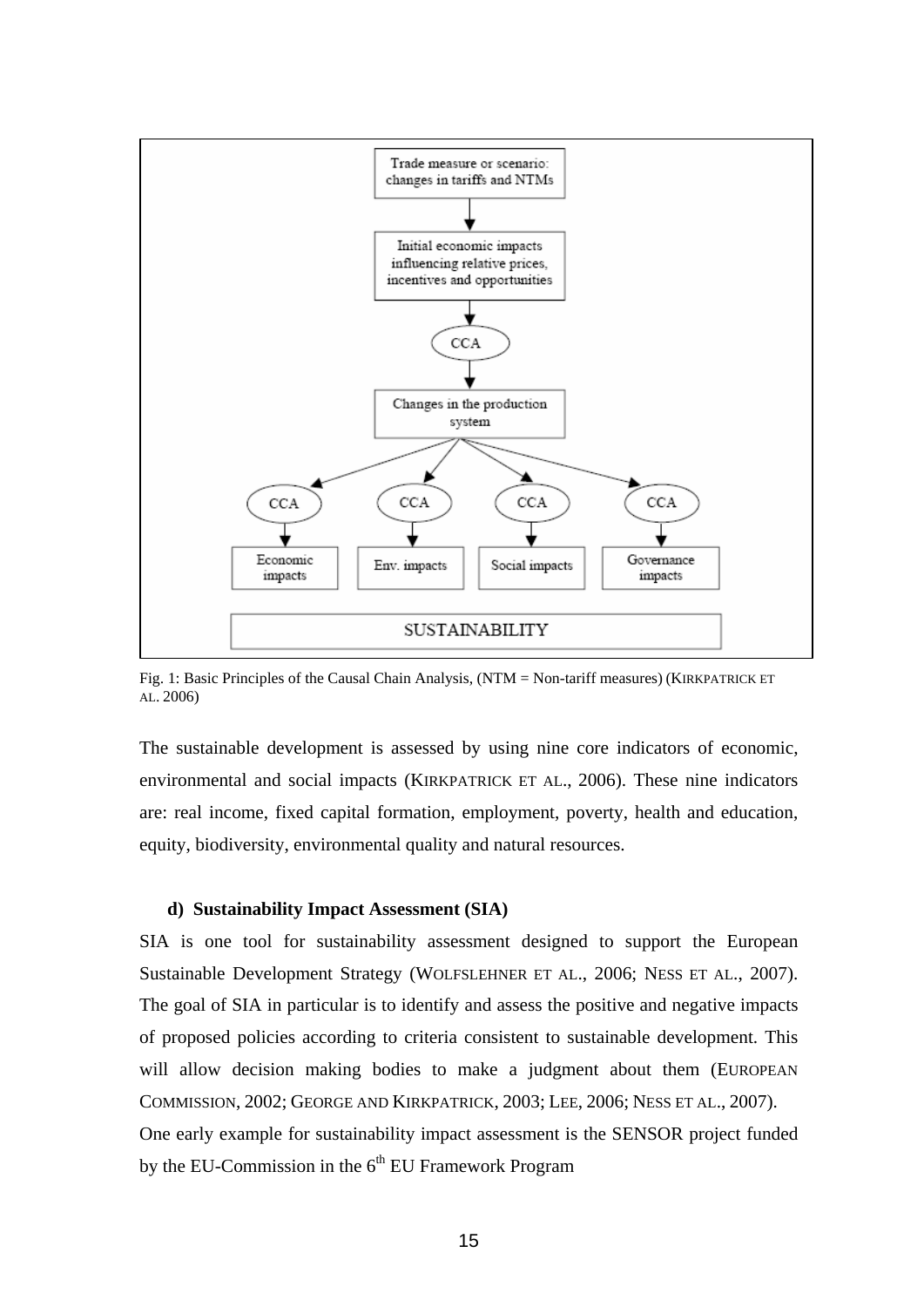Trade measure or scenario: changes in tariffs and NTMs

Initial economic impacts influencing relative prices, incentives and opportunities

CCA

Changes in the production system

CCA

CCA

CCA

CCA

Economic impacts

Env. impacts

Social impacts

Governance impacts

SUSTAINABILITY

Fig. 1: Basic Principles of the Causal Chain Analysis, (NTM = Non-tariff measures) (KIRKPATRICK ET AL. 2006)

The sustainable development is assessed by using nine core indicators of economic, environmental and social impacts (KIRKPATRICK ET AL., 2006). These nine indicators are: real income, fixed capital formation, employment, poverty, health and education, equity, biodiversity, environmental quality and natural resources.

#### d) Sustainability Impact Assessment (SIA)

SIA is one tool for sustainability assessment designed to support the European Sustainable Development Strategy (WOLFSLEHNER ET AL., 2006; NESS ET AL., 2007). The goal of SIA in particular is to identify and assess the positive and negative impacts of proposed policies according to criteria consistent to sustainable development. This will allow decision making bodies to make a judgment about them (EUROPEAN COMMISSION, 2002; GEORGE AND KIRKPATRICK, 2003; LEE, 2006; NESS ET AL., 2007).
One early example for sustainability impact assessment is the SENSOR project funded by the EU-Commission in the 6th EU Framework Program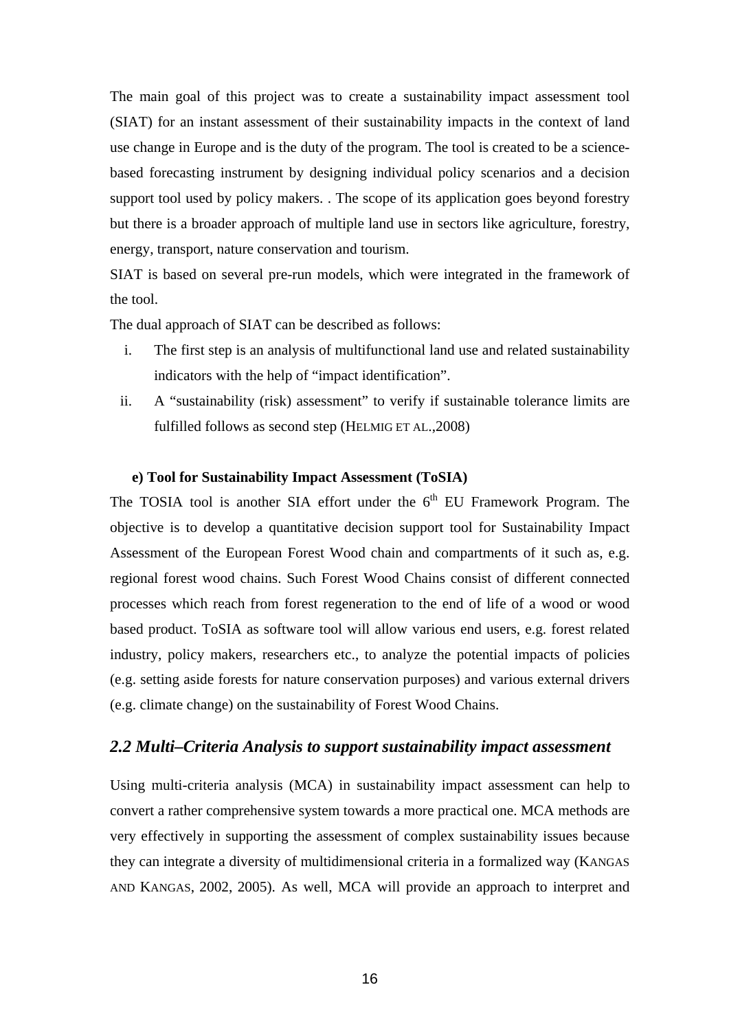The main goal of this project was to create a sustainability impact assessment tool (SIAT) for an instant assessment of their sustainability impacts in the context of land use change in Europe and is the duty of the program. The tool is created to be a science-based forecasting instrument by designing individual policy scenarios and a decision support tool used by policy makers. . The scope of its application goes beyond forestry but there is a broader approach of multiple land use in sectors like agriculture, forestry, energy, transport, nature conservation and tourism.

SIAT is based on several pre-run models, which were integrated in the framework of the tool.

The dual approach of SIAT can be described as follows:

i. The first step is an analysis of multifunctional land use and related sustainability indicators with the help of "impact identification".
ii. A "sustainability (risk) assessment" to verify if sustainable tolerance limits are fulfilled follows as second step (HELMIG ET AL.,2008)

**e) Tool for Sustainability Impact Assessment (ToSIA)**

The TOSIA tool is another SIA effort under the 6th EU Framework Program. The objective is to develop a quantitative decision support tool for Sustainability Impact Assessment of the European Forest Wood chain and compartments of it such as, e.g. regional forest wood chains. Such Forest Wood Chains consist of different connected processes which reach from forest regeneration to the end of life of a wood or wood based product. ToSIA as software tool will allow various end users, e.g. forest related industry, policy makers, researchers etc., to analyze the potential impacts of policies (e.g. setting aside forests for nature conservation purposes) and various external drivers (e.g. climate change) on the sustainability of Forest Wood Chains.

## *2.2 Multi–Criteria Analysis to support sustainability impact assessment*

Using multi-criteria analysis (MCA) in sustainability impact assessment can help to convert a rather comprehensive system towards a more practical one. MCA methods are very effectively in supporting the assessment of complex sustainability issues because they can integrate a diversity of multidimensional criteria in a formalized way (KANGAS AND KANGAS, 2002, 2005). As well, MCA will provide an approach to interpret and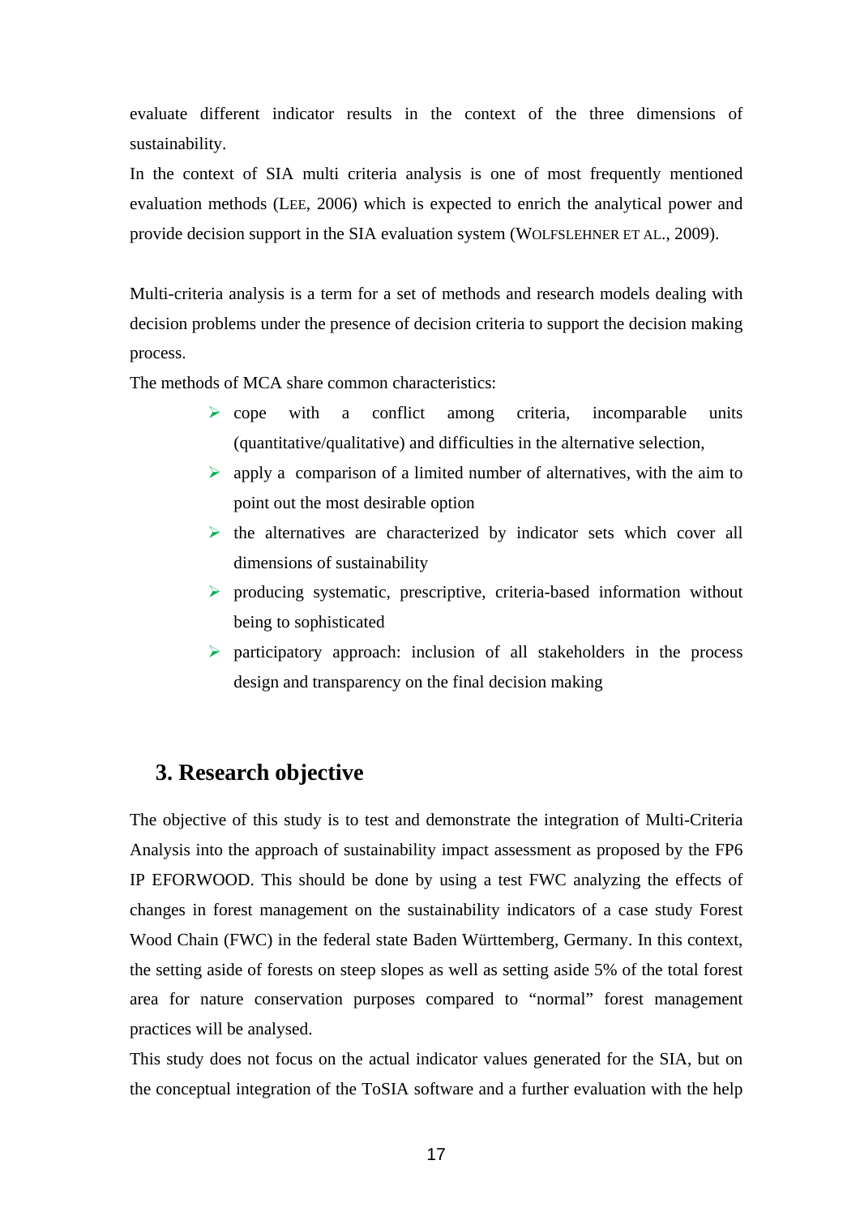evaluate different indicator results in the context of the three dimensions of sustainability.

In the context of SIA multi criteria analysis is one of most frequently mentioned evaluation methods (LEE, 2006) which is expected to enrich the analytical power and provide decision support in the SIA evaluation system (WOLFSLEHNER ET AL., 2009).

Multi-criteria analysis is a term for a set of methods and research models dealing with decision problems under the presence of decision criteria to support the decision making process.

The methods of MCA share common characteristics:

- cope with a conflict among criteria, incomparable units (quantitative/qualitative) and difficulties in the alternative selection,
- apply a comparison of a limited number of alternatives, with the aim to point out the most desirable option
- the alternatives are characterized by indicator sets which cover all dimensions of sustainability
- producing systematic, prescriptive, criteria-based information without being to sophisticated
- participatory approach: inclusion of all stakeholders in the process design and transparency on the final decision making

## 3. Research objective

The objective of this study is to test and demonstrate the integration of Multi-Criteria Analysis into the approach of sustainability impact assessment as proposed by the FP6 IP EFORWOOD. This should be done by using a test FWC analyzing the effects of changes in forest management on the sustainability indicators of a case study Forest Wood Chain (FWC) in the federal state Baden Württemberg, Germany. In this context, the setting aside of forests on steep slopes as well as setting aside 5% of the total forest area for nature conservation purposes compared to "normal" forest management practices will be analysed.

This study does not focus on the actual indicator values generated for the SIA, but on the conceptual integration of the ToSIA software and a further evaluation with the help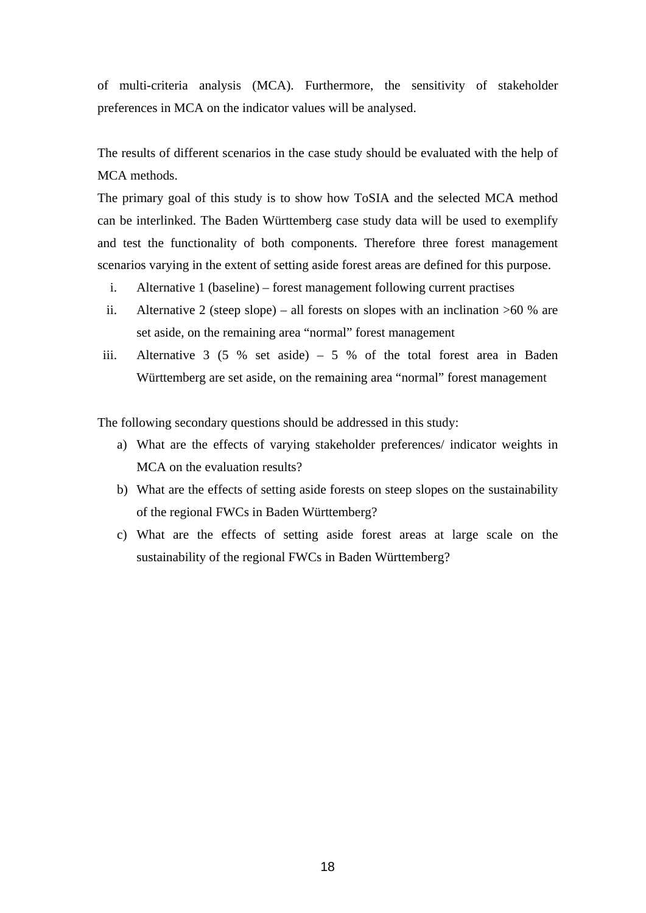of multi-criteria analysis (MCA). Furthermore, the sensitivity of stakeholder preferences in MCA on the indicator values will be analysed.

The results of different scenarios in the case study should be evaluated with the help of MCA methods.

The primary goal of this study is to show how ToSIA and the selected MCA method can be interlinked. The Baden Württemberg case study data will be used to exemplify and test the functionality of both components. Therefore three forest management scenarios varying in the extent of setting aside forest areas are defined for this purpose.

i. Alternative 1 (baseline) – forest management following current practises
ii. Alternative 2 (steep slope) – all forests on slopes with an inclination >60 % are set aside, on the remaining area “normal” forest management
iii. Alternative 3 (5 % set aside) – 5 % of the total forest area in Baden Württemberg are set aside, on the remaining area “normal” forest management

The following secondary questions should be addressed in this study:

a) What are the effects of varying stakeholder preferences/ indicator weights in MCA on the evaluation results?
b) What are the effects of setting aside forests on steep slopes on the sustainability of the regional FWCs in Baden Württemberg?
c) What are the effects of setting aside forest areas at large scale on the sustainability of the regional FWCs in Baden Württemberg?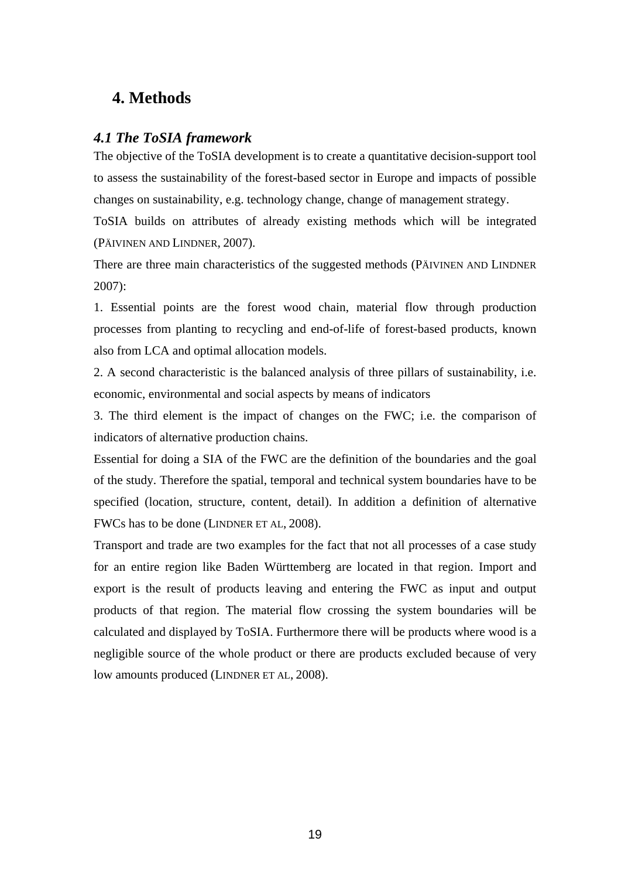# 4. Methods

### *4.1 The ToSIA framework*

The objective of the ToSIA development is to create a quantitative decision-support tool to assess the sustainability of the forest-based sector in Europe and impacts of possible changes on sustainability, e.g. technology change, change of management strategy.

ToSIA builds on attributes of already existing methods which will be integrated (PÄIVINEN AND LINDNER, 2007).

There are three main characteristics of the suggested methods (PÄIVINEN AND LINDNER 2007):

1. Essential points are the forest wood chain, material flow through production processes from planting to recycling and end-of-life of forest-based products, known also from LCA and optimal allocation models.
2. A second characteristic is the balanced analysis of three pillars of sustainability, i.e. economic, environmental and social aspects by means of indicators
3. The third element is the impact of changes on the FWC; i.e. the comparison of indicators of alternative production chains.

Essential for doing a SIA of the FWC are the definition of the boundaries and the goal of the study. Therefore the spatial, temporal and technical system boundaries have to be specified (location, structure, content, detail). In addition a definition of alternative FWCs has to be done (LINDNER ET AL, 2008).

Transport and trade are two examples for the fact that not all processes of a case study for an entire region like Baden Württemberg are located in that region. Import and export is the result of products leaving and entering the FWC as input and output products of that region. The material flow crossing the system boundaries will be calculated and displayed by ToSIA. Furthermore there will be products where wood is a negligible source of the whole product or there are products excluded because of very low amounts produced (LINDNER ET AL, 2008).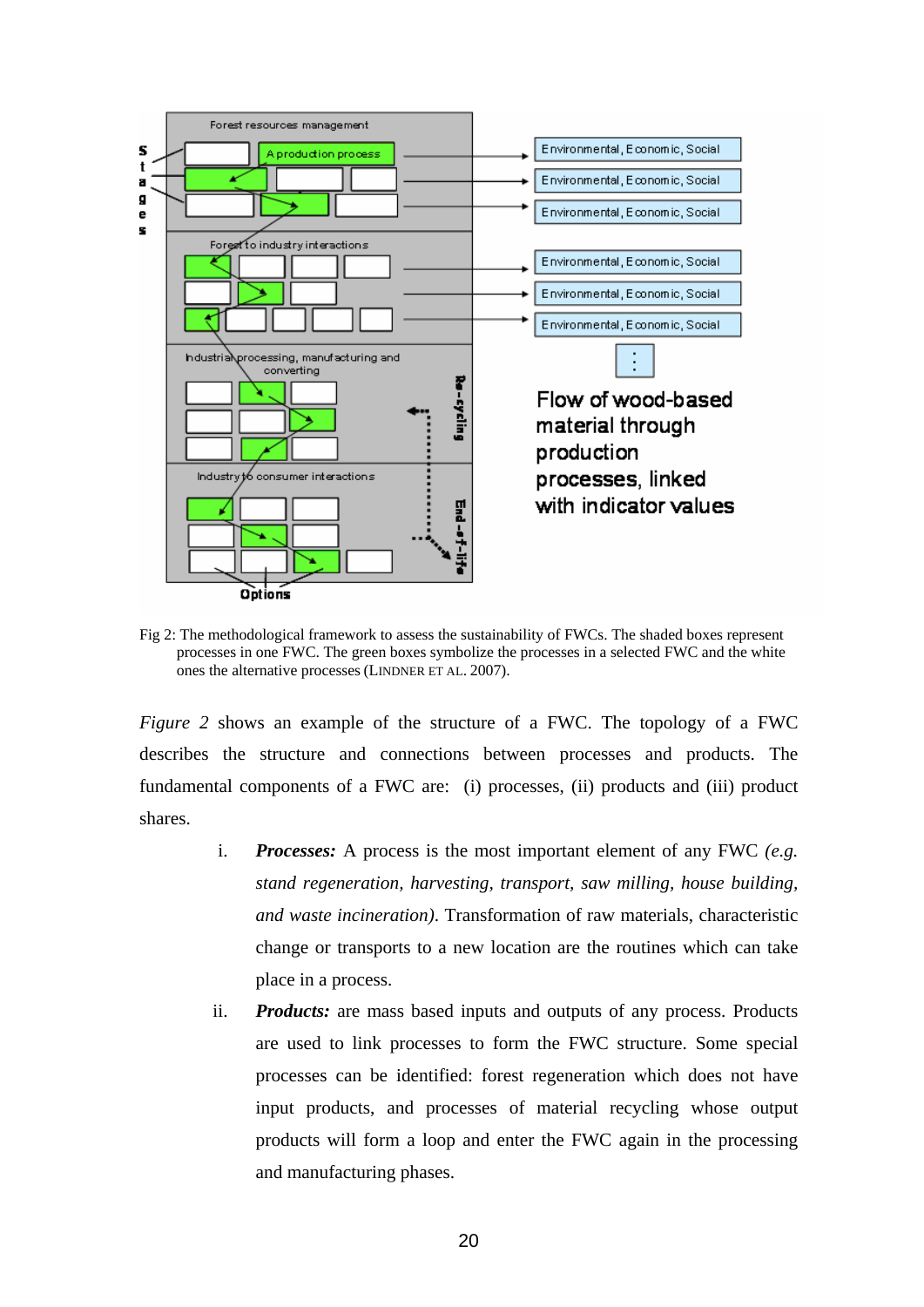Forest resources management

A production process

Stages

Forest to industry interactions

Industrial processing, manufacturing and converting

Industry to consumer interactions

Re-cycling

End-of-life

Options

Environmental, Economic, Social

Environmental, Economic, Social

Environmental, Economic, Social

Environmental, Economic, Social

Environmental, Economic, Social

Environmental, Economic, Social

Flow of wood-based material through production processes, linked with indicator values

Fig 2: The methodological framework to assess the sustainability of FWCs. The shaded boxes represent processes in one FWC. The green boxes symbolize the processes in a selected FWC and the white ones the alternative processes (LINDNER ET AL. 2007).

*Figure 2* shows an example of the structure of a FWC. The topology of a FWC describes the structure and connections between processes and products. The fundamental components of a FWC are: (i) processes, (ii) products and (iii) product shares.

i. ***Processes:*** A process is the most important element of any FWC *(e.g. stand regeneration, harvesting, transport, saw milling, house building, and waste incineration)*. Transformation of raw materials, characteristic change or transports to a new location are the routines which can take place in a process.

ii. ***Products:*** are mass based inputs and outputs of any process. Products are used to link processes to form the FWC structure. Some special processes can be identified: forest regeneration which does not have input products, and processes of material recycling whose output products will form a loop and enter the FWC again in the processing and manufacturing phases.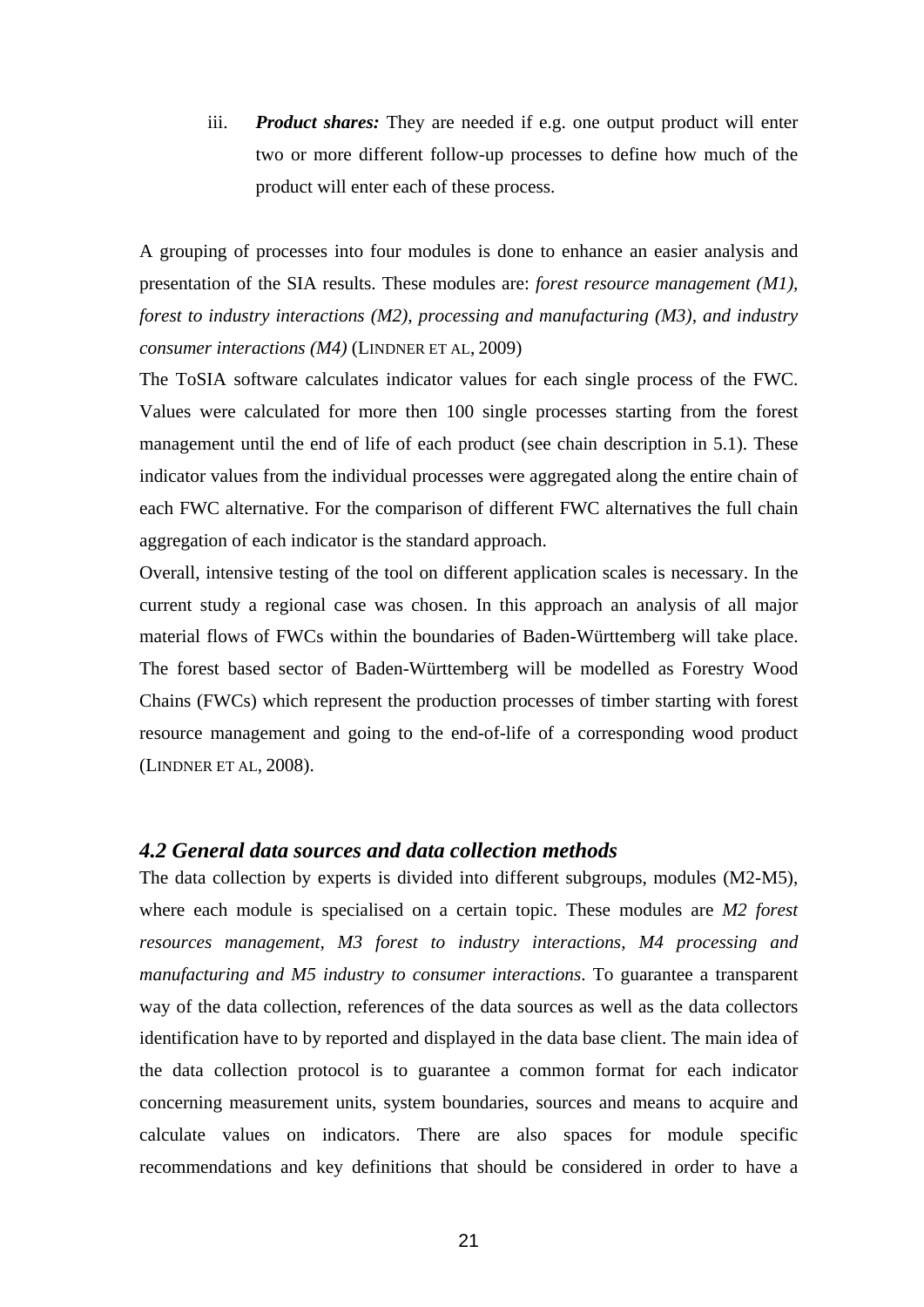iii. ***Product shares:*** They are needed if e.g. one output product will enter two or more different follow-up processes to define how much of the product will enter each of these process.

A grouping of processes into four modules is done to enhance an easier analysis and presentation of the SIA results. These modules are: *forest resource management (M1), forest to industry interactions (M2), processing and manufacturing (M3), and industry consumer interactions (M4)* (LINDNER ET AL, 2009)

The ToSIA software calculates indicator values for each single process of the FWC. Values were calculated for more then 100 single processes starting from the forest management until the end of life of each product (see chain description in 5.1). These indicator values from the individual processes were aggregated along the entire chain of each FWC alternative. For the comparison of different FWC alternatives the full chain aggregation of each indicator is the standard approach.

Overall, intensive testing of the tool on different application scales is necessary. In the current study a regional case was chosen. In this approach an analysis of all major material flows of FWCs within the boundaries of Baden-Württemberg will take place. The forest based sector of Baden-Württemberg will be modelled as Forestry Wood Chains (FWCs) which represent the production processes of timber starting with forest resource management and going to the end-of-life of a corresponding wood product (LINDNER ET AL, 2008).

## 4.2 General data sources and data collection methods

The data collection by experts is divided into different subgroups, modules (M2-M5), where each module is specialised on a certain topic. These modules are *M2 forest resources management, M3 forest to industry interactions, M4 processing and manufacturing and M5 industry to consumer interactions*. To guarantee a transparent way of the data collection, references of the data sources as well as the data collectors identification have to by reported and displayed in the data base client. The main idea of the data collection protocol is to guarantee a common format for each indicator concerning measurement units, system boundaries, sources and means to acquire and calculate values on indicators. There are also spaces for module specific recommendations and key definitions that should be considered in order to have a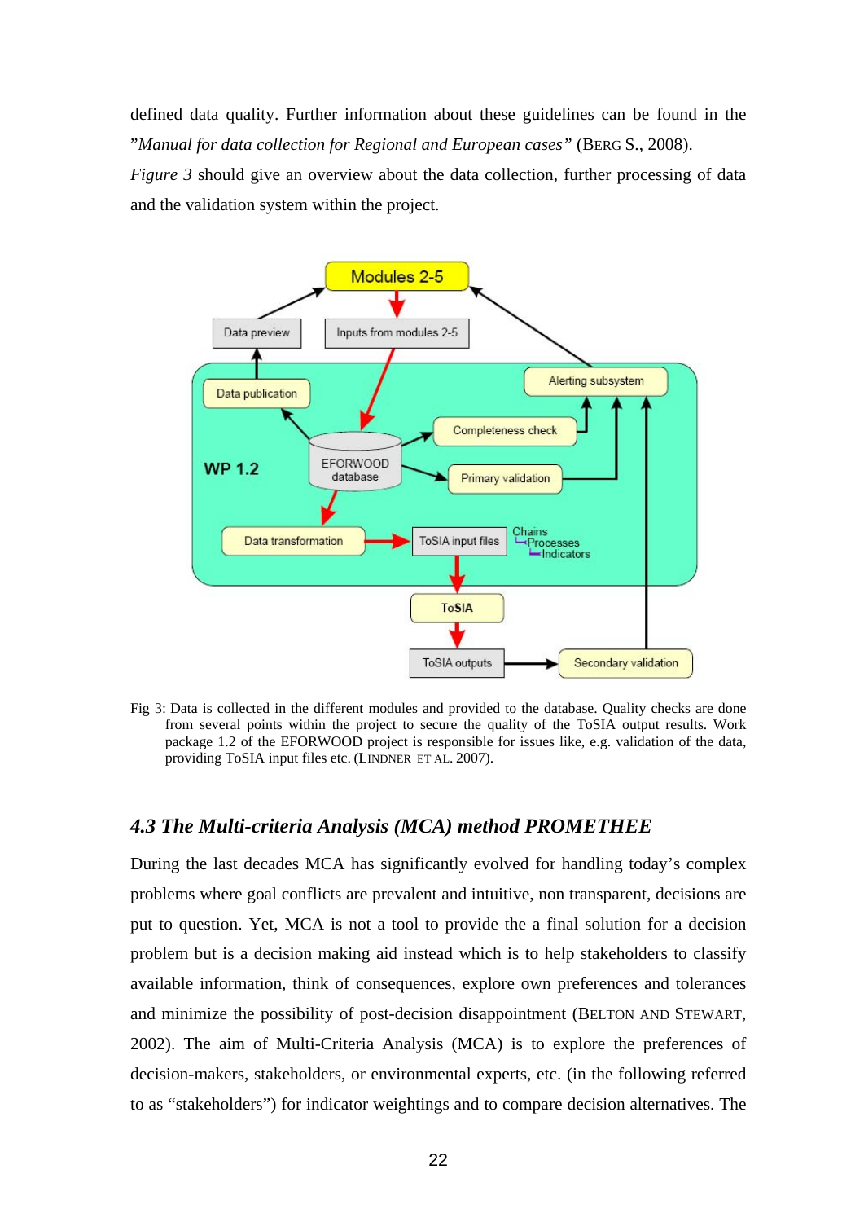defined data quality. Further information about these guidelines can be found in the "*Manual for data collection for Regional and European cases*" (BERG S., 2008).

*Figure 3* should give an overview about the data collection, further processing of data and the validation system within the project.

Modules 2-5

Data preview

Inputs from modules 2-5

Data publication

Alerting subsystem

Completeness check

WP 1.2

EFORWOOD database

Primary validation

Data transformation

ToSIA input files

Chains
Processes
Indicators

ToSIA

ToSIA outputs

Secondary validation

Fig 3: Data is collected in the different modules and provided to the database. Quality checks are done from several points within the project to secure the quality of the ToSIA output results. Work package 1.2 of the EFORWOOD project is responsible for issues like, e.g. validation of the data, providing ToSIA input files etc. (LINDNER ET AL. 2007).

### *4.3 The Multi-criteria Analysis (MCA) method PROMETHEE*

During the last decades MCA has significantly evolved for handling today's complex problems where goal conflicts are prevalent and intuitive, non transparent, decisions are put to question. Yet, MCA is not a tool to provide the a final solution for a decision problem but is a decision making aid instead which is to help stakeholders to classify available information, think of consequences, explore own preferences and tolerances and minimize the possibility of post-decision disappointment (BELTON AND STEWART, 2002). The aim of Multi-Criteria Analysis (MCA) is to explore the preferences of decision-makers, stakeholders, or environmental experts, etc. (in the following referred to as "stakeholders") for indicator weightings and to compare decision alternatives. The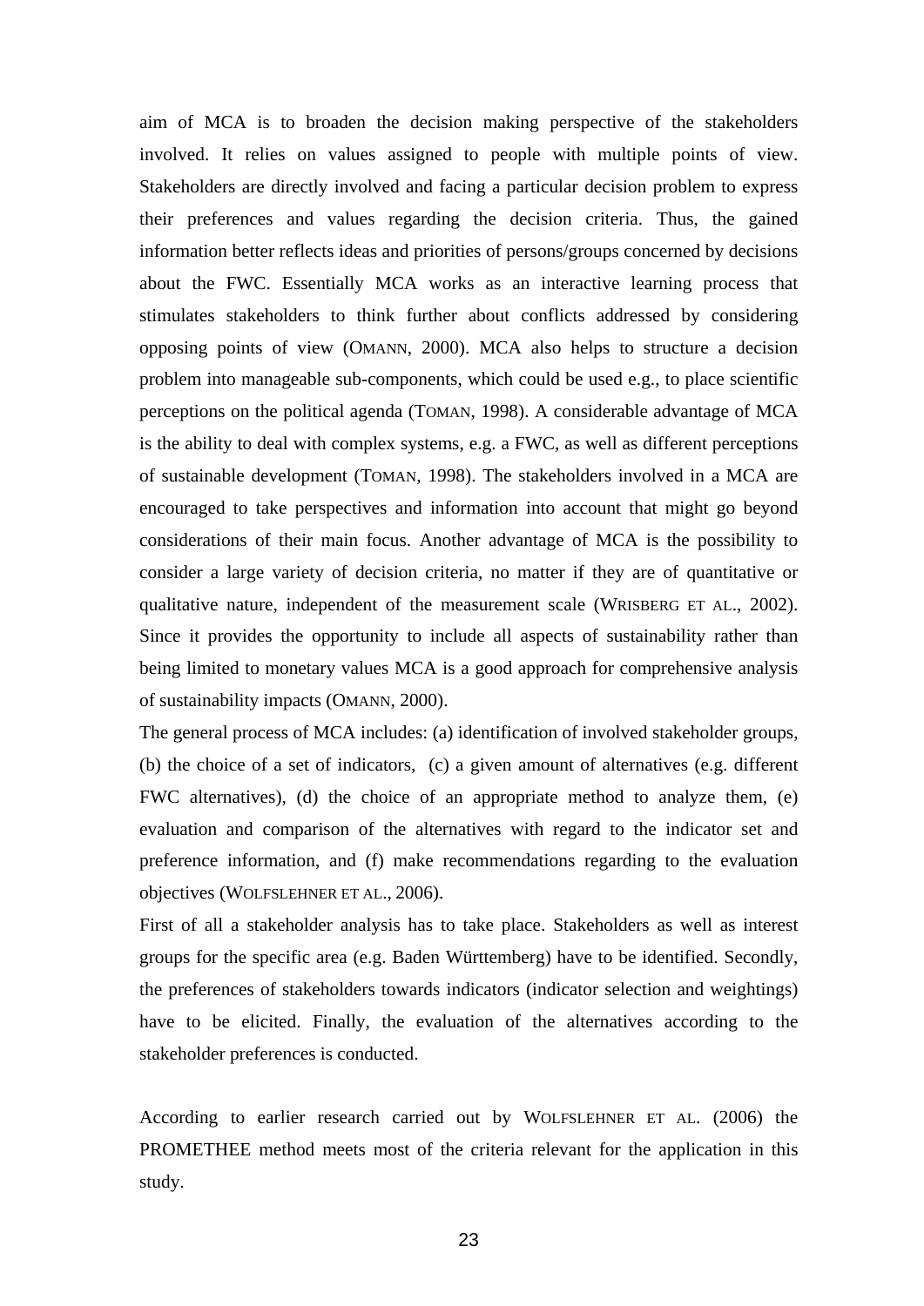aim of MCA is to broaden the decision making perspective of the stakeholders involved. It relies on values assigned to people with multiple points of view. Stakeholders are directly involved and facing a particular decision problem to express their preferences and values regarding the decision criteria. Thus, the gained information better reflects ideas and priorities of persons/groups concerned by decisions about the FWC. Essentially MCA works as an interactive learning process that stimulates stakeholders to think further about conflicts addressed by considering opposing points of view (OMANN, 2000). MCA also helps to structure a decision problem into manageable sub-components, which could be used e.g., to place scientific perceptions on the political agenda (TOMAN, 1998). A considerable advantage of MCA is the ability to deal with complex systems, e.g. a FWC, as well as different perceptions of sustainable development (TOMAN, 1998). The stakeholders involved in a MCA are encouraged to take perspectives and information into account that might go beyond considerations of their main focus. Another advantage of MCA is the possibility to consider a large variety of decision criteria, no matter if they are of quantitative or qualitative nature, independent of the measurement scale (WRISBERG ET AL., 2002). Since it provides the opportunity to include all aspects of sustainability rather than being limited to monetary values MCA is a good approach for comprehensive analysis of sustainability impacts (OMANN, 2000).

The general process of MCA includes: (a) identification of involved stakeholder groups, (b) the choice of a set of indicators, (c) a given amount of alternatives (e.g. different FWC alternatives), (d) the choice of an appropriate method to analyze them, (e) evaluation and comparison of the alternatives with regard to the indicator set and preference information, and (f) make recommendations regarding to the evaluation objectives (WOLFSLEHNER ET AL., 2006).

First of all a stakeholder analysis has to take place. Stakeholders as well as interest groups for the specific area (e.g. Baden Württemberg) have to be identified. Secondly, the preferences of stakeholders towards indicators (indicator selection and weightings) have to be elicited. Finally, the evaluation of the alternatives according to the stakeholder preferences is conducted.

According to earlier research carried out by WOLFSLEHNER ET AL. (2006) the PROMETHEE method meets most of the criteria relevant for the application in this study.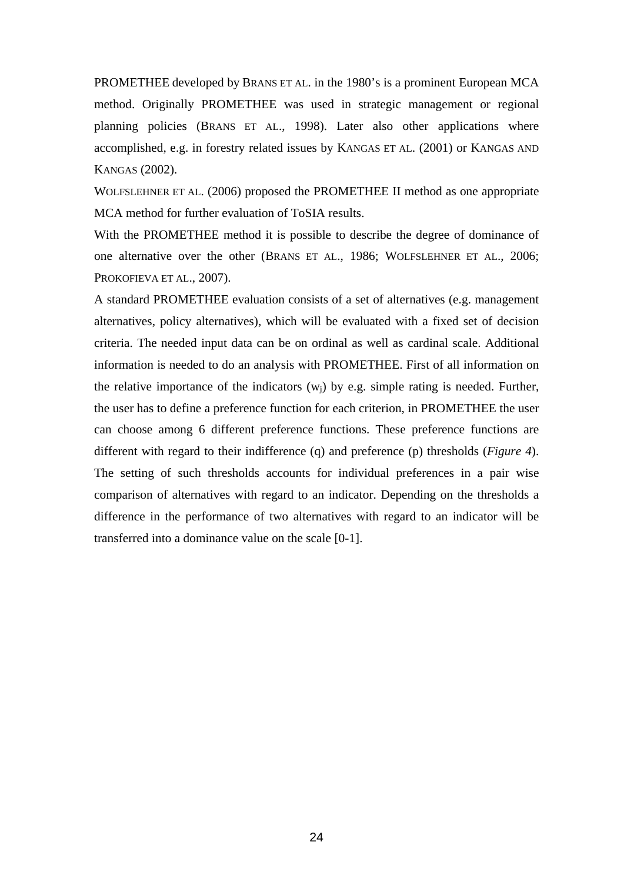PROMETHEE developed by BRANS ET AL. in the 1980's is a prominent European MCA method. Originally PROMETHEE was used in strategic management or regional planning policies (BRANS ET AL., 1998). Later also other applications where accomplished, e.g. in forestry related issues by KANGAS ET AL. (2001) or KANGAS AND KANGAS (2002).

WOLFSLEHNER ET AL. (2006) proposed the PROMETHEE II method as one appropriate MCA method for further evaluation of ToSIA results.

With the PROMETHEE method it is possible to describe the degree of dominance of one alternative over the other (BRANS ET AL., 1986; WOLFSLEHNER ET AL., 2006; PROKOFIEVA ET AL., 2007).

A standard PROMETHEE evaluation consists of a set of alternatives (e.g. management alternatives, policy alternatives), which will be evaluated with a fixed set of decision criteria. The needed input data can be on ordinal as well as cardinal scale. Additional information is needed to do an analysis with PROMETHEE. First of all information on the relative importance of the indicators ($w_j$) by e.g. simple rating is needed. Further, the user has to define a preference function for each criterion, in PROMETHEE the user can choose among 6 different preference functions. These preference functions are different with regard to their indifference (q) and preference (p) thresholds (*Figure 4*). The setting of such thresholds accounts for individual preferences in a pair wise comparison of alternatives with regard to an indicator. Depending on the thresholds a difference in the performance of two alternatives with regard to an indicator will be transferred into a dominance value on the scale [0-1].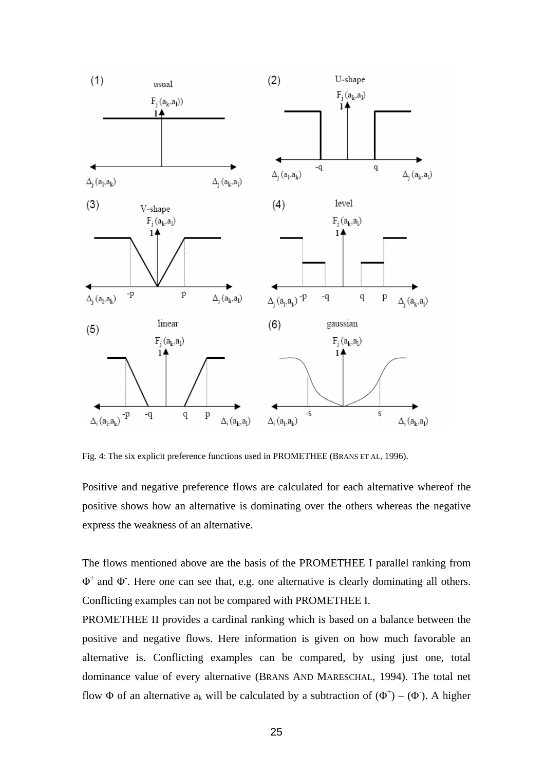(1) usual

$F_j(a_k,a_l)$

1

$\Delta_j(a_l,a_k)$ $\Delta_j(a_k,a_l)$

(2) U-shape

$F_j(a_k,a_l)$

1

-q q

$\Delta_j(a_l,a_k)$ $\Delta_j(a_k,a_l)$

(3) V-shape

$F_j(a_k,a_l)$

1

-p p

$\Delta_j(a_l,a_k)$ $\Delta_j(a_k,a_l)$

(4) level

$F_j(a_k,a_l)$

1

-p -q q p

$\Delta_j(a_l,a_k)$ $\Delta_j(a_k,a_l)$

(5) linear

$F_j(a_k,a_l)$

1

-p -q q p

$\Delta_i(a_l,a_k)$ $\Delta_i(a_k,a_l)$

(6) gaussian

$F_j(a_k,a_l)$

1

-s s

$\Delta_i(a_l,a_k)$ $\Delta_i(a_k,a_l)$

Fig. 4: The six explicit preference functions used in PROMETHEE (BRANS ET AL, 1996).

Positive and negative preference flows are calculated for each alternative whereof the positive shows how an alternative is dominating over the others whereas the negative express the weakness of an alternative.

The flows mentioned above are the basis of the PROMETHEE I parallel ranking from $\Phi^+$ and $\Phi^-$. Here one can see that, e.g. one alternative is clearly dominating all others. Conflicting examples can not be compared with PROMETHEE I.

PROMETHEE II provides a cardinal ranking which is based on a balance between the positive and negative flows. Here information is given on how much favorable an alternative is. Conflicting examples can be compared, by using just one, total dominance value of every alternative (BRANS AND MARESCHAL, 1994). The total net flow $\Phi$ of an alternative $a_k$ will be calculated by a subtraction of $(\Phi^+) - (\Phi^-)$. A higher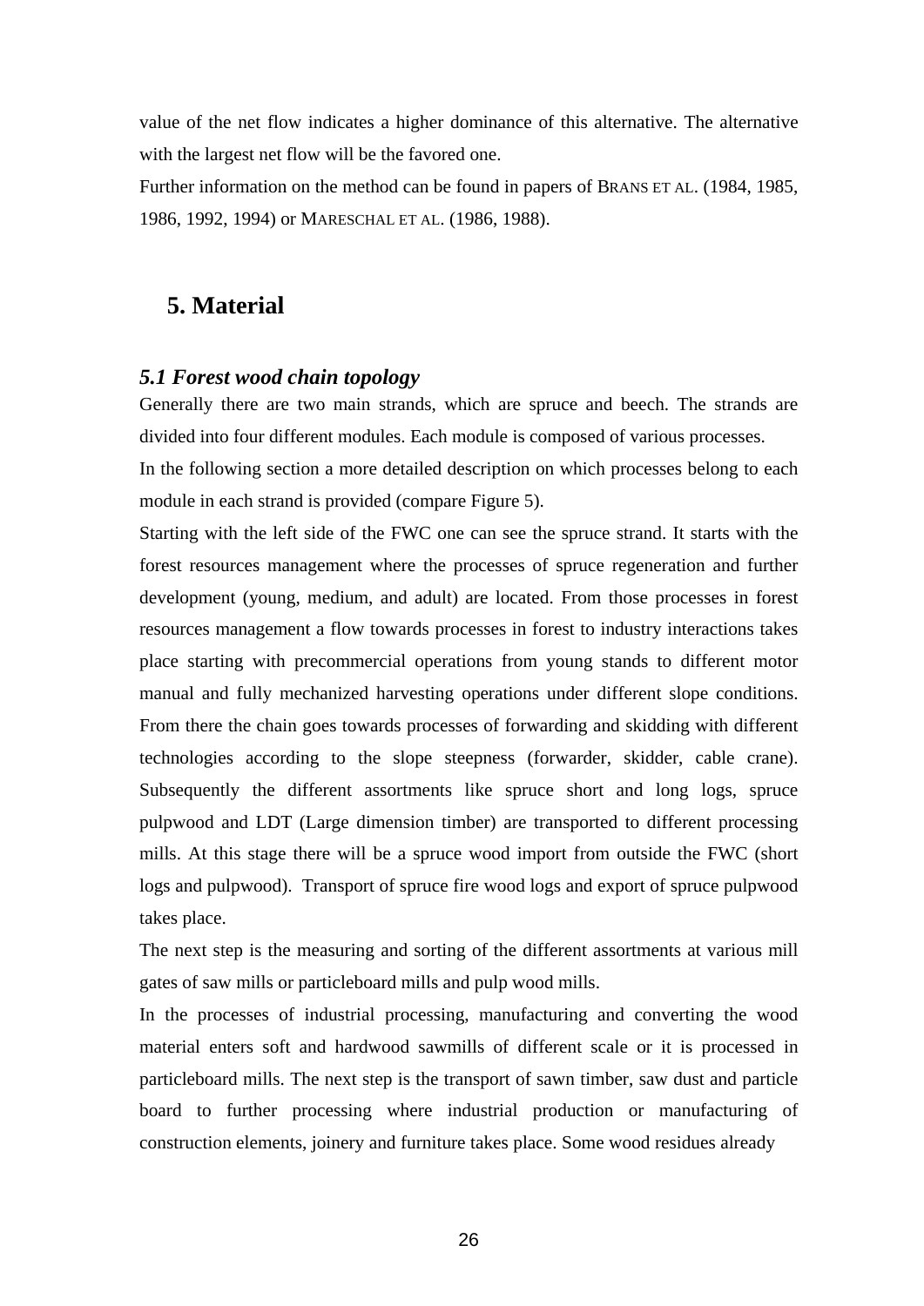value of the net flow indicates a higher dominance of this alternative. The alternative with the largest net flow will be the favored one.

Further information on the method can be found in papers of BRANS ET AL. (1984, 1985, 1986, 1992, 1994) or MARESCHAL ET AL. (1986, 1988).

# 5. Material

## *5.1 Forest wood chain topology*

Generally there are two main strands, which are spruce and beech. The strands are divided into four different modules. Each module is composed of various processes.

In the following section a more detailed description on which processes belong to each module in each strand is provided (compare Figure 5).

Starting with the left side of the FWC one can see the spruce strand. It starts with the forest resources management where the processes of spruce regeneration and further development (young, medium, and adult) are located. From those processes in forest resources management a flow towards processes in forest to industry interactions takes place starting with precommercial operations from young stands to different motor manual and fully mechanized harvesting operations under different slope conditions. From there the chain goes towards processes of forwarding and skidding with different technologies according to the slope steepness (forwarder, skidder, cable crane). Subsequently the different assortments like spruce short and long logs, spruce pulpwood and LDT (Large dimension timber) are transported to different processing mills. At this stage there will be a spruce wood import from outside the FWC (short logs and pulpwood). Transport of spruce fire wood logs and export of spruce pulpwood takes place.

The next step is the measuring and sorting of the different assortments at various mill gates of saw mills or particleboard mills and pulp wood mills.

In the processes of industrial processing, manufacturing and converting the wood material enters soft and hardwood sawmills of different scale or it is processed in particleboard mills. The next step is the transport of sawn timber, saw dust and particle board to further processing where industrial production or manufacturing of construction elements, joinery and furniture takes place. Some wood residues already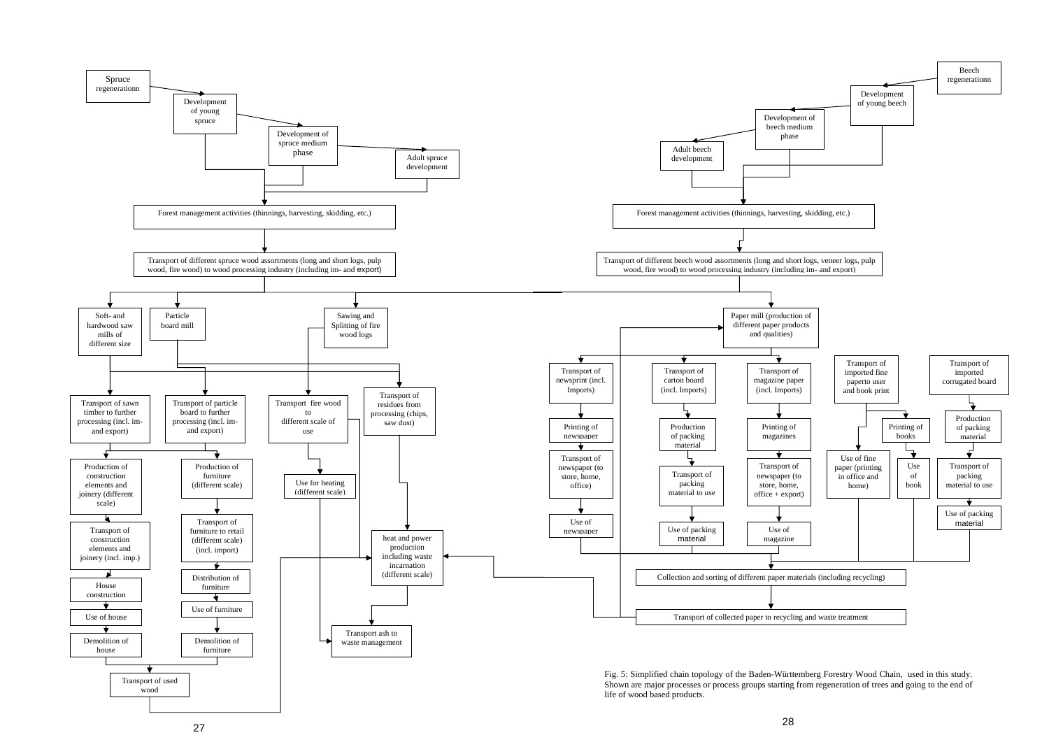Spruce regenerationn

Development of young spruce

Development of spruce medium phase

Adult spruce development

Forest management activities (thinnings, harvesting, skidding, etc.)

Transport of different spruce wood assortments (long and short logs, pulp wood, fire wood) to wood processing industry (including im- and export)

Soft- and hardwood saw mills of different size

Particle board mill

Sawing and Splitting of fire wood logs

Transport of sawn timber to further processing (incl. im- and export)

Transport of particle board to further processing (incl. im- and export)

Transport fire wood to different scale of use

Transport of residues from processing (chips, saw dust)

Production of construction elements and joinery (different scale)

Production of furniture (different scale)

Use for heating (different scale)

Transport of construction elements and joinery (incl. imp.)

Transport of furniture to retail (different scale) (incl. import)

heat and power production including waste incarnation (different scale)

House construction

Distribution of furniture

Use of house

Use of furniture

Demolition of house

Demolition of furniture

Transport ash to waste management

Transport of used wood

Beech regenerationn

Development of young beech

Development of beech medium phase

Adult beech development

Forest management activities (thinnings, harvesting, skidding, etc.)

Transport of different beech wood assortments (long and short logs, veneer logs, pulp wood, fire wood) to wood processing industry (including im- and export)

Paper mill (production of different paper products and qualities)

Transport of newsprint (incl. Imports)

Transport of carton board (incl. Imports)

Transport of magazine paper (incl. Imports)

Transport of imported fine paperto user and book print

Transport of imported corrugated board

Printing of newspaper

Production of packing material

Printing of magazines

Printing of books

Production of packing material

Transport of newspaper (to store, home, office)

Transport of packing material to use

Transport of newspaper (to store, home, office + export)

Use of fine paper (printing in office and home)

Use of book

Transport of packing material to use

Use of packing material

Use of newspaper

Use of packing material

Use of magazine

Collection and sorting of different paper materials (including recycling)

Transport of collected paper to recycling and waste treatment

Fig. 5: Simplified chain topology of the Baden-Württemberg Forestry Wood Chain, used in this study. Shown are major processes or process groups starting from regeneration of trees and going to the end of life of wood based products.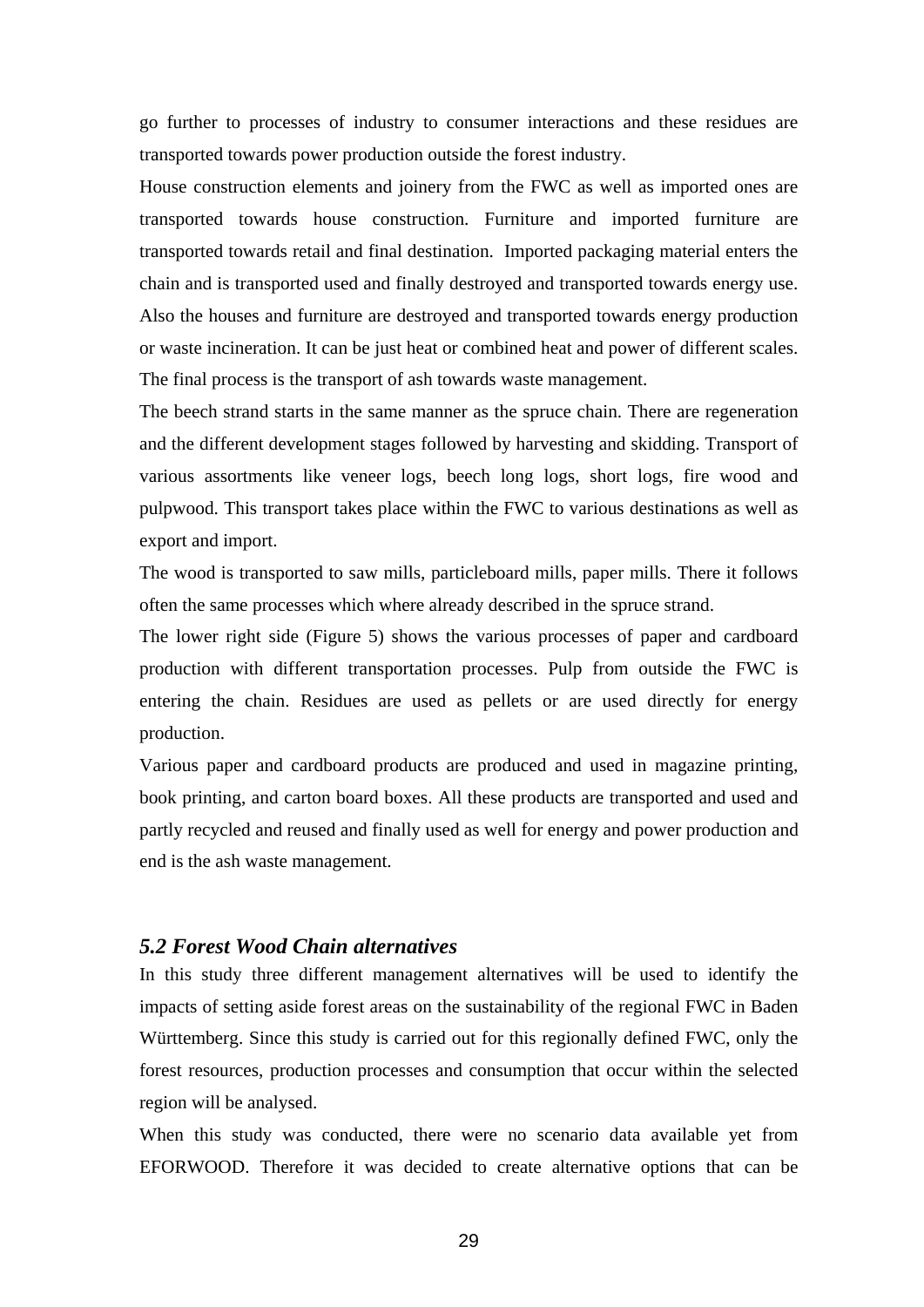go further to processes of industry to consumer interactions and these residues are transported towards power production outside the forest industry.

House construction elements and joinery from the FWC as well as imported ones are transported towards house construction. Furniture and imported furniture are transported towards retail and final destination. Imported packaging material enters the chain and is transported used and finally destroyed and transported towards energy use. Also the houses and furniture are destroyed and transported towards energy production or waste incineration. It can be just heat or combined heat and power of different scales. The final process is the transport of ash towards waste management.

The beech strand starts in the same manner as the spruce chain. There are regeneration and the different development stages followed by harvesting and skidding. Transport of various assortments like veneer logs, beech long logs, short logs, fire wood and pulpwood. This transport takes place within the FWC to various destinations as well as export and import.

The wood is transported to saw mills, particleboard mills, paper mills. There it follows often the same processes which where already described in the spruce strand.

The lower right side (Figure 5) shows the various processes of paper and cardboard production with different transportation processes. Pulp from outside the FWC is entering the chain. Residues are used as pellets or are used directly for energy production.

Various paper and cardboard products are produced and used in magazine printing, book printing, and carton board boxes. All these products are transported and used and partly recycled and reused and finally used as well for energy and power production and end is the ash waste management.

### *5.2 Forest Wood Chain alternatives*

In this study three different management alternatives will be used to identify the impacts of setting aside forest areas on the sustainability of the regional FWC in Baden Württemberg. Since this study is carried out for this regionally defined FWC, only the forest resources, production processes and consumption that occur within the selected region will be analysed.

When this study was conducted, there were no scenario data available yet from EFORWOOD. Therefore it was decided to create alternative options that can be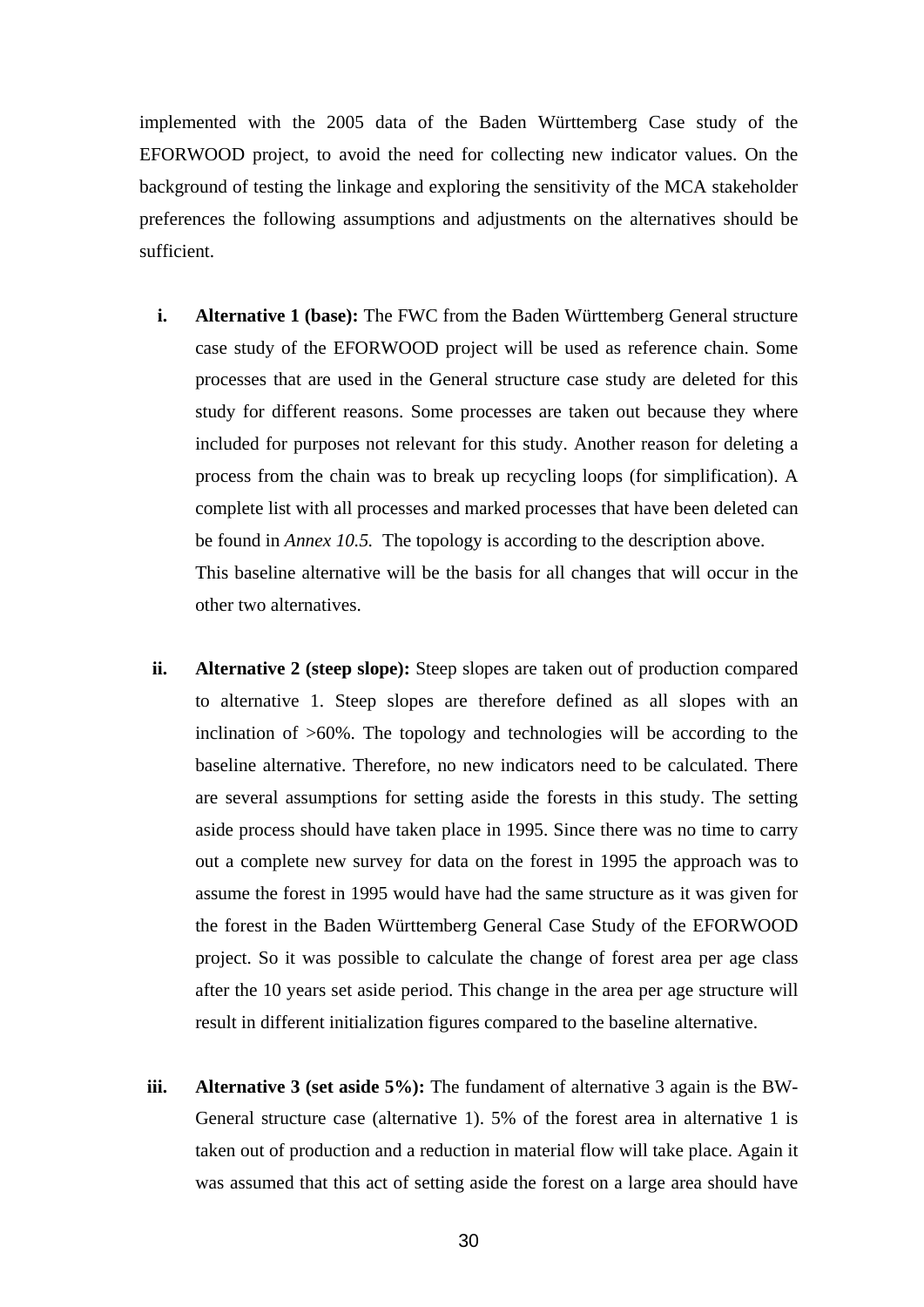implemented with the 2005 data of the Baden Württemberg Case study of the EFORWOOD project, to avoid the need for collecting new indicator values. On the background of testing the linkage and exploring the sensitivity of the MCA stakeholder preferences the following assumptions and adjustments on the alternatives should be sufficient.

i. **Alternative 1 (base):** The FWC from the Baden Württemberg General structure case study of the EFORWOOD project will be used as reference chain. Some processes that are used in the General structure case study are deleted for this study for different reasons. Some processes are taken out because they where included for purposes not relevant for this study. Another reason for deleting a process from the chain was to break up recycling loops (for simplification). A complete list with all processes and marked processes that have been deleted can be found in *Annex 10.5.* The topology is according to the description above. This baseline alternative will be the basis for all changes that will occur in the other two alternatives.

ii. **Alternative 2 (steep slope):** Steep slopes are taken out of production compared to alternative 1. Steep slopes are therefore defined as all slopes with an inclination of >60%. The topology and technologies will be according to the baseline alternative. Therefore, no new indicators need to be calculated. There are several assumptions for setting aside the forests in this study. The setting aside process should have taken place in 1995. Since there was no time to carry out a complete new survey for data on the forest in 1995 the approach was to assume the forest in 1995 would have had the same structure as it was given for the forest in the Baden Württemberg General Case Study of the EFORWOOD project. So it was possible to calculate the change of forest area per age class after the 10 years set aside period. This change in the area per age structure will result in different initialization figures compared to the baseline alternative.

iii. **Alternative 3 (set aside 5%):** The fundament of alternative 3 again is the BW-General structure case (alternative 1). 5% of the forest area in alternative 1 is taken out of production and a reduction in material flow will take place. Again it was assumed that this act of setting aside the forest on a large area should have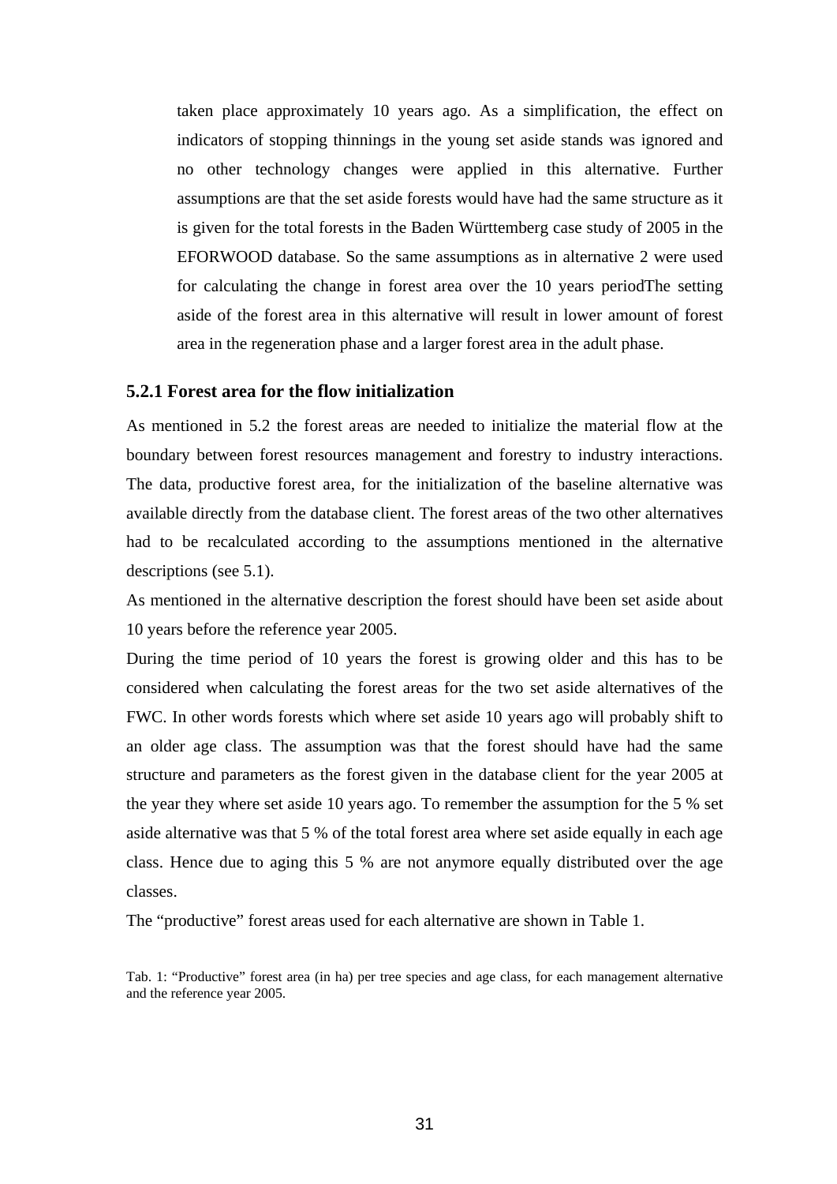taken place approximately 10 years ago. As a simplification, the effect on indicators of stopping thinnings in the young set aside stands was ignored and no other technology changes were applied in this alternative. Further assumptions are that the set aside forests would have had the same structure as it is given for the total forests in the Baden Württemberg case study of 2005 in the EFORWOOD database. So the same assumptions as in alternative 2 were used for calculating the change in forest area over the 10 years periodThe setting aside of the forest area in this alternative will result in lower amount of forest area in the regeneration phase and a larger forest area in the adult phase.

### 5.2.1 Forest area for the flow initialization

As mentioned in 5.2 the forest areas are needed to initialize the material flow at the boundary between forest resources management and forestry to industry interactions. The data, productive forest area, for the initialization of the baseline alternative was available directly from the database client. The forest areas of the two other alternatives had to be recalculated according to the assumptions mentioned in the alternative descriptions (see 5.1).

As mentioned in the alternative description the forest should have been set aside about 10 years before the reference year 2005.

During the time period of 10 years the forest is growing older and this has to be considered when calculating the forest areas for the two set aside alternatives of the FWC. In other words forests which where set aside 10 years ago will probably shift to an older age class. The assumption was that the forest should have had the same structure and parameters as the forest given in the database client for the year 2005 at the year they where set aside 10 years ago. To remember the assumption for the 5 % set aside alternative was that 5 % of the total forest area where set aside equally in each age class. Hence due to aging this 5 % are not anymore equally distributed over the age classes.

The "productive" forest areas used for each alternative are shown in Table 1.

Tab. 1: "Productive" forest area (in ha) per tree species and age class, for each management alternative and the reference year 2005.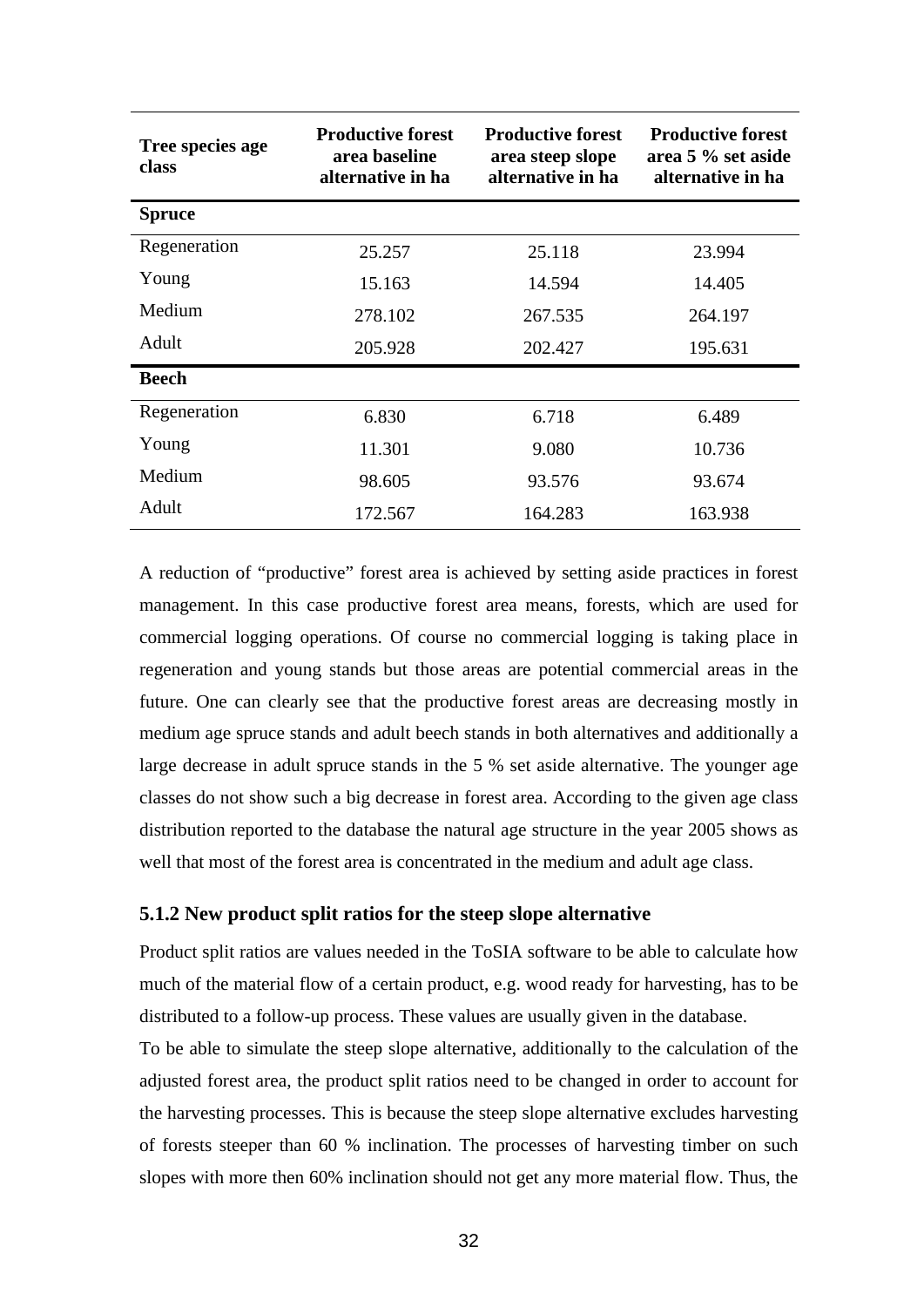| Tree species age class | Productive forest area baseline alternative in ha | Productive forest area steep slope alternative in ha | Productive forest area 5 % set aside alternative in ha |
|---|---|---|---|
| **Spruce** | | | |
| Regeneration | 25.257 | 25.118 | 23.994 |
| Young | 15.163 | 14.594 | 14.405 |
| Medium | 278.102 | 267.535 | 264.197 |
| Adult | 205.928 | 202.427 | 195.631 |
| **Beech** | | | |
| Regeneration | 6.830 | 6.718 | 6.489 |
| Young | 11.301 | 9.080 | 10.736 |
| Medium | 98.605 | 93.576 | 93.674 |
| Adult | 172.567 | 164.283 | 163.938 |

A reduction of "productive" forest area is achieved by setting aside practices in forest management. In this case productive forest area means, forests, which are used for commercial logging operations. Of course no commercial logging is taking place in regeneration and young stands but those areas are potential commercial areas in the future. One can clearly see that the productive forest areas are decreasing mostly in medium age spruce stands and adult beech stands in both alternatives and additionally a large decrease in adult spruce stands in the 5 % set aside alternative. The younger age classes do not show such a big decrease in forest area. According to the given age class distribution reported to the database the natural age structure in the year 2005 shows as well that most of the forest area is concentrated in the medium and adult age class.

### 5.1.2 New product split ratios for the steep slope alternative

Product split ratios are values needed in the ToSIA software to be able to calculate how much of the material flow of a certain product, e.g. wood ready for harvesting, has to be distributed to a follow-up process. These values are usually given in the database.

To be able to simulate the steep slope alternative, additionally to the calculation of the adjusted forest area, the product split ratios need to be changed in order to account for the harvesting processes. This is because the steep slope alternative excludes harvesting of forests steeper than 60 % inclination. The processes of harvesting timber on such slopes with more then 60% inclination should not get any more material flow. Thus, the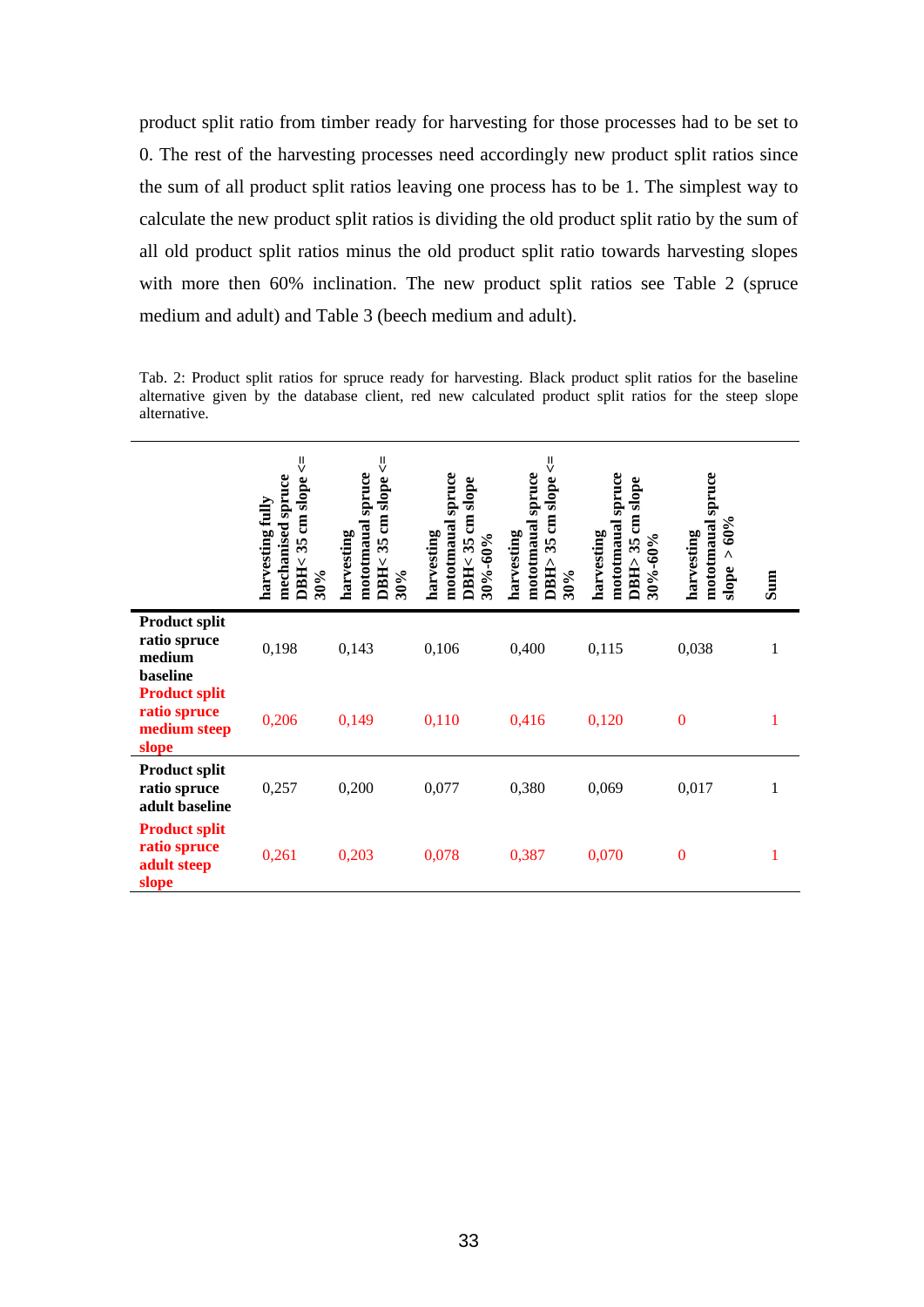product split ratio from timber ready for harvesting for those processes had to be set to 0. The rest of the harvesting processes need accordingly new product split ratios since the sum of all product split ratios leaving one process has to be 1. The simplest way to calculate the new product split ratios is dividing the old product split ratio by the sum of all old product split ratios minus the old product split ratio towards harvesting slopes with more then 60% inclination. The new product split ratios see Table 2 (spruce medium and adult) and Table 3 (beech medium and adult).

Tab. 2: Product split ratios for spruce ready for harvesting. Black product split ratios for the baseline alternative given by the database client, red new calculated product split ratios for the steep slope alternative.

| | harvesting fully mechanised spruce DBH< 35 cm slope <= 30% | harvesting mototmaual spruce DBH< 35 cm slope <= 30% | harvesting mototmaual spruce DBH< 35 cm slope 30%-60% | harvesting mototmaual spruce DBH> 35 cm slope <= 30% | harvesting mototmaual spruce DBH> 35 cm slope 30%-60% | harvesting mototmaual spruce slope > 60% | Sum |
|---|---|---|---|---|---|---|---|
| **Product split ratio spruce medium baseline** | 0,198 | 0,143 | 0,106 | 0,400 | 0,115 | 0,038 | 1 |
| **Product split ratio spruce medium steep slope** | 0,206 | 0,149 | 0,110 | 0,416 | 0,120 | 0 | 1 |
| **Product split ratio spruce adult baseline** | 0,257 | 0,200 | 0,077 | 0,380 | 0,069 | 0,017 | 1 |
| **Product split ratio spruce adult steep slope** | 0,261 | 0,203 | 0,078 | 0,387 | 0,070 | 0 | 1 |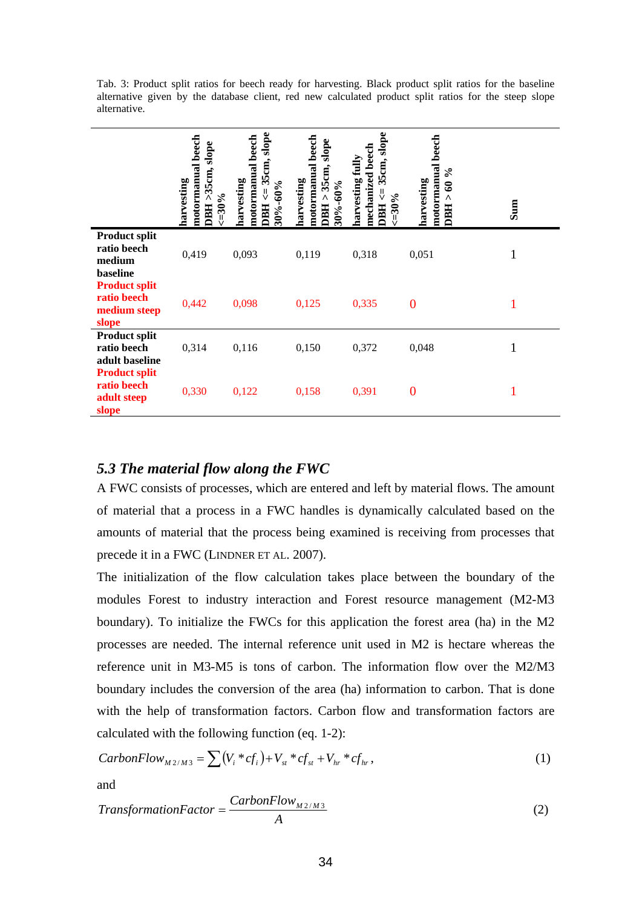Tab. 3: Product split ratios for beech ready for harvesting. Black product split ratios for the baseline alternative given by the database client, red new calculated product split ratios for the steep slope alternative.

| | harvesting motormanual beech DBH >35cm, slope <=30% | harvesting motormanual beech DBH <= 35cm, slope 30%-60% | harvesting motormanual beech DBH > 35cm, slope 30%-60% | harvesting fully mechanized beech DBH <= 35cm, slope <=30% | harvesting motormanual beech DBH > 60 % | Sum |
|---|---|---|---|---|---|---|
| **Product split ratio beech medium baseline** | 0,419 | 0,093 | 0,119 | 0,318 | 0,051 | 1 |
| **Product split ratio beech medium steep slope** | 0,442 | 0,098 | 0,125 | 0,335 | 0 | 1 |
| **Product split ratio beech adult baseline** | 0,314 | 0,116 | 0,150 | 0,372 | 0,048 | 1 |
| **Product split ratio beech adult steep slope** | 0,330 | 0,122 | 0,158 | 0,391 | 0 | 1 |

## *5.3 The material flow along the FWC*

A FWC consists of processes, which are entered and left by material flows. The amount of material that a process in a FWC handles is dynamically calculated based on the amounts of material that the process being examined is receiving from processes that precede it in a FWC (LINDNER ET AL. 2007).

The initialization of the flow calculation takes place between the boundary of the modules Forest to industry interaction and Forest resource management (M2-M3 boundary). To initialize the FWCs for this application the forest area (ha) in the M2 processes are needed. The internal reference unit used in M2 is hectare whereas the reference unit in M3-M5 is tons of carbon. The information flow over the M2/M3 boundary includes the conversion of the area (ha) information to carbon. That is done with the help of transformation factors. Carbon flow and transformation factors are calculated with the following function (eq. 1-2):

$$CarbonFlow_{M2/M3} = \sum (V_i * cf_i) + V_{st} * cf_{st} + V_{hr} * cf_{hr}, \tag{1}$$

and

$$TransformationFactor = \frac{CarbonFlow_{M2/M3}}{A} \tag{2}$$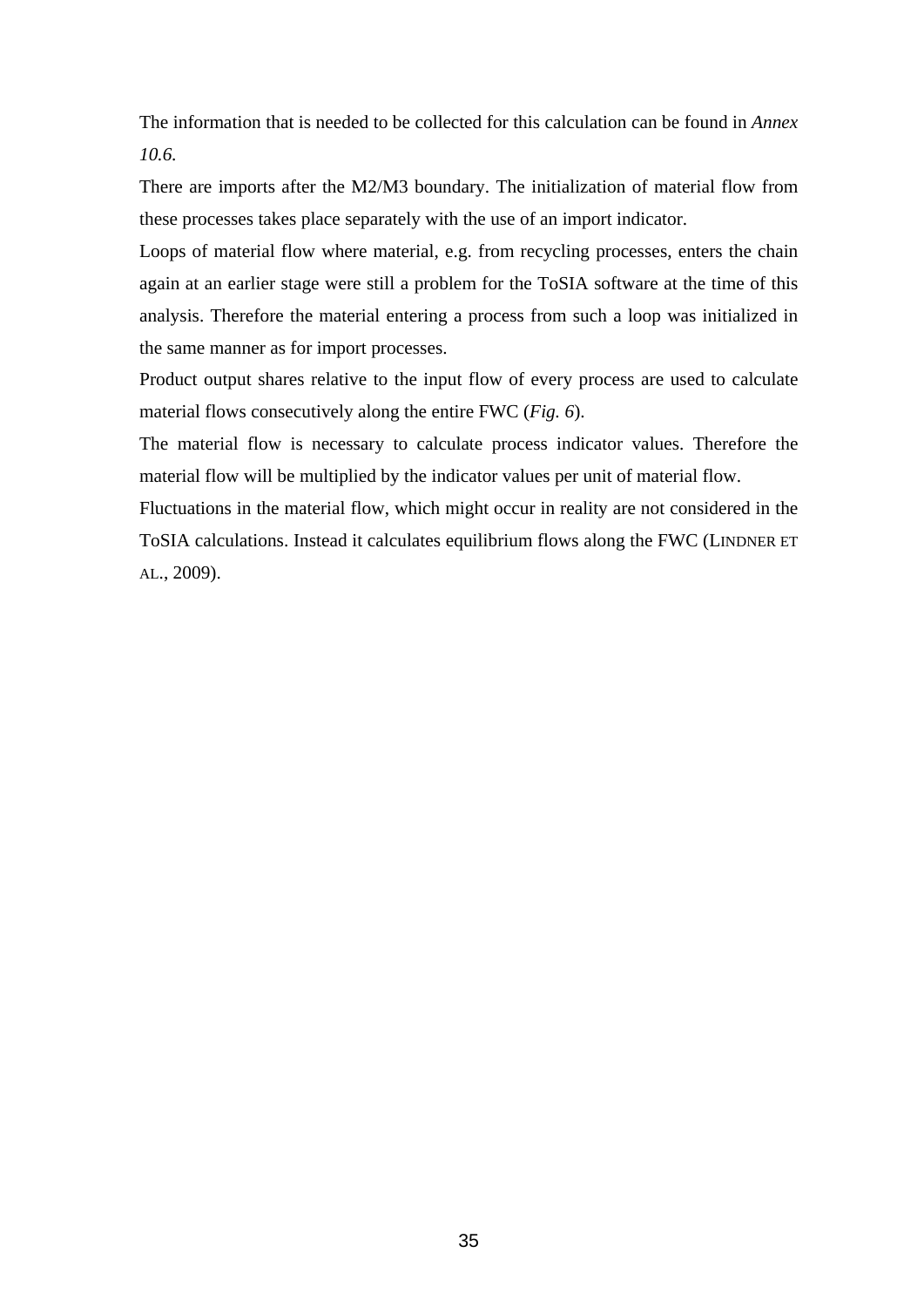The information that is needed to be collected for this calculation can be found in *Annex 10.6.*

There are imports after the M2/M3 boundary. The initialization of material flow from these processes takes place separately with the use of an import indicator.

Loops of material flow where material, e.g. from recycling processes, enters the chain again at an earlier stage were still a problem for the ToSIA software at the time of this analysis. Therefore the material entering a process from such a loop was initialized in the same manner as for import processes.

Product output shares relative to the input flow of every process are used to calculate material flows consecutively along the entire FWC (*Fig. 6*).

The material flow is necessary to calculate process indicator values. Therefore the material flow will be multiplied by the indicator values per unit of material flow.

Fluctuations in the material flow, which might occur in reality are not considered in the ToSIA calculations. Instead it calculates equilibrium flows along the FWC (LINDNER ET AL., 2009).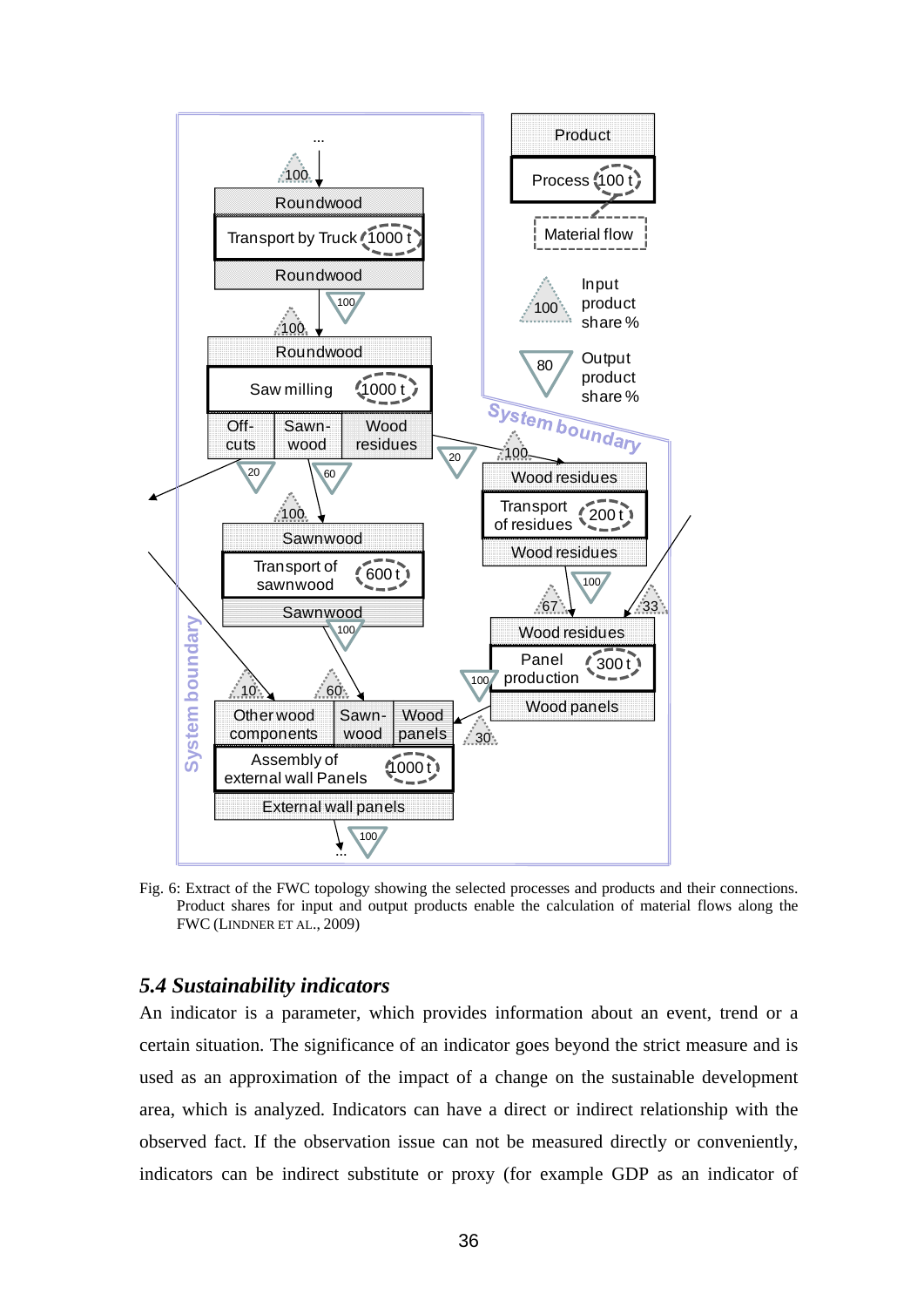...

100

Roundwood

Transport by Truck 1000 t

Roundwood

100

100

Roundwood

Saw milling 1000 t

Off-cuts

Sawn-wood

Wood residues

20

60

20

100

Sawnwood

Transport of sawnwood 600 t

Sawnwood

100

10

60

Other wood components

Sawn-wood

Wood panels

Assembly of external wall Panels 1000 t

External wall panels

100

...

Product

Process 100 t

Material flow

100 Input product share %

80 Output product share %

System boundary

100

Wood residues

Transport of residues 200 t

Wood residues

100

67

33

Wood residues

Panel production 300 t

Wood panels

100

30

System boundary

Fig. 6: Extract of the FWC topology showing the selected processes and products and their connections. Product shares for input and output products enable the calculation of material flows along the FWC (LINDNER ET AL., 2009)

### *5.4 Sustainability indicators*

An indicator is a parameter, which provides information about an event, trend or a certain situation. The significance of an indicator goes beyond the strict measure and is used as an approximation of the impact of a change on the sustainable development area, which is analyzed. Indicators can have a direct or indirect relationship with the observed fact. If the observation issue can not be measured directly or conveniently, indicators can be indirect substitute or proxy (for example GDP as an indicator of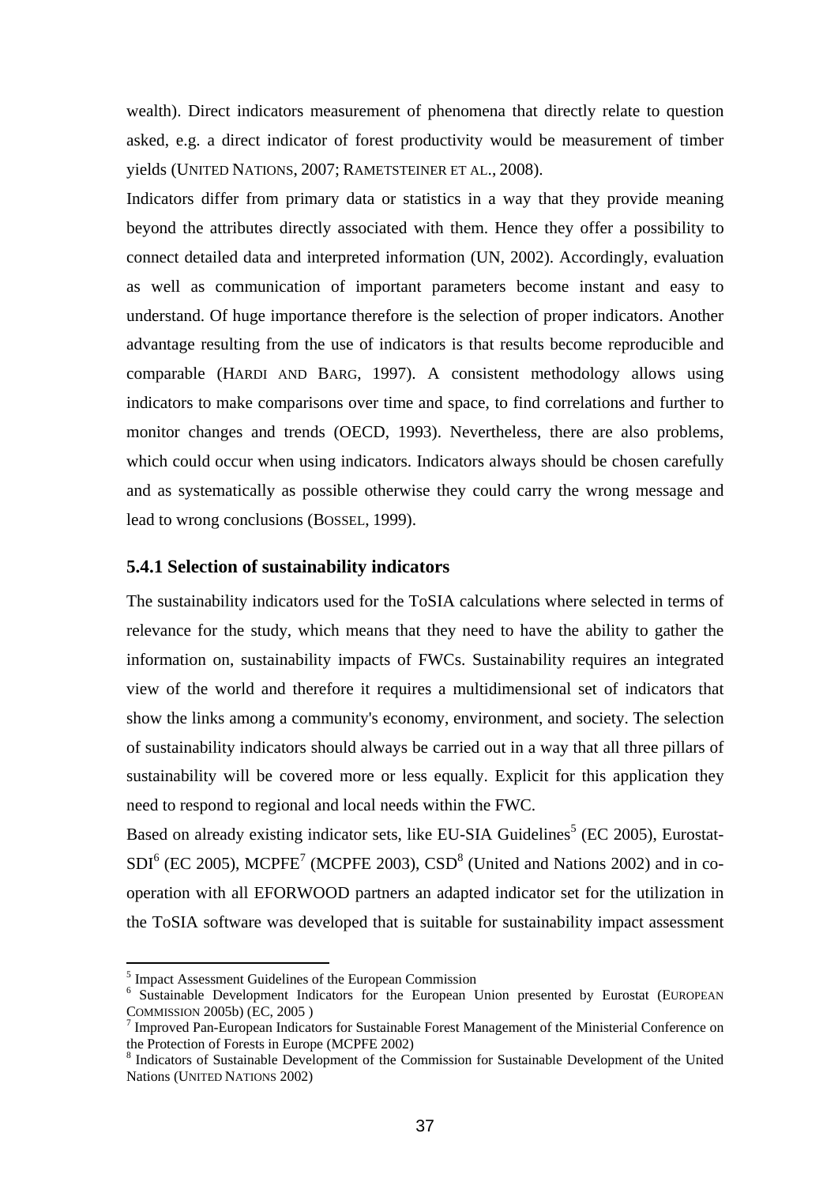wealth). Direct indicators measurement of phenomena that directly relate to question asked, e.g. a direct indicator of forest productivity would be measurement of timber yields (UNITED NATIONS, 2007; RAMETSTEINER ET AL., 2008).

Indicators differ from primary data or statistics in a way that they provide meaning beyond the attributes directly associated with them. Hence they offer a possibility to connect detailed data and interpreted information (UN, 2002). Accordingly, evaluation as well as communication of important parameters become instant and easy to understand. Of huge importance therefore is the selection of proper indicators. Another advantage resulting from the use of indicators is that results become reproducible and comparable (HARDI AND BARG, 1997). A consistent methodology allows using indicators to make comparisons over time and space, to find correlations and further to monitor changes and trends (OECD, 1993). Nevertheless, there are also problems, which could occur when using indicators. Indicators always should be chosen carefully and as systematically as possible otherwise they could carry the wrong message and lead to wrong conclusions (BOSSEL, 1999).

### 5.4.1 Selection of sustainability indicators

The sustainability indicators used for the ToSIA calculations where selected in terms of relevance for the study, which means that they need to have the ability to gather the information on, sustainability impacts of FWCs. Sustainability requires an integrated view of the world and therefore it requires a multidimensional set of indicators that show the links among a community's economy, environment, and society. The selection of sustainability indicators should always be carried out in a way that all three pillars of sustainability will be covered more or less equally. Explicit for this application they need to respond to regional and local needs within the FWC.

Based on already existing indicator sets, like EU-SIA Guidelines[5] (EC 2005), Eurostat-SDI[6] (EC 2005), MCPFE[7] (MCPFE 2003), CSD[8] (United and Nations 2002) and in co-operation with all EFORWOOD partners an adapted indicator set for the utilization in the ToSIA software was developed that is suitable for sustainability impact assessment

---

[5] Impact Assessment Guidelines of the European Commission

[6] Sustainable Development Indicators for the European Union presented by Eurostat (EUROPEAN COMMISSION 2005b) (EC, 2005 )

[7] Improved Pan-European Indicators for Sustainable Forest Management of the Ministerial Conference on the Protection of Forests in Europe (MCPFE 2002)

[8] Indicators of Sustainable Development of the Commission for Sustainable Development of the United Nations (UNITED NATIONS 2002)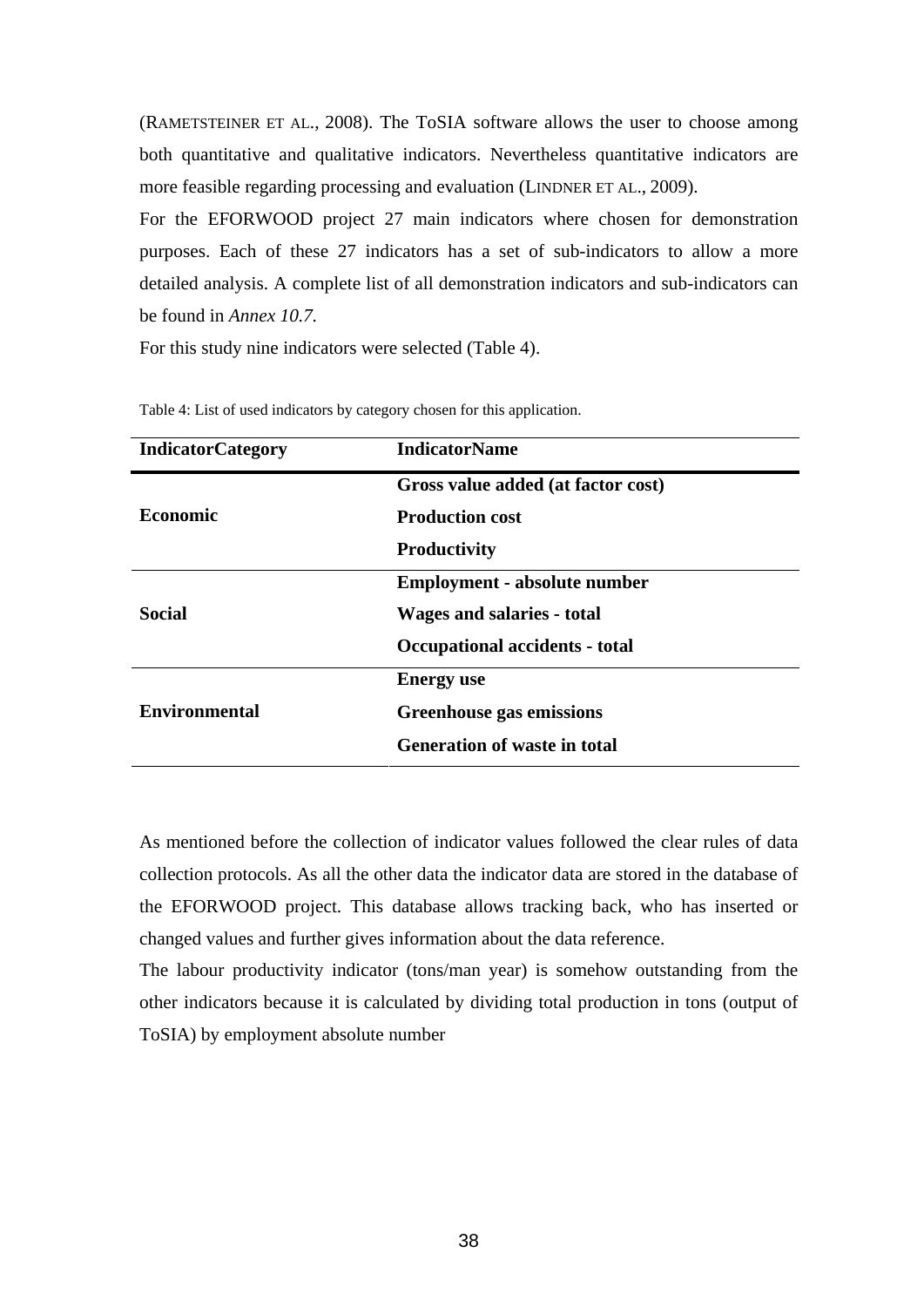(RAMETSTEINER ET AL., 2008). The ToSIA software allows the user to choose among both quantitative and qualitative indicators. Nevertheless quantitative indicators are more feasible regarding processing and evaluation (LINDNER ET AL., 2009).

For the EFORWOOD project 27 main indicators where chosen for demonstration purposes. Each of these 27 indicators has a set of sub-indicators to allow a more detailed analysis. A complete list of all demonstration indicators and sub-indicators can be found in *Annex 10.7.*

For this study nine indicators were selected (Table 4).

Table 4: List of used indicators by category chosen for this application.

| IndicatorCategory | IndicatorName |
| --- | --- |
| Economic | Gross value added (at factor cost) |
| | Production cost |
| | Productivity |
| Social | Employment - absolute number |
| | Wages and salaries - total |
| | Occupational accidents - total |
| Environmental | Energy use |
| | Greenhouse gas emissions |
| | Generation of waste in total |

As mentioned before the collection of indicator values followed the clear rules of data collection protocols. As all the other data the indicator data are stored in the database of the EFORWOOD project. This database allows tracking back, who has inserted or changed values and further gives information about the data reference.

The labour productivity indicator (tons/man year) is somehow outstanding from the other indicators because it is calculated by dividing total production in tons (output of ToSIA) by employment absolute number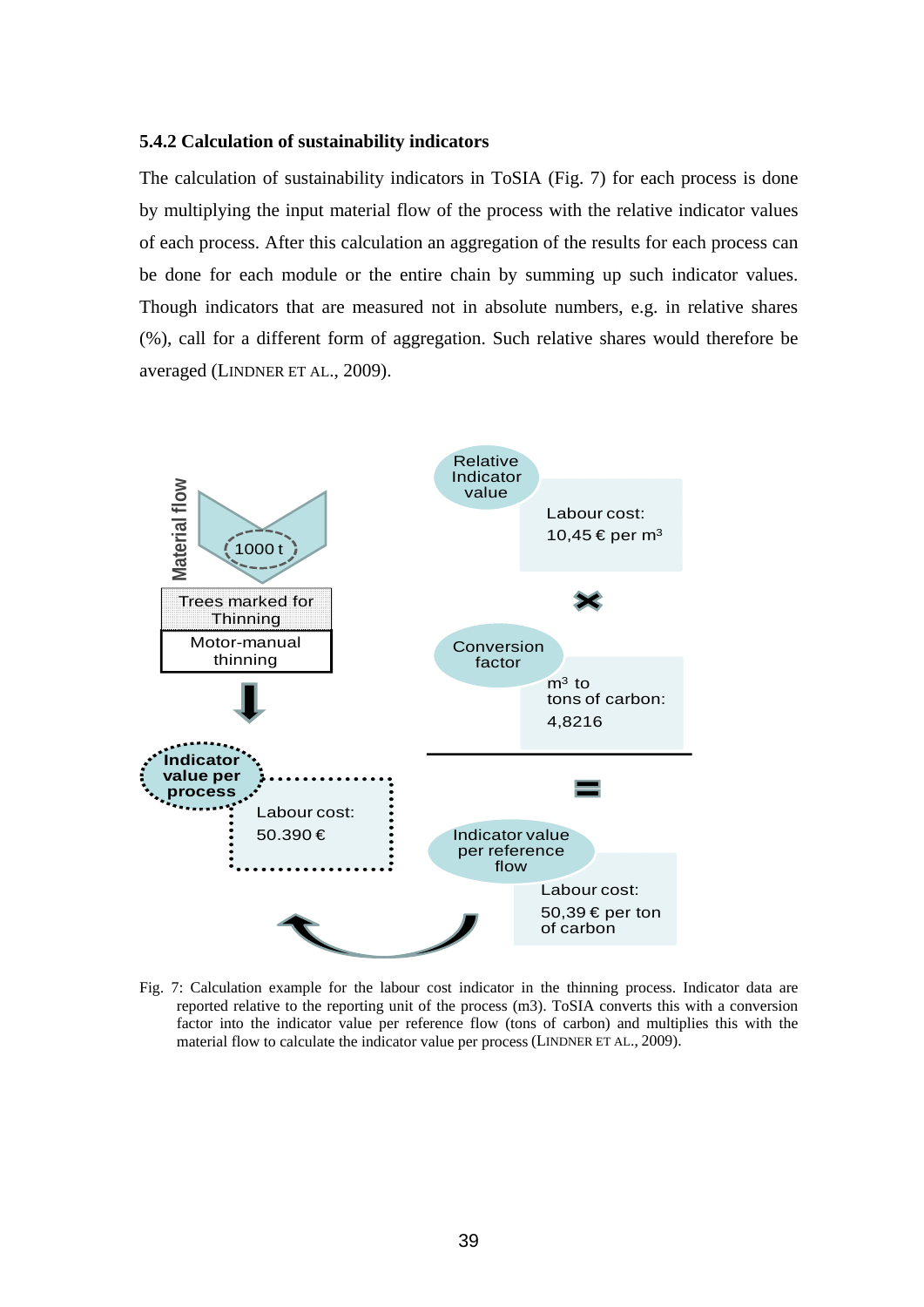### 5.4.2 Calculation of sustainability indicators

The calculation of sustainability indicators in ToSIA (Fig. 7) for each process is done by multiplying the input material flow of the process with the relative indicator values of each process. After this calculation an aggregation of the results for each process can be done for each module or the entire chain by summing up such indicator values. Though indicators that are measured not in absolute numbers, e.g. in relative shares (%), call for a different form of aggregation. Such relative shares would therefore be averaged (LINDNER ET AL., 2009).

Material flow

1000 t

Trees marked for Thinning

Motor-manual thinning

Indicator value per process

Labour cost: 50.390 €

Relative Indicator value

Labour cost: 10,45 € per m³

Conversion factor

m³ to tons of carbon: 4,8216

Indicator value per reference flow

Labour cost: 50,39 € per ton of carbon

Fig. 7: Calculation example for the labour cost indicator in the thinning process. Indicator data are reported relative to the reporting unit of the process (m3). ToSIA converts this with a conversion factor into the indicator value per reference flow (tons of carbon) and multiplies this with the material flow to calculate the indicator value per process (LINDNER ET AL., 2009).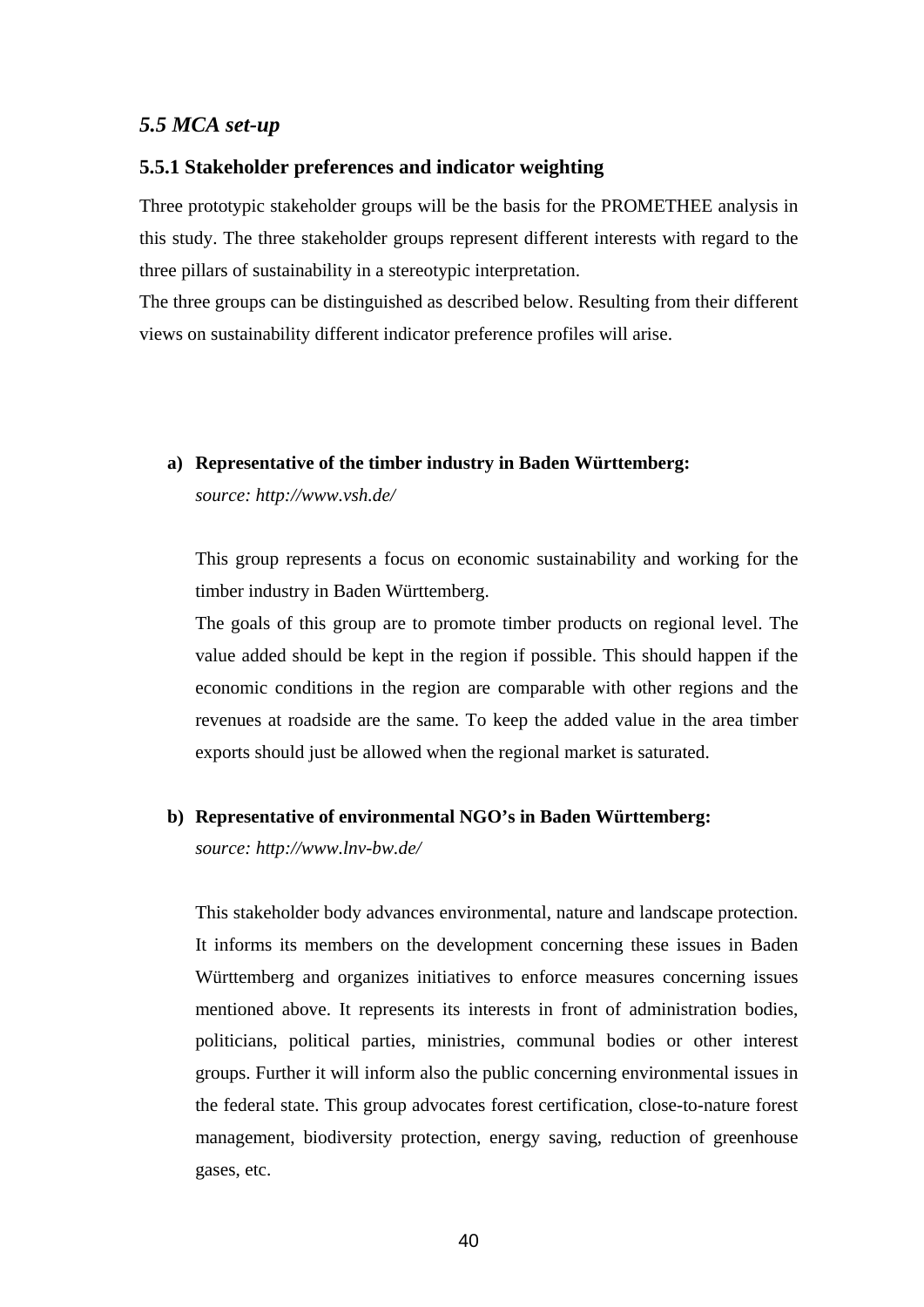## *5.5 MCA set-up*

### 5.5.1 Stakeholder preferences and indicator weighting

Three prototypic stakeholder groups will be the basis for the PROMETHEE analysis in this study. The three stakeholder groups represent different interests with regard to the three pillars of sustainability in a stereotypic interpretation.

The three groups can be distinguished as described below. Resulting from their different views on sustainability different indicator preference profiles will arise.

**a) Representative of the timber industry in Baden Württemberg:**

*source: http://www.vsh.de/*

This group represents a focus on economic sustainability and working for the timber industry in Baden Württemberg.

The goals of this group are to promote timber products on regional level. The value added should be kept in the region if possible. This should happen if the economic conditions in the region are comparable with other regions and the revenues at roadside are the same. To keep the added value in the area timber exports should just be allowed when the regional market is saturated.

**b) Representative of environmental NGO's in Baden Württemberg:**

*source: http://www.lnv-bw.de/*

This stakeholder body advances environmental, nature and landscape protection. It informs its members on the development concerning these issues in Baden Württemberg and organizes initiatives to enforce measures concerning issues mentioned above. It represents its interests in front of administration bodies, politicians, political parties, ministries, communal bodies or other interest groups. Further it will inform also the public concerning environmental issues in the federal state. This group advocates forest certification, close-to-nature forest management, biodiversity protection, energy saving, reduction of greenhouse gases, etc.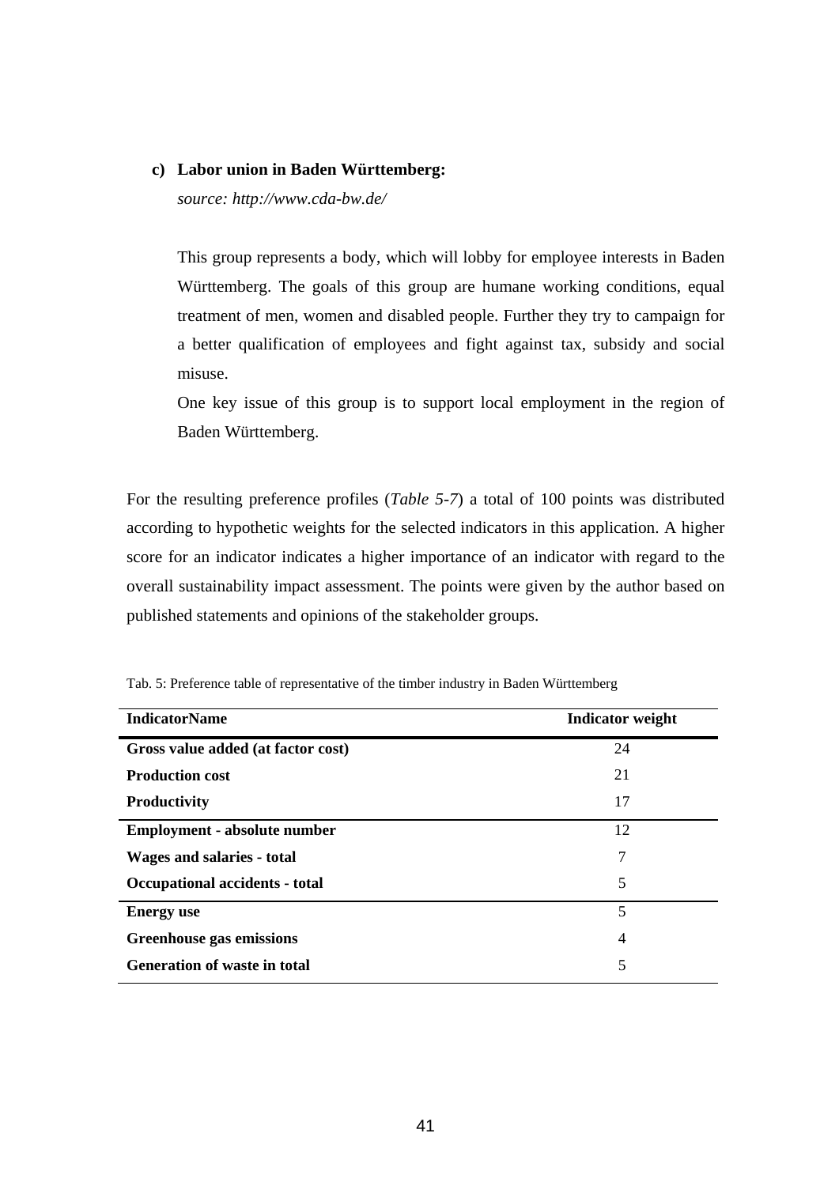**c) Labor union in Baden Württemberg:**

*source: http://www.cda-bw.de/*

This group represents a body, which will lobby for employee interests in Baden Württemberg. The goals of this group are humane working conditions, equal treatment of men, women and disabled people. Further they try to campaign for a better qualification of employees and fight against tax, subsidy and social misuse.

One key issue of this group is to support local employment in the region of Baden Württemberg.

For the resulting preference profiles (*Table 5-7*) a total of 100 points was distributed according to hypothetic weights for the selected indicators in this application. A higher score for an indicator indicates a higher importance of an indicator with regard to the overall sustainability impact assessment. The points were given by the author based on published statements and opinions of the stakeholder groups.

Tab. 5: Preference table of representative of the timber industry in Baden Württemberg

| IndicatorName | Indicator weight |
|---|---|
| **Gross value added (at factor cost)** | 24 |
| **Production cost** | 21 |
| **Productivity** | 17 |
| **Employment - absolute number** | 12 |
| **Wages and salaries - total** | 7 |
| **Occupational accidents - total** | 5 |
| **Energy use** | 5 |
| **Greenhouse gas emissions** | 4 |
| **Generation of waste in total** | 5 |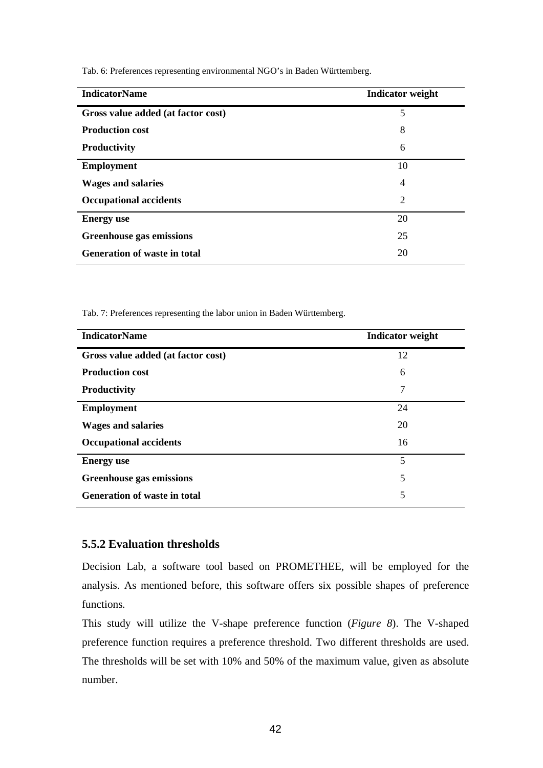Tab. 6: Preferences representing environmental NGO's in Baden Württemberg.

| IndicatorName | Indicator weight |
|---|---|
| **Gross value added (at factor cost)** | 5 |
| **Production cost** | 8 |
| **Productivity** | 6 |
| **Employment** | 10 |
| **Wages and salaries** | 4 |
| **Occupational accidents** | 2 |
| **Energy use** | 20 |
| **Greenhouse gas emissions** | 25 |
| **Generation of waste in total** | 20 |

Tab. 7: Preferences representing the labor union in Baden Württemberg.

| IndicatorName | Indicator weight |
|---|---|
| **Gross value added (at factor cost)** | 12 |
| **Production cost** | 6 |
| **Productivity** | 7 |
| **Employment** | 24 |
| **Wages and salaries** | 20 |
| **Occupational accidents** | 16 |
| **Energy use** | 5 |
| **Greenhouse gas emissions** | 5 |
| **Generation of waste in total** | 5 |

### 5.5.2 Evaluation thresholds

Decision Lab, a software tool based on PROMETHEE, will be employed for the analysis. As mentioned before, this software offers six possible shapes of preference functions.

This study will utilize the V-shape preference function (*Figure 8*). The V-shaped preference function requires a preference threshold. Two different thresholds are used. The thresholds will be set with 10% and 50% of the maximum value, given as absolute number.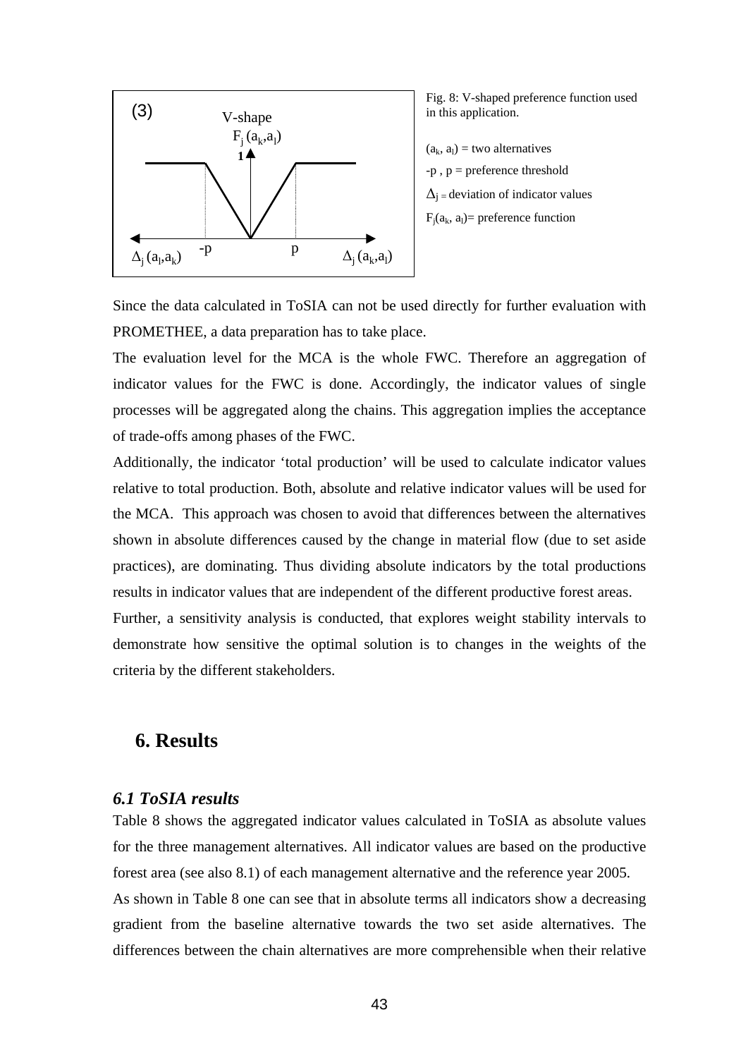(3)

V-shape

$F_j\,(a_k,a_l)$

1

-p

p

$\Delta_j\,(a_l,a_k)$

$\Delta_j\,(a_k,a_l)$

Fig. 8: V-shaped preference function used in this application.

$(a_k, a_l)$ = two alternatives

-p , p = preference threshold

$\Delta_j$ = deviation of indicator values

$F_j(a_k, a_l)$= preference function

Since the data calculated in ToSIA can not be used directly for further evaluation with PROMETHEE, a data preparation has to take place.

The evaluation level for the MCA is the whole FWC. Therefore an aggregation of indicator values for the FWC is done. Accordingly, the indicator values of single processes will be aggregated along the chains. This aggregation implies the acceptance of trade-offs among phases of the FWC.

Additionally, the indicator 'total production' will be used to calculate indicator values relative to total production. Both, absolute and relative indicator values will be used for the MCA. This approach was chosen to avoid that differences between the alternatives shown in absolute differences caused by the change in material flow (due to set aside practices), are dominating. Thus dividing absolute indicators by the total productions results in indicator values that are independent of the different productive forest areas.

Further, a sensitivity analysis is conducted, that explores weight stability intervals to demonstrate how sensitive the optimal solution is to changes in the weights of the criteria by the different stakeholders.

## 6. Results

### *6.1 ToSIA results*

Table 8 shows the aggregated indicator values calculated in ToSIA as absolute values for the three management alternatives. All indicator values are based on the productive forest area (see also 8.1) of each management alternative and the reference year 2005.

As shown in Table 8 one can see that in absolute terms all indicators show a decreasing gradient from the baseline alternative towards the two set aside alternatives. The differences between the chain alternatives are more comprehensible when their relative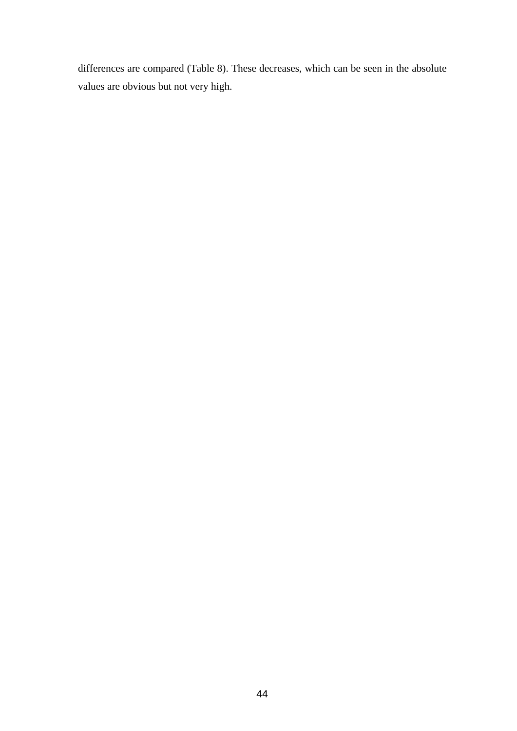differences are compared (Table 8). These decreases, which can be seen in the absolute values are obvious but not very high.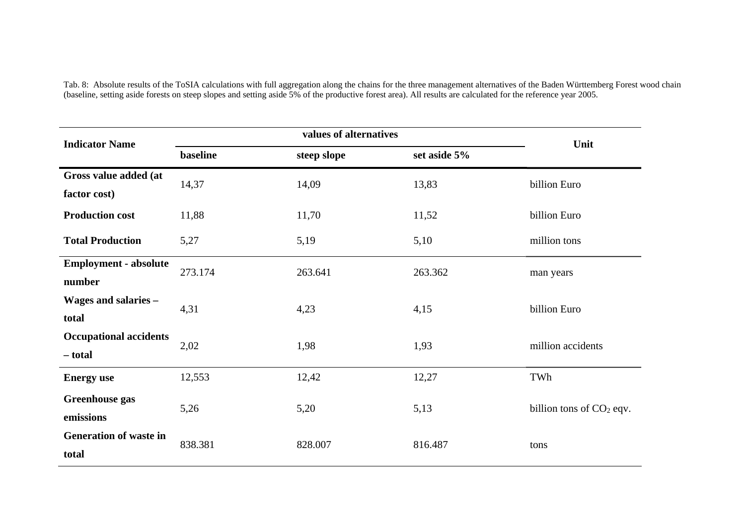Tab. 8: Absolute results of the ToSIA calculations with full aggregation along the chains for the three management alternatives of the Baden Württemberg Forest wood chain (baseline, setting aside forests on steep slopes and setting aside 5% of the productive forest area). All results are calculated for the reference year 2005.

| **Indicator Name** | **values of alternatives** | | | **Unit** |
|---|---|---|---|---|
| | **baseline** | **steep slope** | **set aside 5%** | |
| **Gross value added (at factor cost)** | 14,37 | 14,09 | 13,83 | billion Euro |
| **Production cost** | 11,88 | 11,70 | 11,52 | billion Euro |
| **Total Production** | 5,27 | 5,19 | 5,10 | million tons |
| **Employment - absolute number** | 273.174 | 263.641 | 263.362 | man years |
| **Wages and salaries – total** | 4,31 | 4,23 | 4,15 | billion Euro |
| **Occupational accidents – total** | 2,02 | 1,98 | 1,93 | million accidents |
| **Energy use** | 12,553 | 12,42 | 12,27 | TWh |
| **Greenhouse gas emissions** | 5,26 | 5,20 | 5,13 | billion tons of $CO_2$ eqv. |
| **Generation of waste in total** | 838.381 | 828.007 | 816.487 | tons |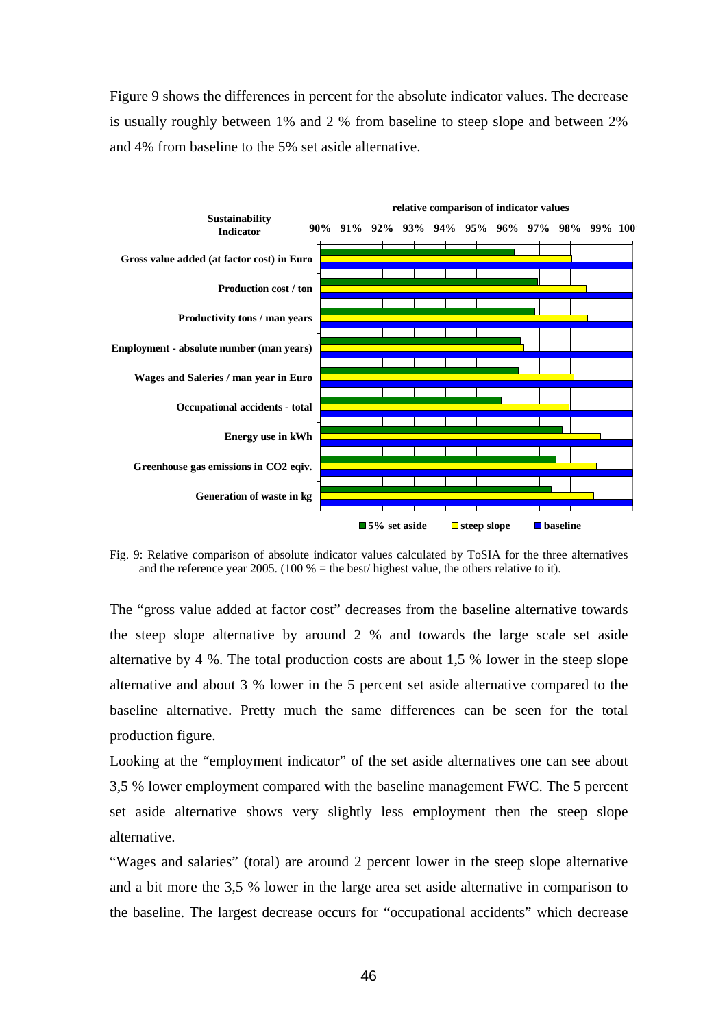Figure 9 shows the differences in percent for the absolute indicator values. The decrease is usually roughly between 1% and 2 % from baseline to steep slope and between 2% and 4% from baseline to the 5% set aside alternative.

Fig. 9: Relative comparison of absolute indicator values calculated by ToSIA for the three alternatives and the reference year 2005. (100 % = the best/ highest value, the others relative to it).

The "gross value added at factor cost" decreases from the baseline alternative towards the steep slope alternative by around 2 % and towards the large scale set aside alternative by 4 %. The total production costs are about 1,5 % lower in the steep slope alternative and about 3 % lower in the 5 percent set aside alternative compared to the baseline alternative. Pretty much the same differences can be seen for the total production figure.

Looking at the "employment indicator" of the set aside alternatives one can see about 3,5 % lower employment compared with the baseline management FWC. The 5 percent set aside alternative shows very slightly less employment then the steep slope alternative.

"Wages and salaries" (total) are around 2 percent lower in the steep slope alternative and a bit more the 3,5 % lower in the large area set aside alternative in comparison to the baseline. The largest decrease occurs for "occupational accidents" which decrease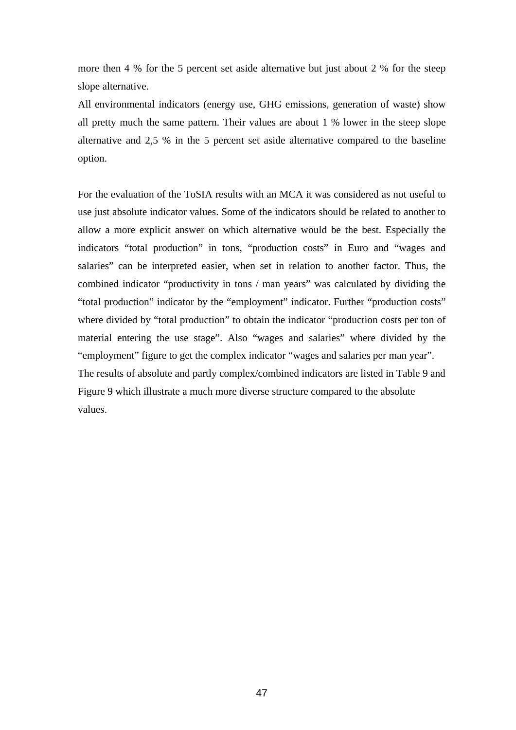more then 4 % for the 5 percent set aside alternative but just about 2 % for the steep slope alternative.

All environmental indicators (energy use, GHG emissions, generation of waste) show all pretty much the same pattern. Their values are about 1 % lower in the steep slope alternative and 2,5 % in the 5 percent set aside alternative compared to the baseline option.

For the evaluation of the ToSIA results with an MCA it was considered as not useful to use just absolute indicator values. Some of the indicators should be related to another to allow a more explicit answer on which alternative would be the best. Especially the indicators “total production” in tons, “production costs” in Euro and “wages and salaries” can be interpreted easier, when set in relation to another factor. Thus, the combined indicator “productivity in tons / man years” was calculated by dividing the “total production” indicator by the “employment” indicator. Further “production costs” where divided by “total production” to obtain the indicator “production costs per ton of material entering the use stage”. Also “wages and salaries” where divided by the “employment” figure to get the complex indicator “wages and salaries per man year”.

The results of absolute and partly complex/combined indicators are listed in Table 9 and Figure 9 which illustrate a much more diverse structure compared to the absolute values.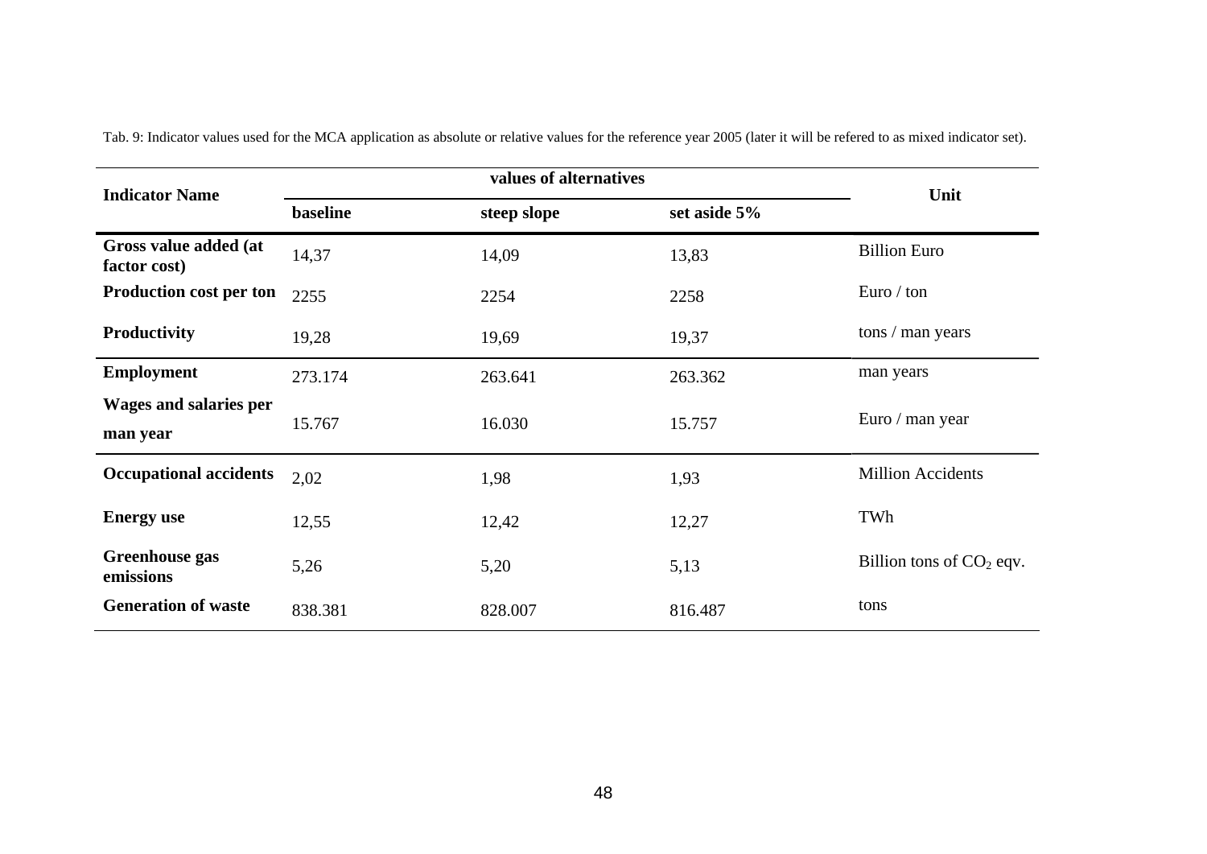Tab. 9: Indicator values used for the MCA application as absolute or relative values for the reference year 2005 (later it will be refered to as mixed indicator set).

| Indicator Name | values of alternatives | | | Unit |
|---|---|---|---|---|
| | baseline | steep slope | set aside 5% | |
| **Gross value added (at factor cost)** | 14,37 | 14,09 | 13,83 | Billion Euro |
| **Production cost per ton** | 2255 | 2254 | 2258 | Euro / ton |
| **Productivity** | 19,28 | 19,69 | 19,37 | tons / man years |
| **Employment** | 273.174 | 263.641 | 263.362 | man years |
| **Wages and salaries per man year** | 15.767 | 16.030 | 15.757 | Euro / man year |
| **Occupational accidents** | 2,02 | 1,98 | 1,93 | Million Accidents |
| **Energy use** | 12,55 | 12,42 | 12,27 | TWh |
| **Greenhouse gas emissions** | 5,26 | 5,20 | 5,13 | Billion tons of $CO_2$ eqv. |
| **Generation of waste** | 838.381 | 828.007 | 816.487 | tons |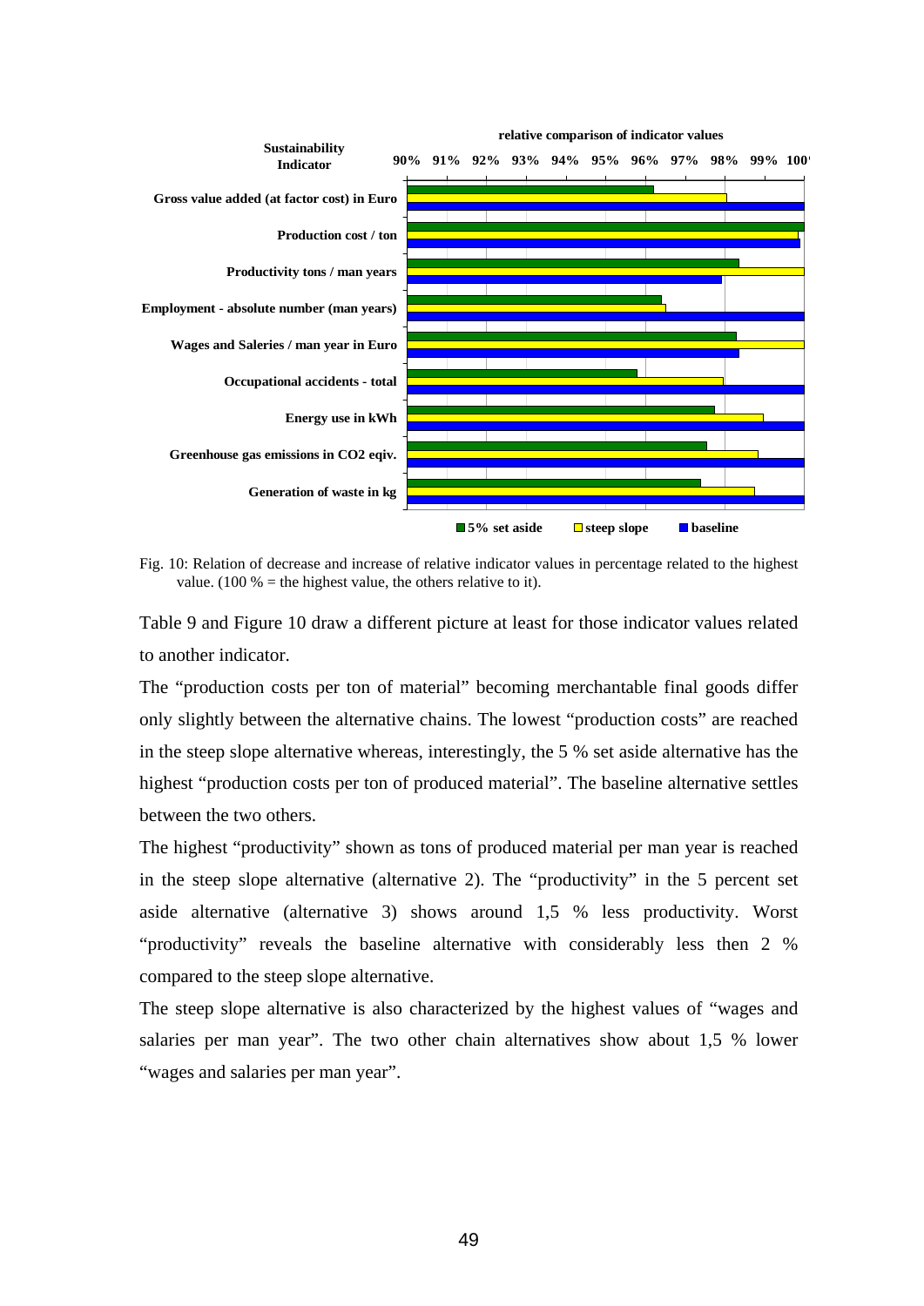| Sustainability Indicator | relative comparison of indicator values |
|---|---|
| Gross value added (at factor cost) in Euro | |
| Production cost / ton | |
| Productivity tons / man years | |
| Employment - absolute number (man years) | |
| Wages and Saleries / man year in Euro | |
| Occupational accidents - total | |
| Energy use in kWh | |
| Greenhouse gas emissions in CO2 eqiv. | |
| Generation of waste in kg | |

Fig. 10: Relation of decrease and increase of relative indicator values in percentage related to the highest value. (100 % = the highest value, the others relative to it).

Table 9 and Figure 10 draw a different picture at least for those indicator values related to another indicator.

The "production costs per ton of material" becoming merchantable final goods differ only slightly between the alternative chains. The lowest "production costs" are reached in the steep slope alternative whereas, interestingly, the 5 % set aside alternative has the highest "production costs per ton of produced material". The baseline alternative settles between the two others.

The highest "productivity" shown as tons of produced material per man year is reached in the steep slope alternative (alternative 2). The "productivity" in the 5 percent set aside alternative (alternative 3) shows around 1,5 % less productivity. Worst "productivity" reveals the baseline alternative with considerably less then 2 % compared to the steep slope alternative.

The steep slope alternative is also characterized by the highest values of "wages and salaries per man year". The two other chain alternatives show about 1,5 % lower "wages and salaries per man year".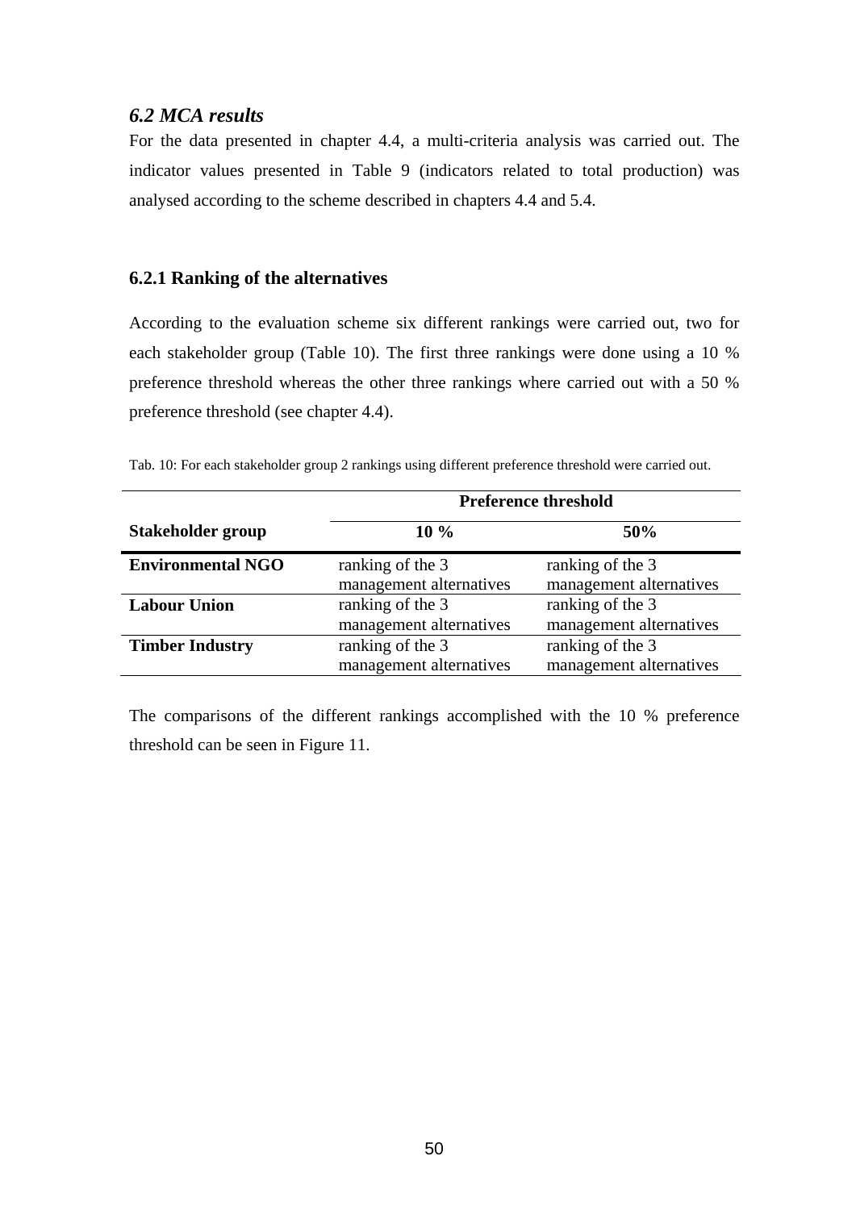## *6.2 MCA results*

For the data presented in chapter 4.4, a multi-criteria analysis was carried out. The indicator values presented in Table 9 (indicators related to total production) was analysed according to the scheme described in chapters 4.4 and 5.4.

### 6.2.1 Ranking of the alternatives

According to the evaluation scheme six different rankings were carried out, two for each stakeholder group (Table 10). The first three rankings were done using a 10 % preference threshold whereas the other three rankings where carried out with a 50 % preference threshold (see chapter 4.4).

Tab. 10: For each stakeholder group 2 rankings using different preference threshold were carried out.

| | **Preference threshold** | |
|---|---|---|
| **Stakeholder group** | **10 %** | **50%** |
| **Environmental NGO** | ranking of the 3 management alternatives | ranking of the 3 management alternatives |
| **Labour Union** | ranking of the 3 management alternatives | ranking of the 3 management alternatives |
| **Timber Industry** | ranking of the 3 management alternatives | ranking of the 3 management alternatives |

The comparisons of the different rankings accomplished with the 10 % preference threshold can be seen in Figure 11.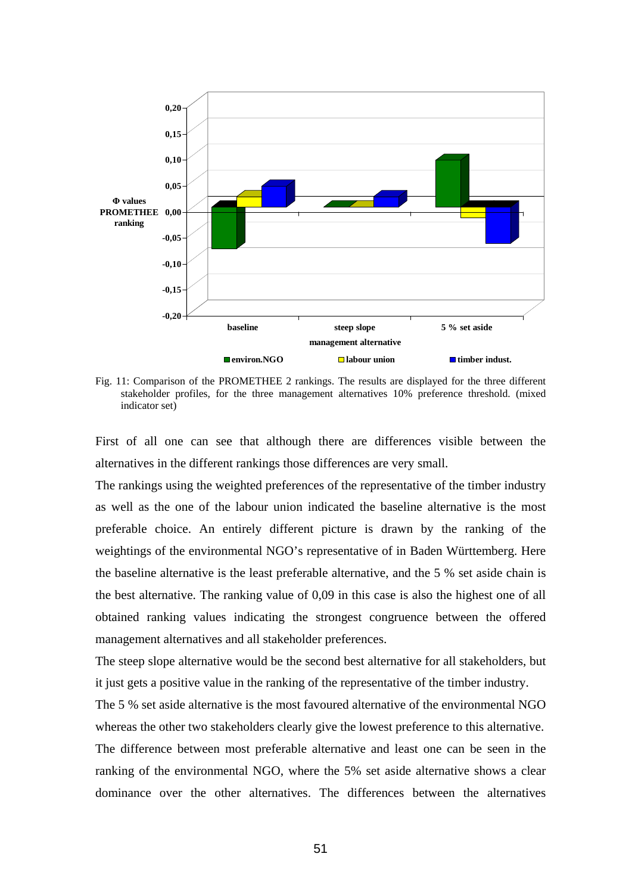Fig. 11: Comparison of the PROMETHEE 2 rankings. The results are displayed for the three different stakeholder profiles, for the three management alternatives 10% preference threshold. (mixed indicator set)

First of all one can see that although there are differences visible between the alternatives in the different rankings those differences are very small.

The rankings using the weighted preferences of the representative of the timber industry as well as the one of the labour union indicated the baseline alternative is the most preferable choice. An entirely different picture is drawn by the ranking of the weightings of the environmental NGO's representative of in Baden Württemberg. Here the baseline alternative is the least preferable alternative, and the 5 % set aside chain is the best alternative. The ranking value of 0,09 in this case is also the highest one of all obtained ranking values indicating the strongest congruence between the offered management alternatives and all stakeholder preferences.

The steep slope alternative would be the second best alternative for all stakeholders, but it just gets a positive value in the ranking of the representative of the timber industry.

The 5 % set aside alternative is the most favoured alternative of the environmental NGO whereas the other two stakeholders clearly give the lowest preference to this alternative. The difference between most preferable alternative and least one can be seen in the ranking of the environmental NGO, where the 5% set aside alternative shows a clear dominance over the other alternatives. The differences between the alternatives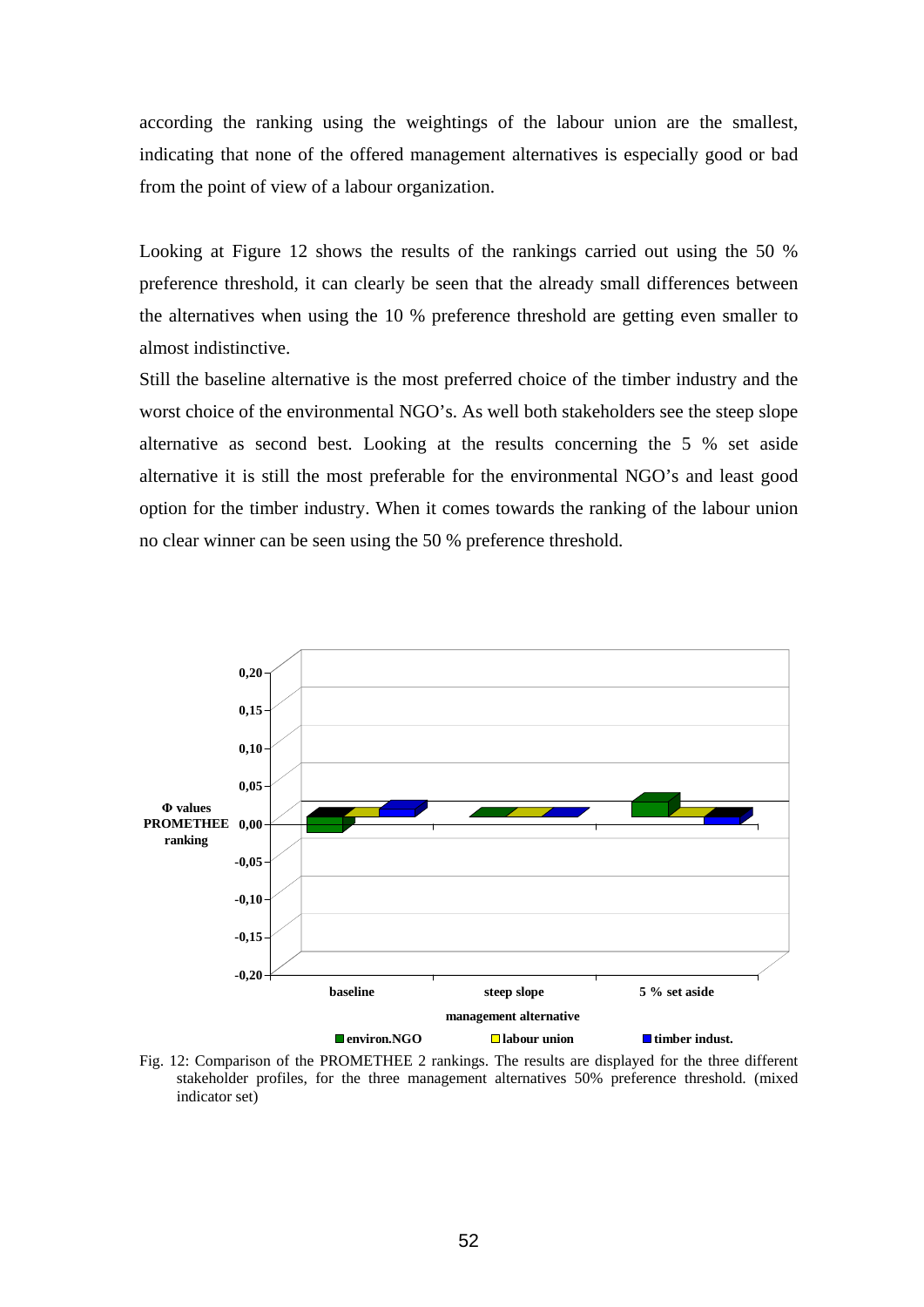according the ranking using the weightings of the labour union are the smallest, indicating that none of the offered management alternatives is especially good or bad from the point of view of a labour organization.

Looking at Figure 12 shows the results of the rankings carried out using the 50 % preference threshold, it can clearly be seen that the already small differences between the alternatives when using the 10 % preference threshold are getting even smaller to almost indistinctive.

Still the baseline alternative is the most preferred choice of the timber industry and the worst choice of the environmental NGO's. As well both stakeholders see the steep slope alternative as second best. Looking at the results concerning the 5 % set aside alternative it is still the most preferable for the environmental NGO's and least good option for the timber industry. When it comes towards the ranking of the labour union no clear winner can be seen using the 50 % preference threshold.

Φ values PROMETHEE ranking

0,20
0,15
0,10
0,05
0,00
-0,05
-0,10
-0,15
-0,20

baseline
steep slope
5 % set aside

management alternative

environ.NGO
labour union
timber indust.

Fig. 12: Comparison of the PROMETHEE 2 rankings. The results are displayed for the three different stakeholder profiles, for the three management alternatives 50% preference threshold. (mixed indicator set)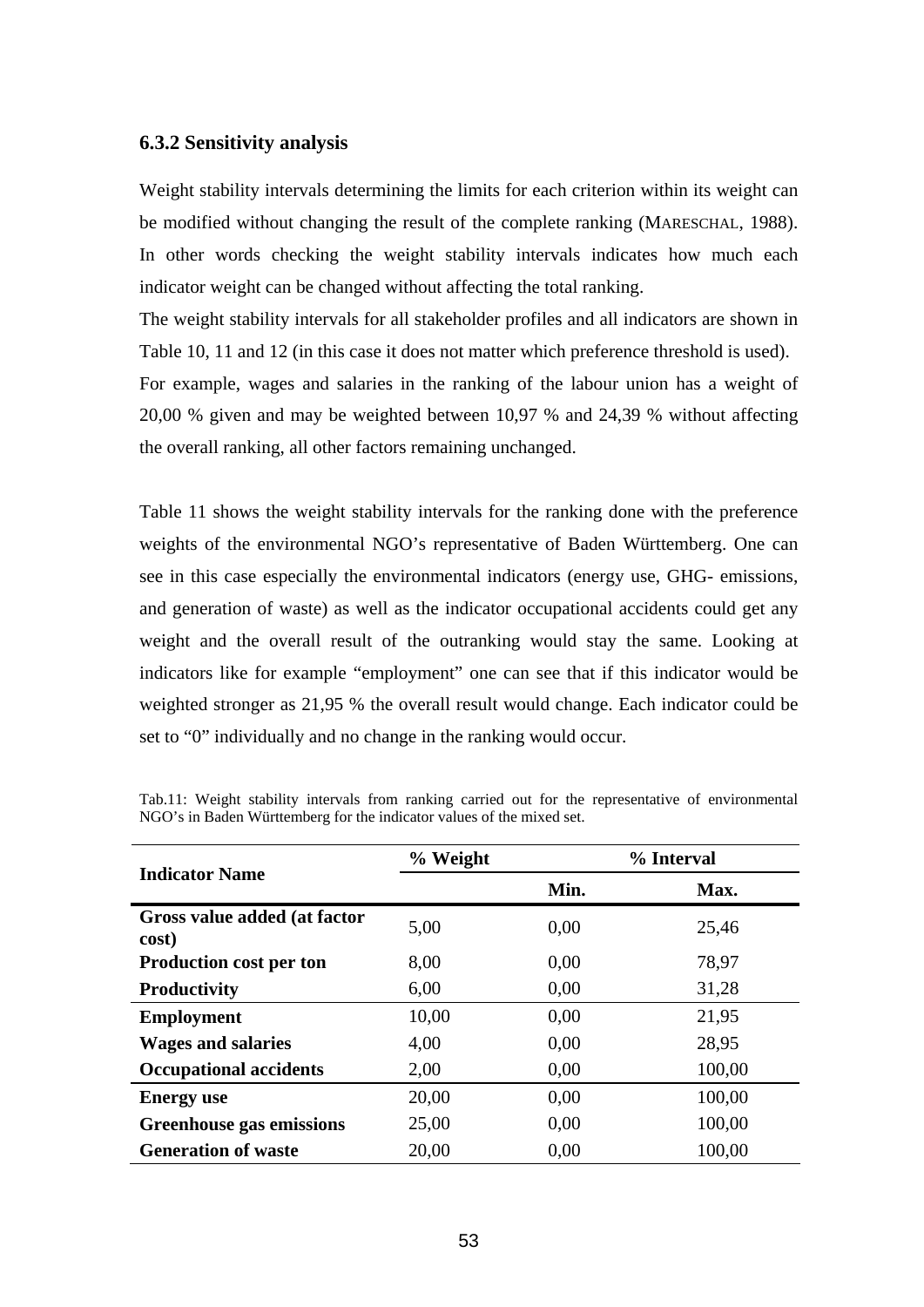### 6.3.2 Sensitivity analysis

Weight stability intervals determining the limits for each criterion within its weight can be modified without changing the result of the complete ranking (MARESCHAL, 1988). In other words checking the weight stability intervals indicates how much each indicator weight can be changed without affecting the total ranking.

The weight stability intervals for all stakeholder profiles and all indicators are shown in Table 10, 11 and 12 (in this case it does not matter which preference threshold is used).

For example, wages and salaries in the ranking of the labour union has a weight of 20,00 % given and may be weighted between 10,97 % and 24,39 % without affecting the overall ranking, all other factors remaining unchanged.

Table 11 shows the weight stability intervals for the ranking done with the preference weights of the environmental NGO's representative of Baden Württemberg. One can see in this case especially the environmental indicators (energy use, GHG- emissions, and generation of waste) as well as the indicator occupational accidents could get any weight and the overall result of the outranking would stay the same. Looking at indicators like for example "employment" one can see that if this indicator would be weighted stronger as 21,95 % the overall result would change. Each indicator could be set to "0" individually and no change in the ranking would occur.

Tab.11: Weight stability intervals from ranking carried out for the representative of environmental NGO's in Baden Württemberg for the indicator values of the mixed set.

| Indicator Name | % Weight | % Interval | |
|---|---|---|---|
| | | Min. | Max. |
| **Gross value added (at factor cost)** | 5,00 | 0,00 | 25,46 |
| **Production cost per ton** | 8,00 | 0,00 | 78,97 |
| **Productivity** | 6,00 | 0,00 | 31,28 |
| **Employment** | 10,00 | 0,00 | 21,95 |
| **Wages and salaries** | 4,00 | 0,00 | 28,95 |
| **Occupational accidents** | 2,00 | 0,00 | 100,00 |
| **Energy use** | 20,00 | 0,00 | 100,00 |
| **Greenhouse gas emissions** | 25,00 | 0,00 | 100,00 |
| **Generation of waste** | 20,00 | 0,00 | 100,00 |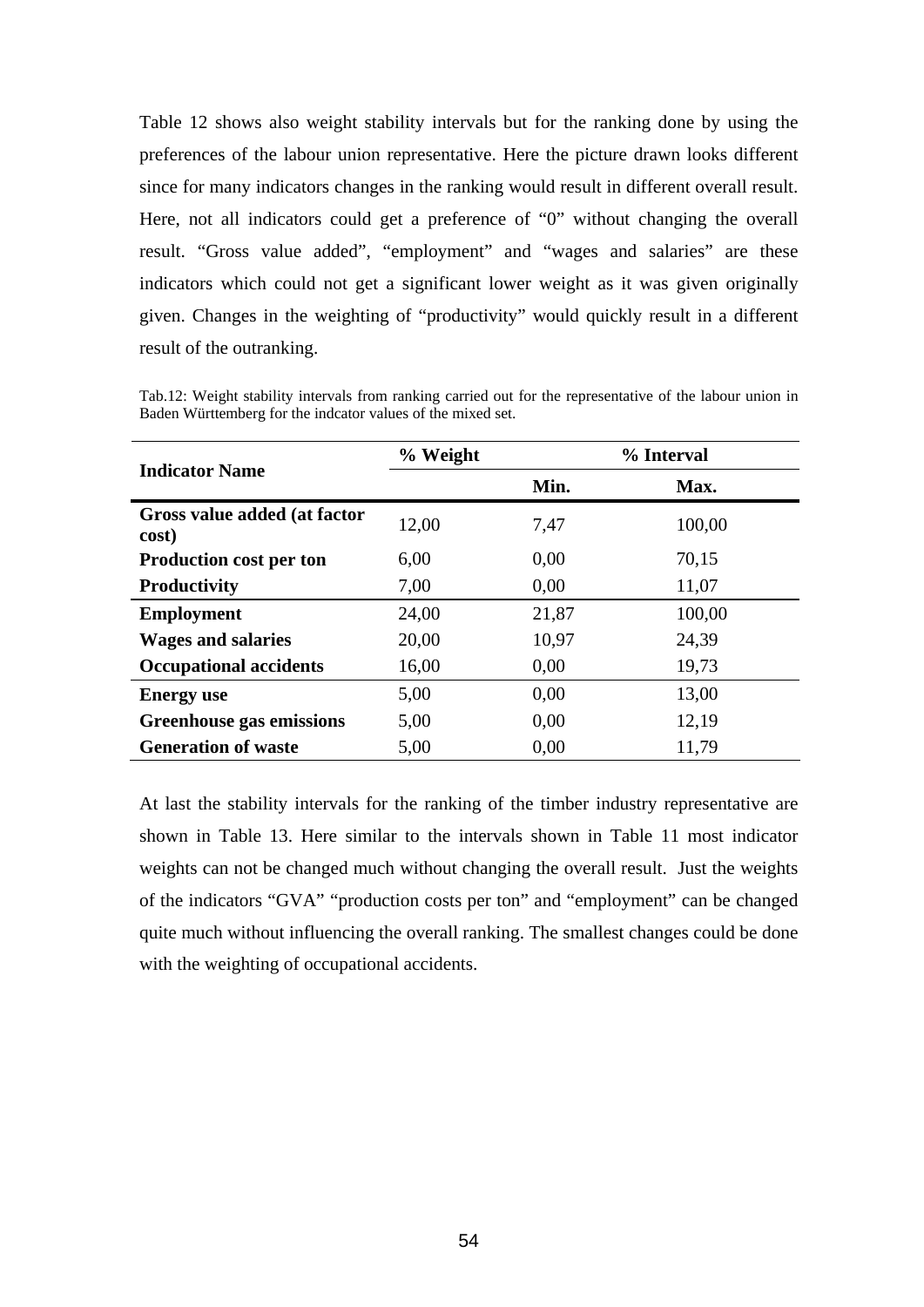Table 12 shows also weight stability intervals but for the ranking done by using the preferences of the labour union representative. Here the picture drawn looks different since for many indicators changes in the ranking would result in different overall result. Here, not all indicators could get a preference of "0" without changing the overall result. "Gross value added", "employment" and "wages and salaries" are these indicators which could not get a significant lower weight as it was given originally given. Changes in the weighting of "productivity" would quickly result in a different result of the outranking.

Tab.12: Weight stability intervals from ranking carried out for the representative of the labour union in Baden Württemberg for the indcator values of the mixed set.

| Indicator Name | % Weight | % Interval | |
|---|---|---|---|
| | | Min. | Max. |
| **Gross value added (at factor cost)** | 12,00 | 7,47 | 100,00 |
| **Production cost per ton** | 6,00 | 0,00 | 70,15 |
| **Productivity** | 7,00 | 0,00 | 11,07 |
| **Employment** | 24,00 | 21,87 | 100,00 |
| **Wages and salaries** | 20,00 | 10,97 | 24,39 |
| **Occupational accidents** | 16,00 | 0,00 | 19,73 |
| **Energy use** | 5,00 | 0,00 | 13,00 |
| **Greenhouse gas emissions** | 5,00 | 0,00 | 12,19 |
| **Generation of waste** | 5,00 | 0,00 | 11,79 |

At last the stability intervals for the ranking of the timber industry representative are shown in Table 13. Here similar to the intervals shown in Table 11 most indicator weights can not be changed much without changing the overall result. Just the weights of the indicators "GVA" "production costs per ton" and "employment" can be changed quite much without influencing the overall ranking. The smallest changes could be done with the weighting of occupational accidents.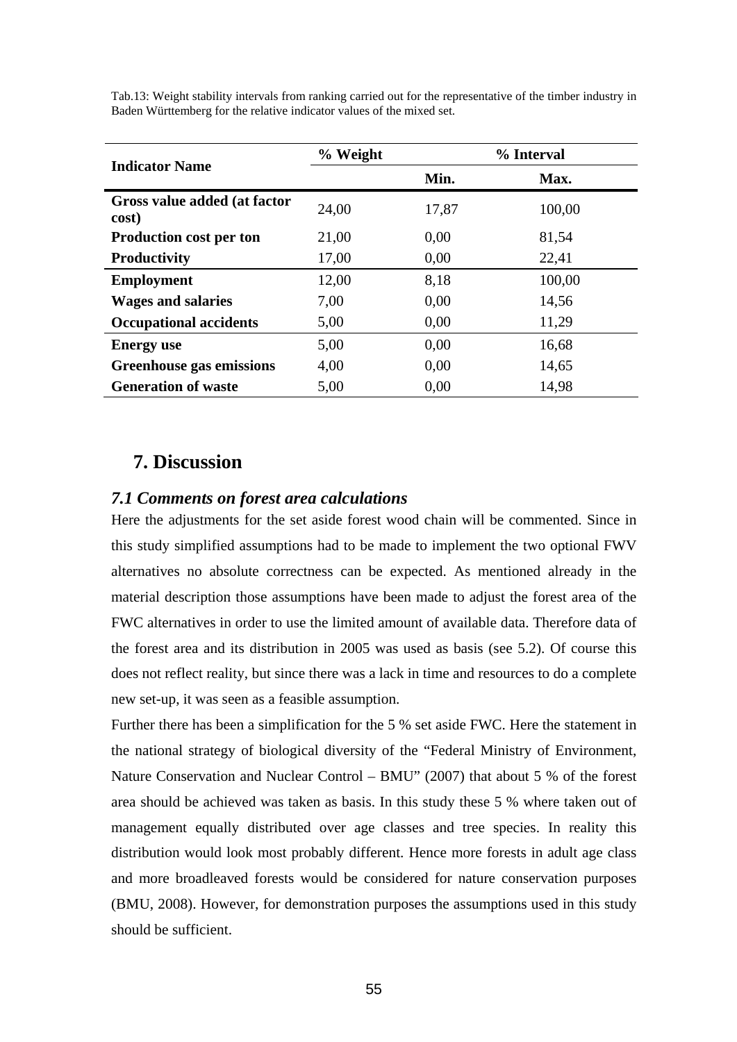Tab.13: Weight stability intervals from ranking carried out for the representative of the timber industry in Baden Württemberg for the relative indicator values of the mixed set.

| Indicator Name | % Weight | % Interval | |
|---|---|---|---|
| | | Min. | Max. |
| **Gross value added (at factor cost)** | 24,00 | 17,87 | 100,00 |
| **Production cost per ton** | 21,00 | 0,00 | 81,54 |
| **Productivity** | 17,00 | 0,00 | 22,41 |
| **Employment** | 12,00 | 8,18 | 100,00 |
| **Wages and salaries** | 7,00 | 0,00 | 14,56 |
| **Occupational accidents** | 5,00 | 0,00 | 11,29 |
| **Energy use** | 5,00 | 0,00 | 16,68 |
| **Greenhouse gas emissions** | 4,00 | 0,00 | 14,65 |
| **Generation of waste** | 5,00 | 0,00 | 14,98 |

# 7. Discussion

## *7.1 Comments on forest area calculations*

Here the adjustments for the set aside forest wood chain will be commented. Since in this study simplified assumptions had to be made to implement the two optional FWV alternatives no absolute correctness can be expected. As mentioned already in the material description those assumptions have been made to adjust the forest area of the FWC alternatives in order to use the limited amount of available data. Therefore data of the forest area and its distribution in 2005 was used as basis (see 5.2). Of course this does not reflect reality, but since there was a lack in time and resources to do a complete new set-up, it was seen as a feasible assumption.

Further there has been a simplification for the 5 % set aside FWC. Here the statement in the national strategy of biological diversity of the "Federal Ministry of Environment, Nature Conservation and Nuclear Control – BMU" (2007) that about 5 % of the forest area should be achieved was taken as basis. In this study these 5 % where taken out of management equally distributed over age classes and tree species. In reality this distribution would look most probably different. Hence more forests in adult age class and more broadleaved forests would be considered for nature conservation purposes (BMU, 2008). However, for demonstration purposes the assumptions used in this study should be sufficient.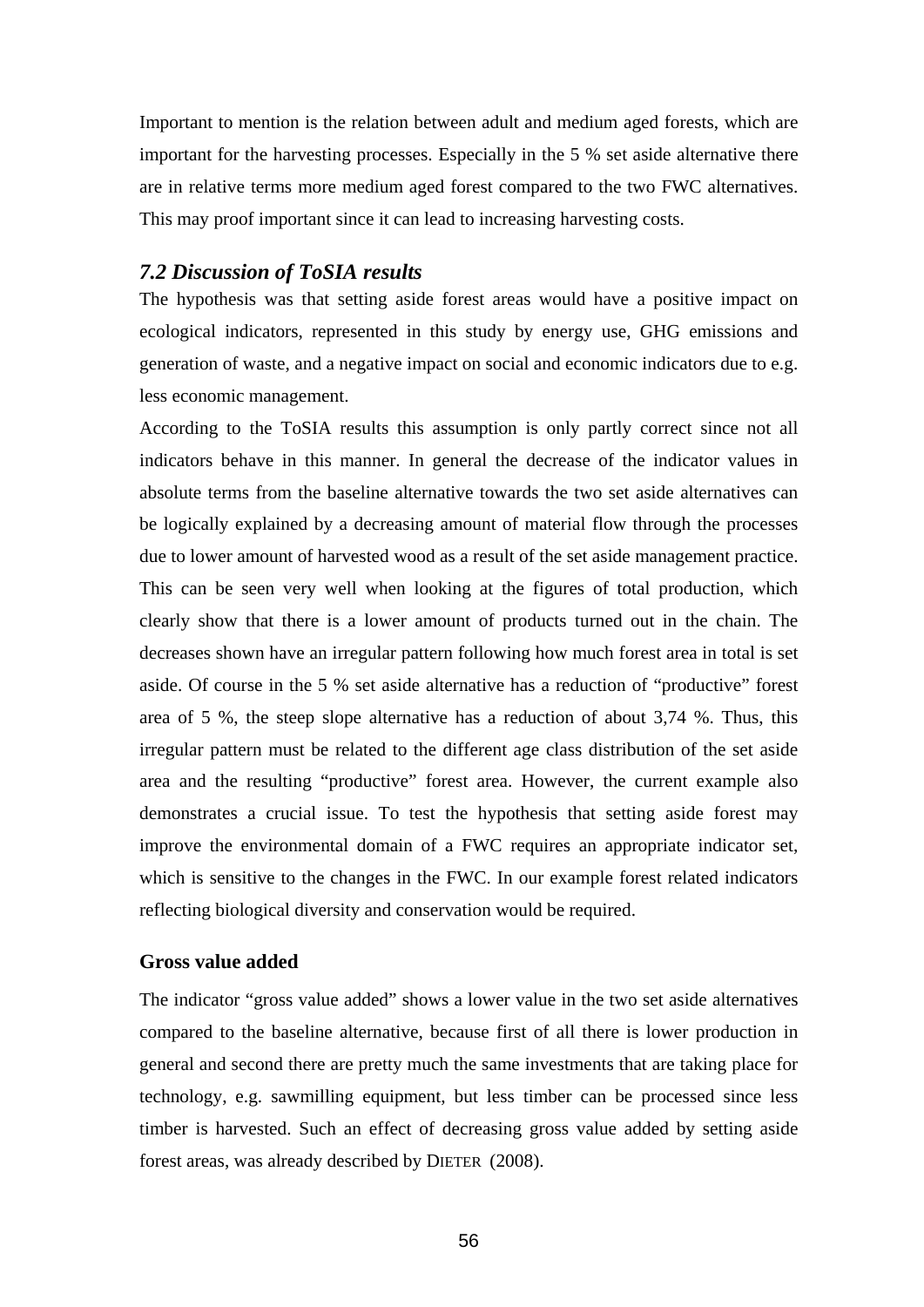Important to mention is the relation between adult and medium aged forests, which are important for the harvesting processes. Especially in the 5 % set aside alternative there are in relative terms more medium aged forest compared to the two FWC alternatives. This may proof important since it can lead to increasing harvesting costs.

## *7.2 Discussion of ToSIA results*

The hypothesis was that setting aside forest areas would have a positive impact on ecological indicators, represented in this study by energy use, GHG emissions and generation of waste, and a negative impact on social and economic indicators due to e.g. less economic management.

According to the ToSIA results this assumption is only partly correct since not all indicators behave in this manner. In general the decrease of the indicator values in absolute terms from the baseline alternative towards the two set aside alternatives can be logically explained by a decreasing amount of material flow through the processes due to lower amount of harvested wood as a result of the set aside management practice. This can be seen very well when looking at the figures of total production, which clearly show that there is a lower amount of products turned out in the chain. The decreases shown have an irregular pattern following how much forest area in total is set aside. Of course in the 5 % set aside alternative has a reduction of "productive" forest area of 5 %, the steep slope alternative has a reduction of about 3,74 %. Thus, this irregular pattern must be related to the different age class distribution of the set aside area and the resulting "productive" forest area. However, the current example also demonstrates a crucial issue. To test the hypothesis that setting aside forest may improve the environmental domain of a FWC requires an appropriate indicator set, which is sensitive to the changes in the FWC. In our example forest related indicators reflecting biological diversity and conservation would be required.

### Gross value added

The indicator "gross value added" shows a lower value in the two set aside alternatives compared to the baseline alternative, because first of all there is lower production in general and second there are pretty much the same investments that are taking place for technology, e.g. sawmilling equipment, but less timber can be processed since less timber is harvested. Such an effect of decreasing gross value added by setting aside forest areas, was already described by DIETER (2008).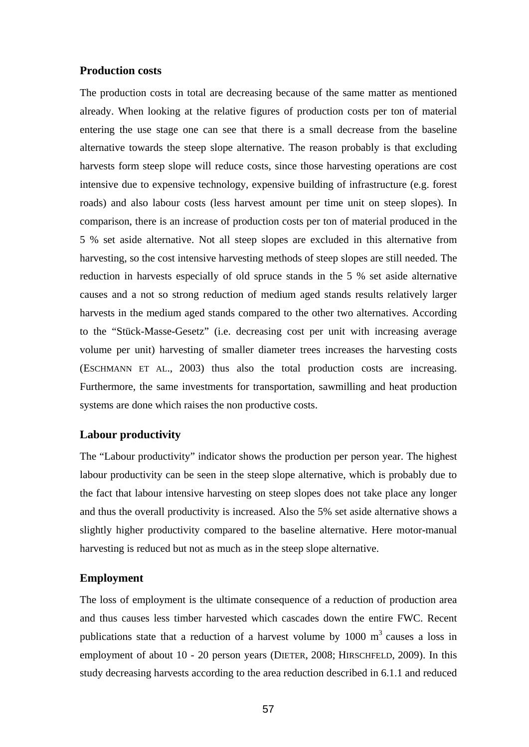### Production costs

The production costs in total are decreasing because of the same matter as mentioned already. When looking at the relative figures of production costs per ton of material entering the use stage one can see that there is a small decrease from the baseline alternative towards the steep slope alternative. The reason probably is that excluding harvests form steep slope will reduce costs, since those harvesting operations are cost intensive due to expensive technology, expensive building of infrastructure (e.g. forest roads) and also labour costs (less harvest amount per time unit on steep slopes). In comparison, there is an increase of production costs per ton of material produced in the 5 % set aside alternative. Not all steep slopes are excluded in this alternative from harvesting, so the cost intensive harvesting methods of steep slopes are still needed. The reduction in harvests especially of old spruce stands in the 5 % set aside alternative causes and a not so strong reduction of medium aged stands results relatively larger harvests in the medium aged stands compared to the other two alternatives. According to the "Stück-Masse-Gesetz" (i.e. decreasing cost per unit with increasing average volume per unit) harvesting of smaller diameter trees increases the harvesting costs (ESCHMANN ET AL., 2003) thus also the total production costs are increasing. Furthermore, the same investments for transportation, sawmilling and heat production systems are done which raises the non productive costs.

### Labour productivity

The "Labour productivity" indicator shows the production per person year. The highest labour productivity can be seen in the steep slope alternative, which is probably due to the fact that labour intensive harvesting on steep slopes does not take place any longer and thus the overall productivity is increased. Also the 5% set aside alternative shows a slightly higher productivity compared to the baseline alternative. Here motor-manual harvesting is reduced but not as much as in the steep slope alternative.

### Employment

The loss of employment is the ultimate consequence of a reduction of production area and thus causes less timber harvested which cascades down the entire FWC. Recent publications state that a reduction of a harvest volume by 1000 $m^3$ causes a loss in employment of about 10 - 20 person years (DIETER, 2008; HIRSCHFELD, 2009). In this study decreasing harvests according to the area reduction described in 6.1.1 and reduced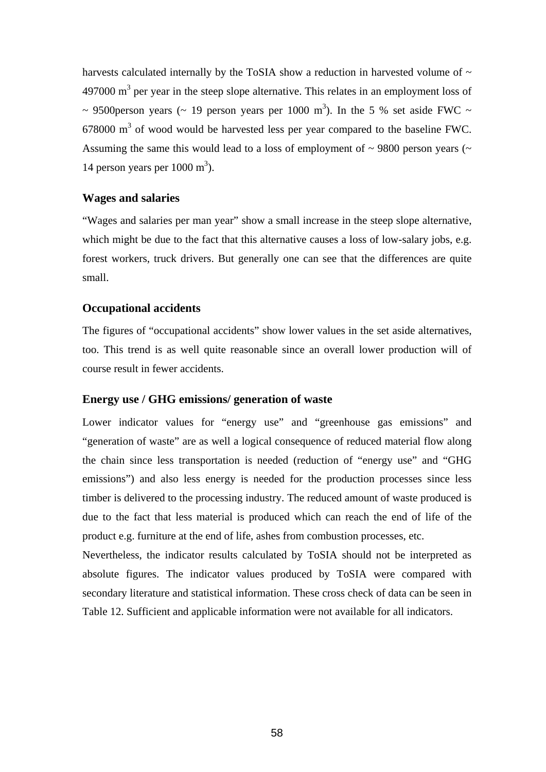harvests calculated internally by the ToSIA show a reduction in harvested volume of ~ 497000 $m^3$ per year in the steep slope alternative. This relates in an employment loss of ~ 9500person years (~ 19 person years per 1000 $m^3$). In the 5 % set aside FWC ~ 678000 $m^3$ of wood would be harvested less per year compared to the baseline FWC. Assuming the same this would lead to a loss of employment of ~ 9800 person years (~ 14 person years per 1000 $m^3$).

### Wages and salaries

"Wages and salaries per man year" show a small increase in the steep slope alternative, which might be due to the fact that this alternative causes a loss of low-salary jobs, e.g. forest workers, truck drivers. But generally one can see that the differences are quite small.

### Occupational accidents

The figures of "occupational accidents" show lower values in the set aside alternatives, too. This trend is as well quite reasonable since an overall lower production will of course result in fewer accidents.

### Energy use / GHG emissions/ generation of waste

Lower indicator values for "energy use" and "greenhouse gas emissions" and "generation of waste" are as well a logical consequence of reduced material flow along the chain since less transportation is needed (reduction of "energy use" and "GHG emissions") and also less energy is needed for the production processes since less timber is delivered to the processing industry. The reduced amount of waste produced is due to the fact that less material is produced which can reach the end of life of the product e.g. furniture at the end of life, ashes from combustion processes, etc.

Nevertheless, the indicator results calculated by ToSIA should not be interpreted as absolute figures. The indicator values produced by ToSIA were compared with secondary literature and statistical information. These cross check of data can be seen in Table 12. Sufficient and applicable information were not available for all indicators.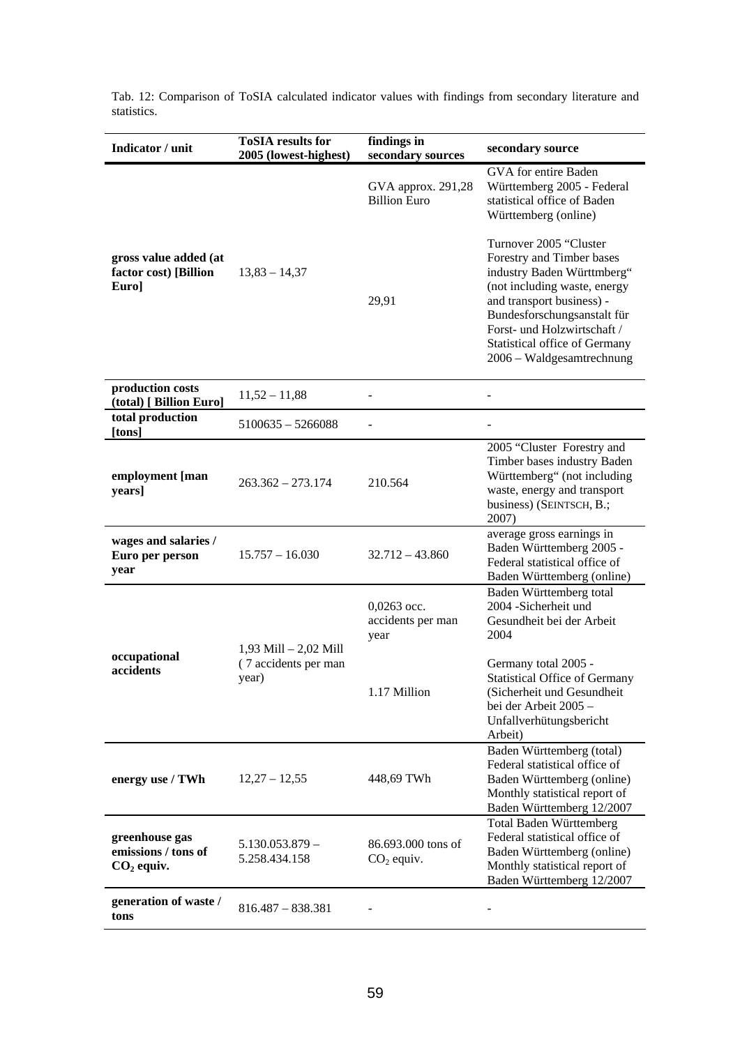Tab. 12: Comparison of ToSIA calculated indicator values with findings from secondary literature and statistics.

| Indicator / unit | ToSIA results for 2005 (lowest-highest) | findings in secondary sources | secondary source |
|---|---|---|---|
| **gross value added (at factor cost) [Billion Euro]** | 13,83 – 14,37 | GVA approx. 291,28 Billion Euro | GVA for entire Baden Württemberg 2005 - Federal statistical office of Baden Württemberg (online) |
| | | 29,91 | Turnover 2005 "Cluster Forestry and Timber bases industry Baden Württmberg" (not including waste, energy and transport business) - Bundesforschungsanstalt für Forst- und Holzwirtschaft / Statistical office of Germany 2006 – Waldgesamtrechnung |
| **production costs (total) [ Billion Euro]** | 11,52 – 11,88 | - | - |
| **total production [tons]** | 5100635 – 5266088 | - | - |
| **employment [man years]** | 263.362 – 273.174 | 210.564 | 2005 "Cluster Forestry and Timber bases industry Baden Württemberg" (not including waste, energy and transport business) (SEINTSCH, B.; 2007) |
| **wages and salaries / Euro per person year** | 15.757 – 16.030 | 32.712 – 43.860 | average gross earnings in Baden Württemberg 2005 - Federal statistical office of Baden Württemberg (online) |
| **occupational accidents** | 1,93 Mill – 2,02 Mill ( 7 accidents per man year) | 0,0263 occ. accidents per man year | Baden Württemberg total 2004 -Sicherheit und Gesundheit bei der Arbeit 2004 |
| | | 1.17 Million | Germany total 2005 - Statistical Office of Germany (Sicherheit und Gesundheit bei der Arbeit 2005 – Unfallverhütungsbericht Arbeit) |
| **energy use / TWh** | 12,27 – 12,55 | 448,69 TWh | Baden Württemberg (total) Federal statistical office of Baden Württemberg (online) Monthly statistical report of Baden Württemberg 12/2007 |
| **greenhouse gas emissions / tons of $CO_2$ equiv.** | 5.130.053.879 – 5.258.434.158 | 86.693.000 tons of $CO_2$ equiv. | Total Baden Württemberg Federal statistical office of Baden Württemberg (online) Monthly statistical report of Baden Württemberg 12/2007 |
| **generation of waste / tons** | 816.487 – 838.381 | - | - |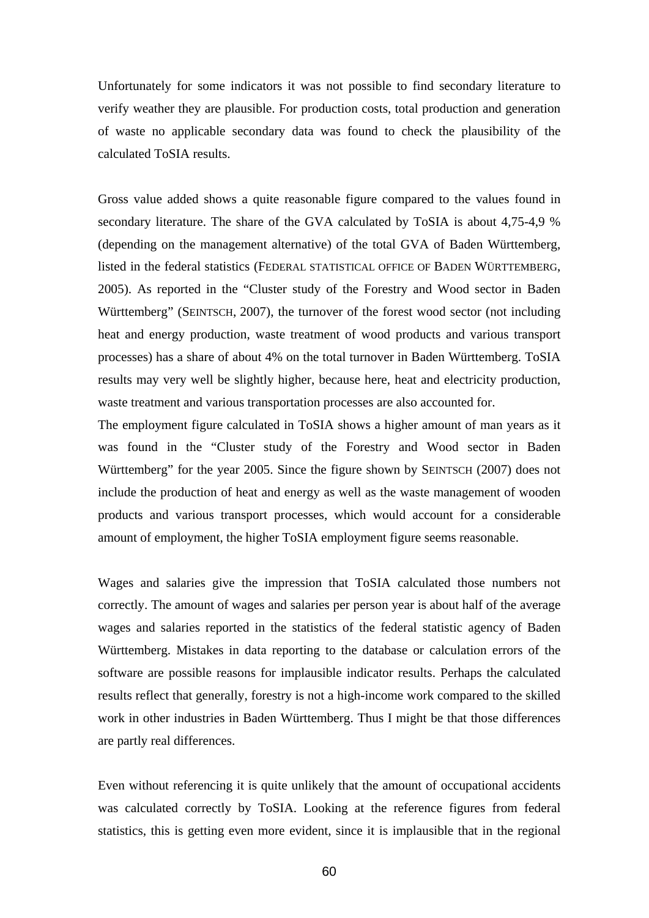Unfortunately for some indicators it was not possible to find secondary literature to verify weather they are plausible. For production costs, total production and generation of waste no applicable secondary data was found to check the plausibility of the calculated ToSIA results.

Gross value added shows a quite reasonable figure compared to the values found in secondary literature. The share of the GVA calculated by ToSIA is about 4,75-4,9 % (depending on the management alternative) of the total GVA of Baden Württemberg, listed in the federal statistics (FEDERAL STATISTICAL OFFICE OF BADEN WÜRTTEMBERG, 2005). As reported in the "Cluster study of the Forestry and Wood sector in Baden Württemberg" (SEINTSCH, 2007), the turnover of the forest wood sector (not including heat and energy production, waste treatment of wood products and various transport processes) has a share of about 4% on the total turnover in Baden Württemberg. ToSIA results may very well be slightly higher, because here, heat and electricity production, waste treatment and various transportation processes are also accounted for.

The employment figure calculated in ToSIA shows a higher amount of man years as it was found in the "Cluster study of the Forestry and Wood sector in Baden Württemberg" for the year 2005. Since the figure shown by SEINTSCH (2007) does not include the production of heat and energy as well as the waste management of wooden products and various transport processes, which would account for a considerable amount of employment, the higher ToSIA employment figure seems reasonable.

Wages and salaries give the impression that ToSIA calculated those numbers not correctly. The amount of wages and salaries per person year is about half of the average wages and salaries reported in the statistics of the federal statistic agency of Baden Württemberg. Mistakes in data reporting to the database or calculation errors of the software are possible reasons for implausible indicator results. Perhaps the calculated results reflect that generally, forestry is not a high-income work compared to the skilled work in other industries in Baden Württemberg. Thus I might be that those differences are partly real differences.

Even without referencing it is quite unlikely that the amount of occupational accidents was calculated correctly by ToSIA. Looking at the reference figures from federal statistics, this is getting even more evident, since it is implausible that in the regional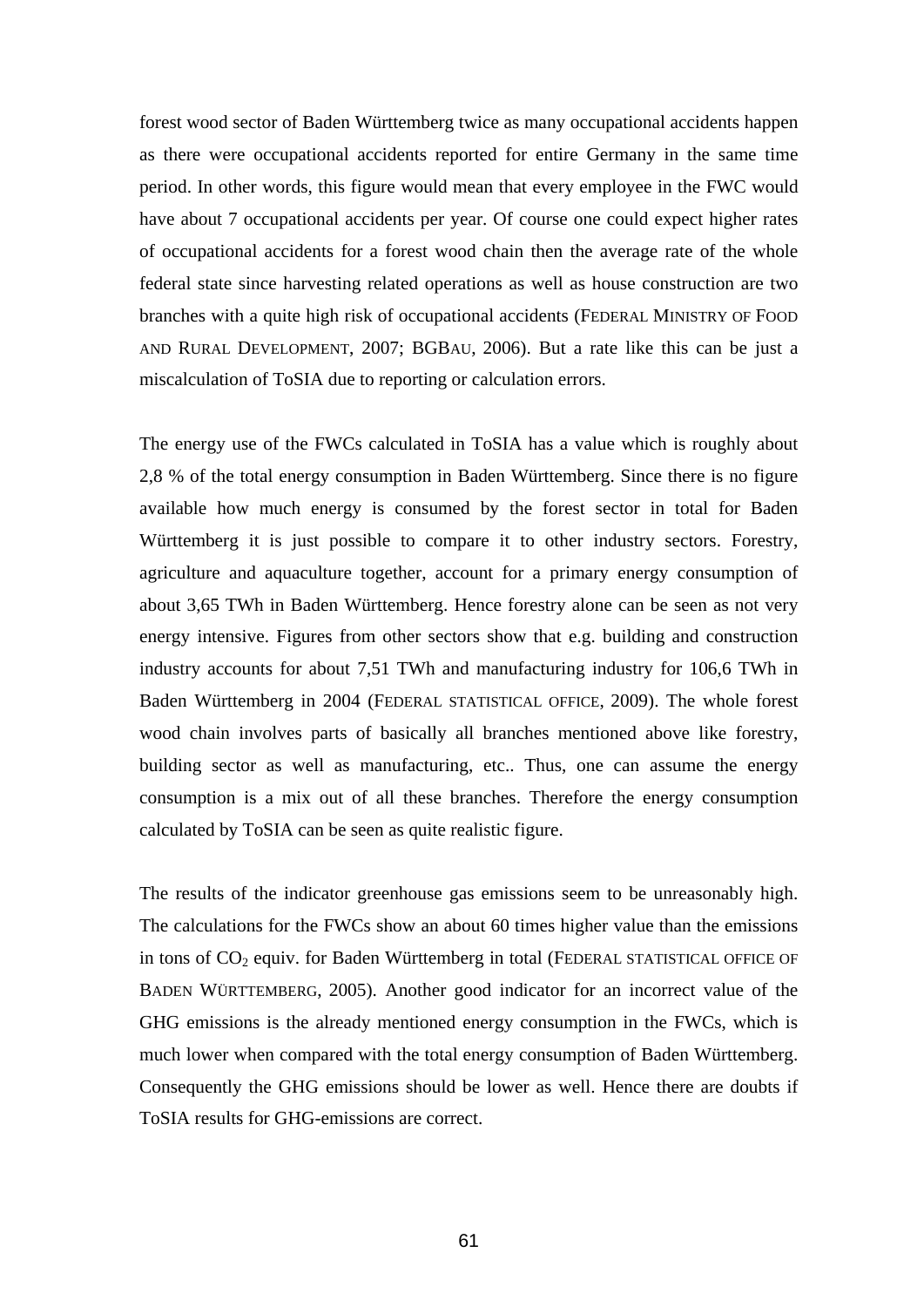forest wood sector of Baden Württemberg twice as many occupational accidents happen as there were occupational accidents reported for entire Germany in the same time period. In other words, this figure would mean that every employee in the FWC would have about 7 occupational accidents per year. Of course one could expect higher rates of occupational accidents for a forest wood chain then the average rate of the whole federal state since harvesting related operations as well as house construction are two branches with a quite high risk of occupational accidents (FEDERAL MINISTRY OF FOOD AND RURAL DEVELOPMENT, 2007; BGBAU, 2006). But a rate like this can be just a miscalculation of ToSIA due to reporting or calculation errors.

The energy use of the FWCs calculated in ToSIA has a value which is roughly about 2,8 % of the total energy consumption in Baden Württemberg. Since there is no figure available how much energy is consumed by the forest sector in total for Baden Württemberg it is just possible to compare it to other industry sectors. Forestry, agriculture and aquaculture together, account for a primary energy consumption of about 3,65 TWh in Baden Württemberg. Hence forestry alone can be seen as not very energy intensive. Figures from other sectors show that e.g. building and construction industry accounts for about 7,51 TWh and manufacturing industry for 106,6 TWh in Baden Württemberg in 2004 (FEDERAL STATISTICAL OFFICE, 2009). The whole forest wood chain involves parts of basically all branches mentioned above like forestry, building sector as well as manufacturing, etc.. Thus, one can assume the energy consumption is a mix out of all these branches. Therefore the energy consumption calculated by ToSIA can be seen as quite realistic figure.

The results of the indicator greenhouse gas emissions seem to be unreasonably high. The calculations for the FWCs show an about 60 times higher value than the emissions in tons of $CO_2$ equiv. for Baden Württemberg in total (FEDERAL STATISTICAL OFFICE OF BADEN WÜRTTEMBERG, 2005). Another good indicator for an incorrect value of the GHG emissions is the already mentioned energy consumption in the FWCs, which is much lower when compared with the total energy consumption of Baden Württemberg. Consequently the GHG emissions should be lower as well. Hence there are doubts if ToSIA results for GHG-emissions are correct.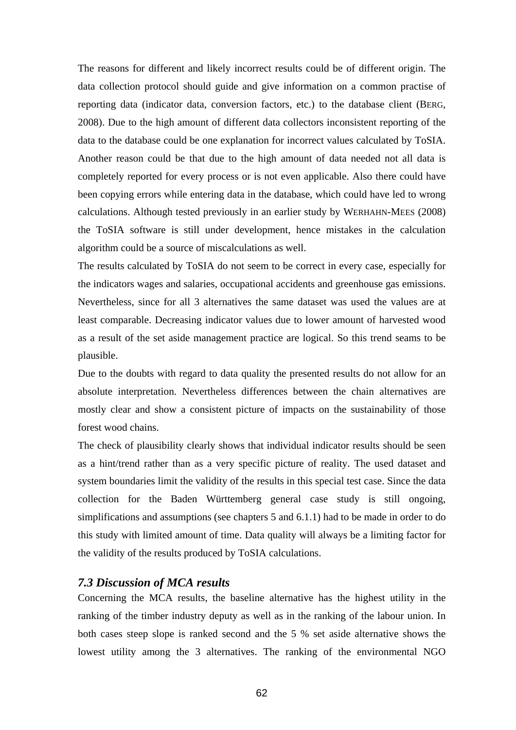The reasons for different and likely incorrect results could be of different origin. The data collection protocol should guide and give information on a common practise of reporting data (indicator data, conversion factors, etc.) to the database client (BERG, 2008). Due to the high amount of different data collectors inconsistent reporting of the data to the database could be one explanation for incorrect values calculated by ToSIA. Another reason could be that due to the high amount of data needed not all data is completely reported for every process or is not even applicable. Also there could have been copying errors while entering data in the database, which could have led to wrong calculations. Although tested previously in an earlier study by WERHAHN-MEES (2008) the ToSIA software is still under development, hence mistakes in the calculation algorithm could be a source of miscalculations as well.

The results calculated by ToSIA do not seem to be correct in every case, especially for the indicators wages and salaries, occupational accidents and greenhouse gas emissions. Nevertheless, since for all 3 alternatives the same dataset was used the values are at least comparable. Decreasing indicator values due to lower amount of harvested wood as a result of the set aside management practice are logical. So this trend seams to be plausible.

Due to the doubts with regard to data quality the presented results do not allow for an absolute interpretation. Nevertheless differences between the chain alternatives are mostly clear and show a consistent picture of impacts on the sustainability of those forest wood chains.

The check of plausibility clearly shows that individual indicator results should be seen as a hint/trend rather than as a very specific picture of reality. The used dataset and system boundaries limit the validity of the results in this special test case. Since the data collection for the Baden Württemberg general case study is still ongoing, simplifications and assumptions (see chapters 5 and 6.1.1) had to be made in order to do this study with limited amount of time. Data quality will always be a limiting factor for the validity of the results produced by ToSIA calculations.

### *7.3 Discussion of MCA results*

Concerning the MCA results, the baseline alternative has the highest utility in the ranking of the timber industry deputy as well as in the ranking of the labour union. In both cases steep slope is ranked second and the 5 % set aside alternative shows the lowest utility among the 3 alternatives. The ranking of the environmental NGO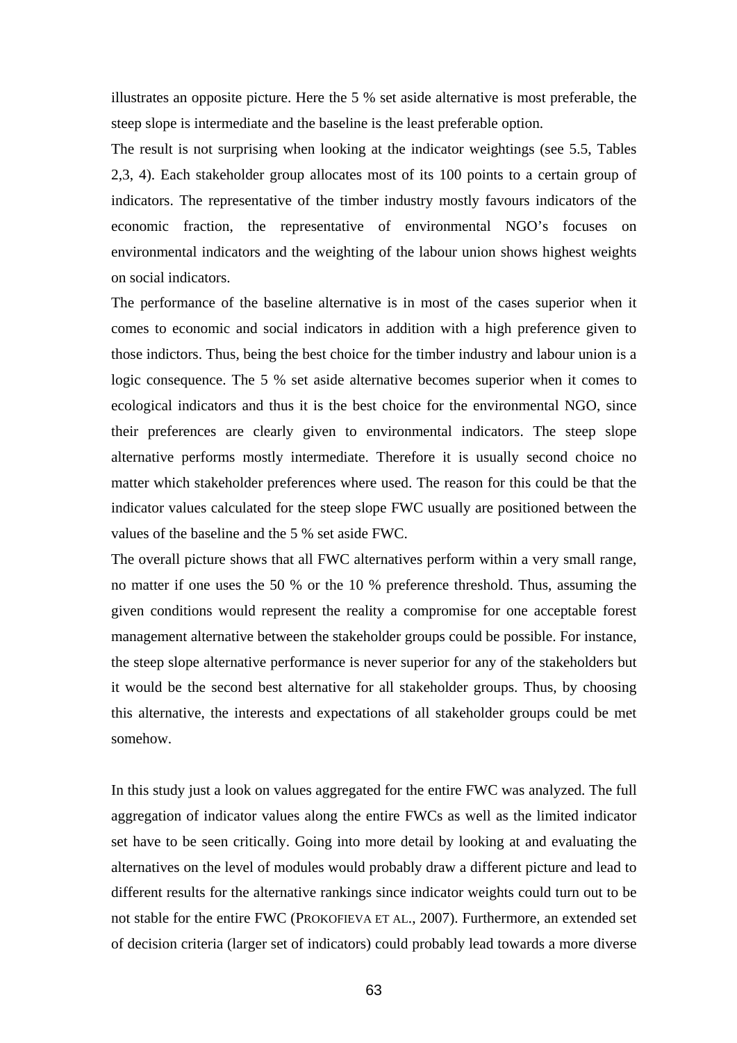illustrates an opposite picture. Here the 5 % set aside alternative is most preferable, the steep slope is intermediate and the baseline is the least preferable option.

The result is not surprising when looking at the indicator weightings (see 5.5, Tables 2,3, 4). Each stakeholder group allocates most of its 100 points to a certain group of indicators. The representative of the timber industry mostly favours indicators of the economic fraction, the representative of environmental NGO's focuses on environmental indicators and the weighting of the labour union shows highest weights on social indicators.

The performance of the baseline alternative is in most of the cases superior when it comes to economic and social indicators in addition with a high preference given to those indictors. Thus, being the best choice for the timber industry and labour union is a logic consequence. The 5 % set aside alternative becomes superior when it comes to ecological indicators and thus it is the best choice for the environmental NGO, since their preferences are clearly given to environmental indicators. The steep slope alternative performs mostly intermediate. Therefore it is usually second choice no matter which stakeholder preferences where used. The reason for this could be that the indicator values calculated for the steep slope FWC usually are positioned between the values of the baseline and the 5 % set aside FWC.

The overall picture shows that all FWC alternatives perform within a very small range, no matter if one uses the 50 % or the 10 % preference threshold. Thus, assuming the given conditions would represent the reality a compromise for one acceptable forest management alternative between the stakeholder groups could be possible. For instance, the steep slope alternative performance is never superior for any of the stakeholders but it would be the second best alternative for all stakeholder groups. Thus, by choosing this alternative, the interests and expectations of all stakeholder groups could be met somehow.

In this study just a look on values aggregated for the entire FWC was analyzed. The full aggregation of indicator values along the entire FWCs as well as the limited indicator set have to be seen critically. Going into more detail by looking at and evaluating the alternatives on the level of modules would probably draw a different picture and lead to different results for the alternative rankings since indicator weights could turn out to be not stable for the entire FWC (PROKOFIEVA ET AL., 2007). Furthermore, an extended set of decision criteria (larger set of indicators) could probably lead towards a more diverse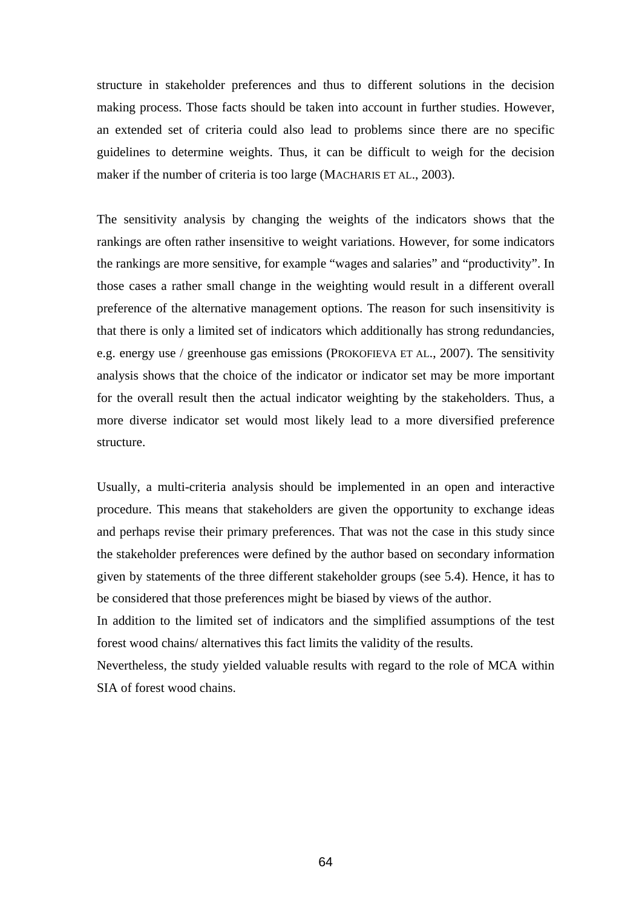structure in stakeholder preferences and thus to different solutions in the decision making process. Those facts should be taken into account in further studies. However, an extended set of criteria could also lead to problems since there are no specific guidelines to determine weights. Thus, it can be difficult to weigh for the decision maker if the number of criteria is too large (MACHARIS ET AL., 2003).

The sensitivity analysis by changing the weights of the indicators shows that the rankings are often rather insensitive to weight variations. However, for some indicators the rankings are more sensitive, for example "wages and salaries" and "productivity". In those cases a rather small change in the weighting would result in a different overall preference of the alternative management options. The reason for such insensitivity is that there is only a limited set of indicators which additionally has strong redundancies, e.g. energy use / greenhouse gas emissions (PROKOFIEVA ET AL., 2007). The sensitivity analysis shows that the choice of the indicator or indicator set may be more important for the overall result then the actual indicator weighting by the stakeholders. Thus, a more diverse indicator set would most likely lead to a more diversified preference structure.

Usually, a multi-criteria analysis should be implemented in an open and interactive procedure. This means that stakeholders are given the opportunity to exchange ideas and perhaps revise their primary preferences. That was not the case in this study since the stakeholder preferences were defined by the author based on secondary information given by statements of the three different stakeholder groups (see 5.4). Hence, it has to be considered that those preferences might be biased by views of the author.

In addition to the limited set of indicators and the simplified assumptions of the test forest wood chains/ alternatives this fact limits the validity of the results.

Nevertheless, the study yielded valuable results with regard to the role of MCA within SIA of forest wood chains.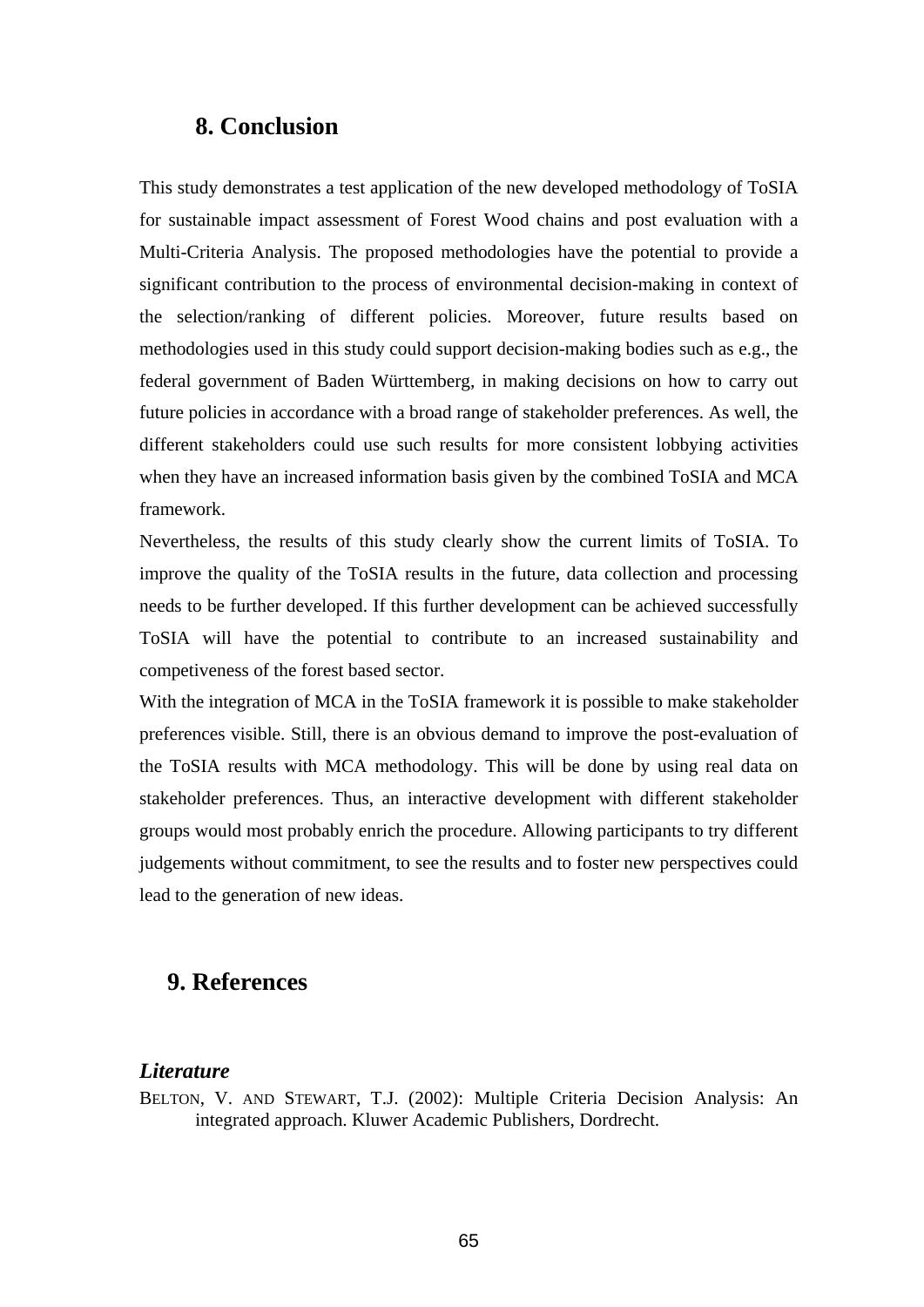## 8. Conclusion

This study demonstrates a test application of the new developed methodology of ToSIA for sustainable impact assessment of Forest Wood chains and post evaluation with a Multi-Criteria Analysis. The proposed methodologies have the potential to provide a significant contribution to the process of environmental decision-making in context of the selection/ranking of different policies. Moreover, future results based on methodologies used in this study could support decision-making bodies such as e.g., the federal government of Baden Württemberg, in making decisions on how to carry out future policies in accordance with a broad range of stakeholder preferences. As well, the different stakeholders could use such results for more consistent lobbying activities when they have an increased information basis given by the combined ToSIA and MCA framework.

Nevertheless, the results of this study clearly show the current limits of ToSIA. To improve the quality of the ToSIA results in the future, data collection and processing needs to be further developed. If this further development can be achieved successfully ToSIA will have the potential to contribute to an increased sustainability and competiveness of the forest based sector.

With the integration of MCA in the ToSIA framework it is possible to make stakeholder preferences visible. Still, there is an obvious demand to improve the post-evaluation of the ToSIA results with MCA methodology. This will be done by using real data on stakeholder preferences. Thus, an interactive development with different stakeholder groups would most probably enrich the procedure. Allowing participants to try different judgements without commitment, to see the results and to foster new perspectives could lead to the generation of new ideas.

## 9. References

### *Literature*

BELTON, V. AND STEWART, T.J. (2002): Multiple Criteria Decision Analysis: An integrated approach. Kluwer Academic Publishers, Dordrecht.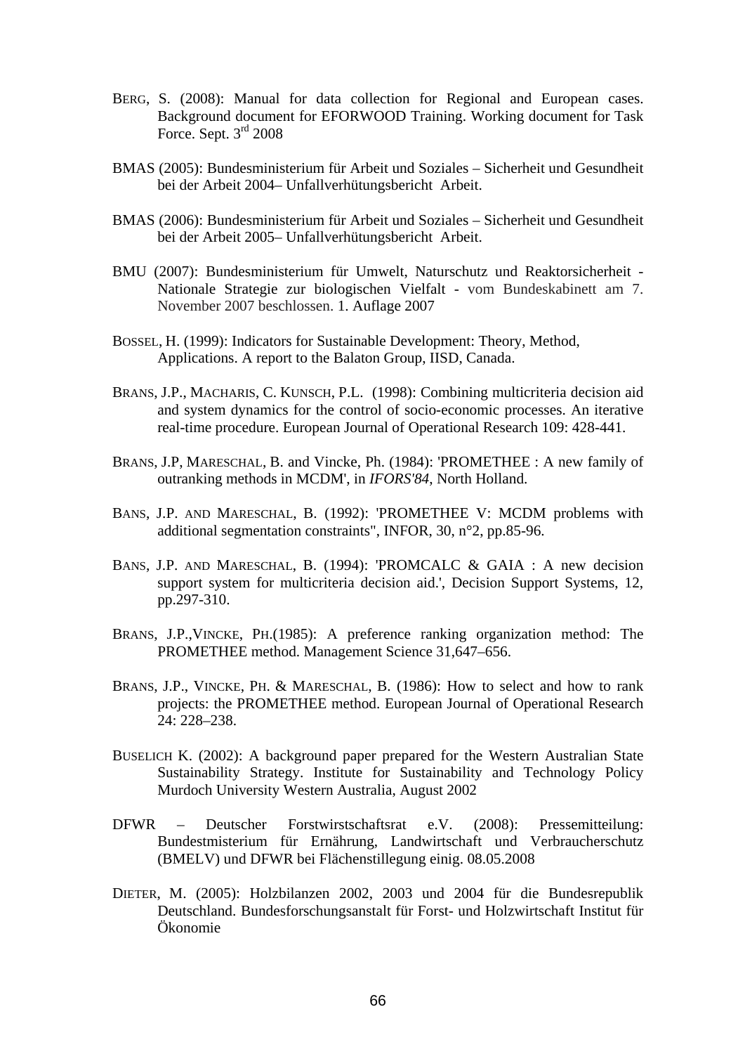BERG, S. (2008): Manual for data collection for Regional and European cases. Background document for EFORWOOD Training. Working document for Task Force. Sept. 3rd 2008

BMAS (2005): Bundesministerium für Arbeit und Soziales – Sicherheit und Gesundheit bei der Arbeit 2004– Unfallverhütungsbericht Arbeit.

BMAS (2006): Bundesministerium für Arbeit und Soziales – Sicherheit und Gesundheit bei der Arbeit 2005– Unfallverhütungsbericht Arbeit.

BMU (2007): Bundesministerium für Umwelt, Naturschutz und Reaktorsicherheit - Nationale Strategie zur biologischen Vielfalt - vom Bundeskabinett am 7. November 2007 beschlossen. 1. Auflage 2007

BOSSEL, H. (1999): Indicators for Sustainable Development: Theory, Method, Applications. A report to the Balaton Group, IISD, Canada.

BRANS, J.P., MACHARIS, C. KUNSCH, P.L. (1998): Combining multicriteria decision aid and system dynamics for the control of socio-economic processes. An iterative real-time procedure. European Journal of Operational Research 109: 428-441.

BRANS, J.P, MARESCHAL, B. and Vincke, Ph. (1984): 'PROMETHEE : A new family of outranking methods in MCDM', in *IFORS'84*, North Holland.

BANS, J.P. AND MARESCHAL, B. (1992): 'PROMETHEE V: MCDM problems with additional segmentation constraints", INFOR, 30, n°2, pp.85-96.

BANS, J.P. AND MARESCHAL, B. (1994): 'PROMCALC & GAIA : A new decision support system for multicriteria decision aid.', Decision Support Systems, 12, pp.297-310.

BRANS, J.P.,VINCKE, PH.(1985): A preference ranking organization method: The PROMETHEE method. Management Science 31,647–656.

BRANS, J.P., VINCKE, PH. & MARESCHAL, B. (1986): How to select and how to rank projects: the PROMETHEE method. European Journal of Operational Research 24: 228–238.

BUSELICH K. (2002): A background paper prepared for the Western Australian State Sustainability Strategy. Institute for Sustainability and Technology Policy Murdoch University Western Australia, August 2002

DFWR – Deutscher Forstwirstschaftsrat e.V. (2008): Pressemitteilung: Bundestmisterium für Ernährung, Landwirtschaft und Verbraucherschutz (BMELV) und DFWR bei Flächenstillegung einig. 08.05.2008

DIETER, M. (2005): Holzbilanzen 2002, 2003 und 2004 für die Bundesrepublik Deutschland. Bundesforschungsanstalt für Forst- und Holzwirtschaft Institut für Ökonomie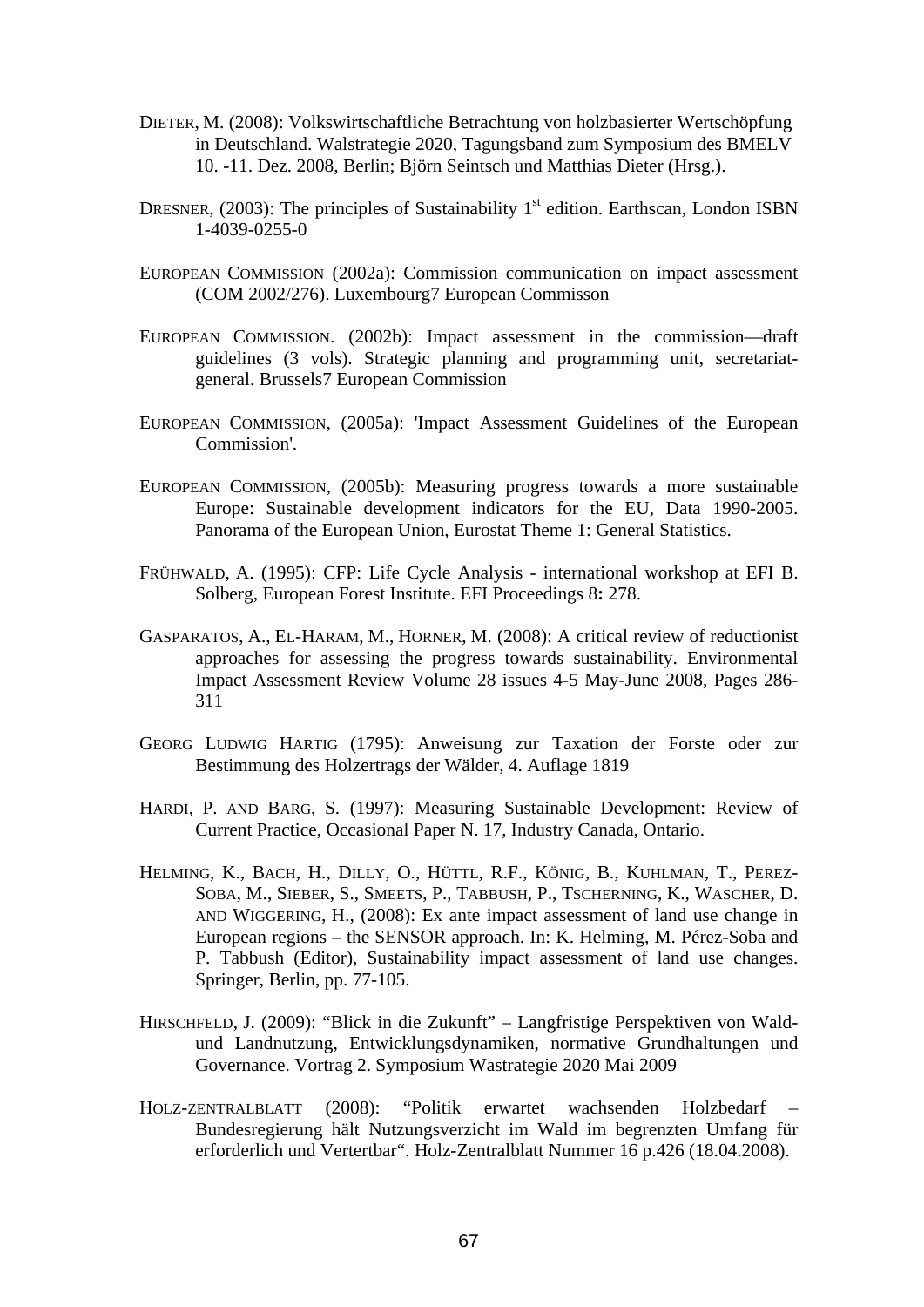DIETER, M. (2008): Volkswirtschaftliche Betrachtung von holzbasierter Wertschöpfung in Deutschland. Walstrategie 2020, Tagungsband zum Symposium des BMELV 10. -11. Dez. 2008, Berlin; Björn Seintsch und Matthias Dieter (Hrsg.).

DRESNER, (2003): The principles of Sustainability 1st edition. Earthscan, London ISBN 1-4039-0255-0

EUROPEAN COMMISSION (2002a): Commission communication on impact assessment (COM 2002/276). Luxembourg7 European Commisson

EUROPEAN COMMISSION. (2002b): Impact assessment in the commission—draft guidelines (3 vols). Strategic planning and programming unit, secretariat-general. Brussels7 European Commission

EUROPEAN COMMISSION, (2005a): 'Impact Assessment Guidelines of the European Commission'.

EUROPEAN COMMISSION, (2005b): Measuring progress towards a more sustainable Europe: Sustainable development indicators for the EU, Data 1990-2005. Panorama of the European Union, Eurostat Theme 1: General Statistics.

FRÜHWALD, A. (1995): CFP: Life Cycle Analysis - international workshop at EFI B. Solberg, European Forest Institute. EFI Proceedings 8**:** 278.

GASPARATOS, A., EL-HARAM, M., HORNER, M. (2008): A critical review of reductionist approaches for assessing the progress towards sustainability. Environmental Impact Assessment Review Volume 28 issues 4-5 May-June 2008, Pages 286-311

GEORG LUDWIG HARTIG (1795): Anweisung zur Taxation der Forste oder zur Bestimmung des Holzertrags der Wälder, 4. Auflage 1819

HARDI, P. AND BARG, S. (1997): Measuring Sustainable Development: Review of Current Practice, Occasional Paper N. 17, Industry Canada, Ontario.

HELMING, K., BACH, H., DILLY, O., HÜTTL, R.F., KÖNIG, B., KUHLMAN, T., PEREZ-SOBA, M., SIEBER, S., SMEETS, P., TABBUSH, P., TSCHERNING, K., WASCHER, D. AND WIGGERING, H., (2008): Ex ante impact assessment of land use change in European regions – the SENSOR approach. In: K. Helming, M. Pérez-Soba and P. Tabbush (Editor), Sustainability impact assessment of land use changes. Springer, Berlin, pp. 77-105.

HIRSCHFELD, J. (2009): "Blick in die Zukunft" – Langfristige Perspektiven von Wald- und Landnutzung, Entwicklungsdynamiken, normative Grundhaltungen und Governance. Vortrag 2. Symposium Wastrategie 2020 Mai 2009

HOLZ-ZENTRALBLATT (2008): "Politik erwartet wachsenden Holzbedarf – Bundesregierung hält Nutzungsverzicht im Wald im begrenzten Umfang für erforderlich und Vertertbar". Holz-Zentralblatt Nummer 16 p.426 (18.04.2008).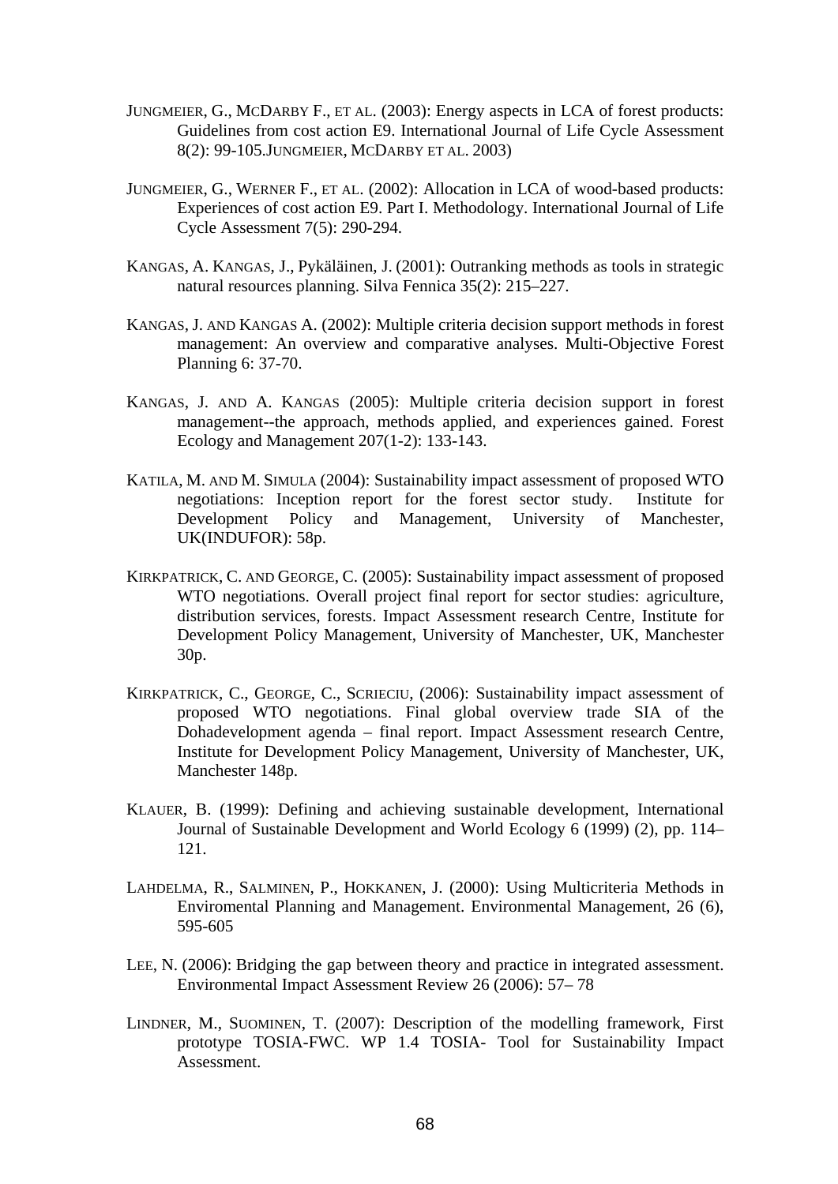JUNGMEIER, G., MCDARBY F., ET AL. (2003): Energy aspects in LCA of forest products: Guidelines from cost action E9. International Journal of Life Cycle Assessment 8(2): 99-105.JUNGMEIER, MCDARBY ET AL. 2003)

JUNGMEIER, G., WERNER F., ET AL. (2002): Allocation in LCA of wood-based products: Experiences of cost action E9. Part I. Methodology. International Journal of Life Cycle Assessment 7(5): 290-294.

KANGAS, A. KANGAS, J., Pykäläinen, J. (2001): Outranking methods as tools in strategic natural resources planning. Silva Fennica 35(2): 215–227.

KANGAS, J. AND KANGAS A. (2002): Multiple criteria decision support methods in forest management: An overview and comparative analyses. Multi-Objective Forest Planning 6: 37-70.

KANGAS, J. AND A. KANGAS (2005): Multiple criteria decision support in forest management--the approach, methods applied, and experiences gained. Forest Ecology and Management 207(1-2): 133-143.

KATILA, M. AND M. SIMULA (2004): Sustainability impact assessment of proposed WTO negotiations: Inception report for the forest sector study. Institute for Development Policy and Management, University of Manchester, UK(INDUFOR): 58p.

KIRKPATRICK, C. AND GEORGE, C. (2005): Sustainability impact assessment of proposed WTO negotiations. Overall project final report for sector studies: agriculture, distribution services, forests. Impact Assessment research Centre, Institute for Development Policy Management, University of Manchester, UK, Manchester 30p.

KIRKPATRICK, C., GEORGE, C., SCRIECIU, (2006): Sustainability impact assessment of proposed WTO negotiations. Final global overview trade SIA of the Dohadevelopment agenda – final report. Impact Assessment research Centre, Institute for Development Policy Management, University of Manchester, UK, Manchester 148p.

KLAUER, B. (1999): Defining and achieving sustainable development, International Journal of Sustainable Development and World Ecology 6 (1999) (2), pp. 114–121.

LAHDELMA, R., SALMINEN, P., HOKKANEN, J. (2000): Using Multicriteria Methods in Enviromental Planning and Management. Environmental Management, 26 (6), 595-605

LEE, N. (2006): Bridging the gap between theory and practice in integrated assessment. Environmental Impact Assessment Review 26 (2006): 57– 78

LINDNER, M., SUOMINEN, T. (2007): Description of the modelling framework, First prototype TOSIA-FWC. WP 1.4 TOSIA- Tool for Sustainability Impact Assessment.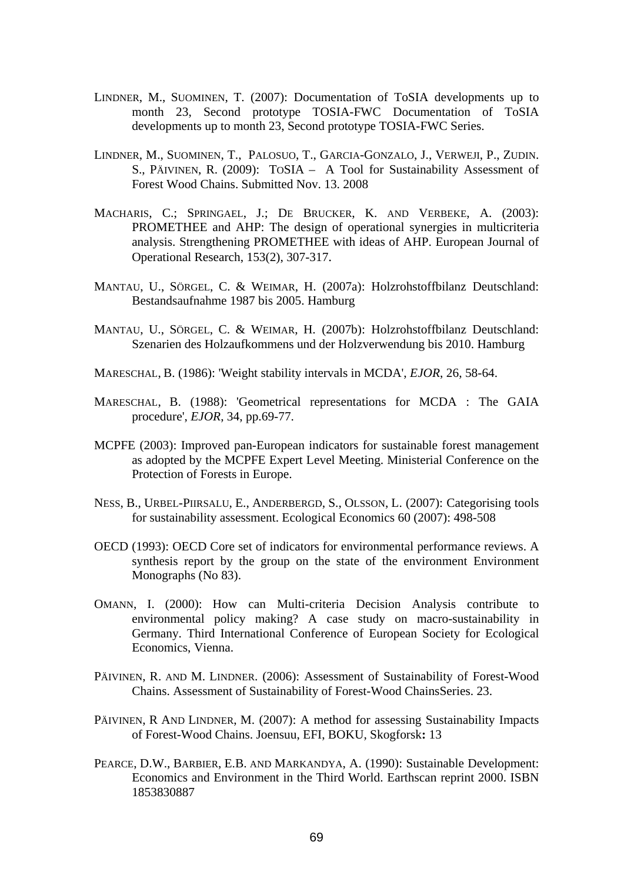LINDNER, M., SUOMINEN, T. (2007): Documentation of ToSIA developments up to month 23, Second prototype TOSIA-FWC Documentation of ToSIA developments up to month 23, Second prototype TOSIA-FWC Series.

LINDNER, M., SUOMINEN, T., PALOSUO, T., GARCIA-GONZALO, J., VERWEJI, P., ZUDIN. S., PÄIVINEN, R. (2009): TOSIA – A Tool for Sustainability Assessment of Forest Wood Chains. Submitted Nov. 13. 2008

MACHARIS, C.; SPRINGAEL, J.; DE BRUCKER, K. AND VERBEKE, A. (2003): PROMETHEE and AHP: The design of operational synergies in multicriteria analysis. Strengthening PROMETHEE with ideas of AHP. European Journal of Operational Research, 153(2), 307-317.

MANTAU, U., SÖRGEL, C. & WEIMAR, H. (2007a): Holzrohstoffbilanz Deutschland: Bestandsaufnahme 1987 bis 2005. Hamburg

MANTAU, U., SÖRGEL, C. & WEIMAR, H. (2007b): Holzrohstoffbilanz Deutschland: Szenarien des Holzaufkommens und der Holzverwendung bis 2010. Hamburg

MARESCHAL, B. (1986): 'Weight stability intervals in MCDA', *EJOR*, 26, 58-64.

MARESCHAL, B. (1988): 'Geometrical representations for MCDA : The GAIA procedure', *EJOR*, 34, pp.69-77.

MCPFE (2003): Improved pan-European indicators for sustainable forest management as adopted by the MCPFE Expert Level Meeting. Ministerial Conference on the Protection of Forests in Europe.

NESS, B., URBEL-PIIRSALU, E., ANDERBERGD, S., OLSSON, L. (2007): Categorising tools for sustainability assessment. Ecological Economics 60 (2007): 498-508

OECD (1993): OECD Core set of indicators for environmental performance reviews. A synthesis report by the group on the state of the environment Environment Monographs (No 83).

OMANN, I. (2000): How can Multi-criteria Decision Analysis contribute to environmental policy making? A case study on macro-sustainability in Germany. Third International Conference of European Society for Ecological Economics, Vienna.

PÄIVINEN, R. AND M. LINDNER. (2006): Assessment of Sustainability of Forest-Wood Chains. Assessment of Sustainability of Forest-Wood ChainsSeries. 23.

PÄIVINEN, R AND LINDNER, M. (2007): A method for assessing Sustainability Impacts of Forest-Wood Chains. Joensuu, EFI, BOKU, Skogforsk**:** 13

PEARCE, D.W., BARBIER, E.B. AND MARKANDYA, A. (1990): Sustainable Development: Economics and Environment in the Third World. Earthscan reprint 2000. ISBN 1853830887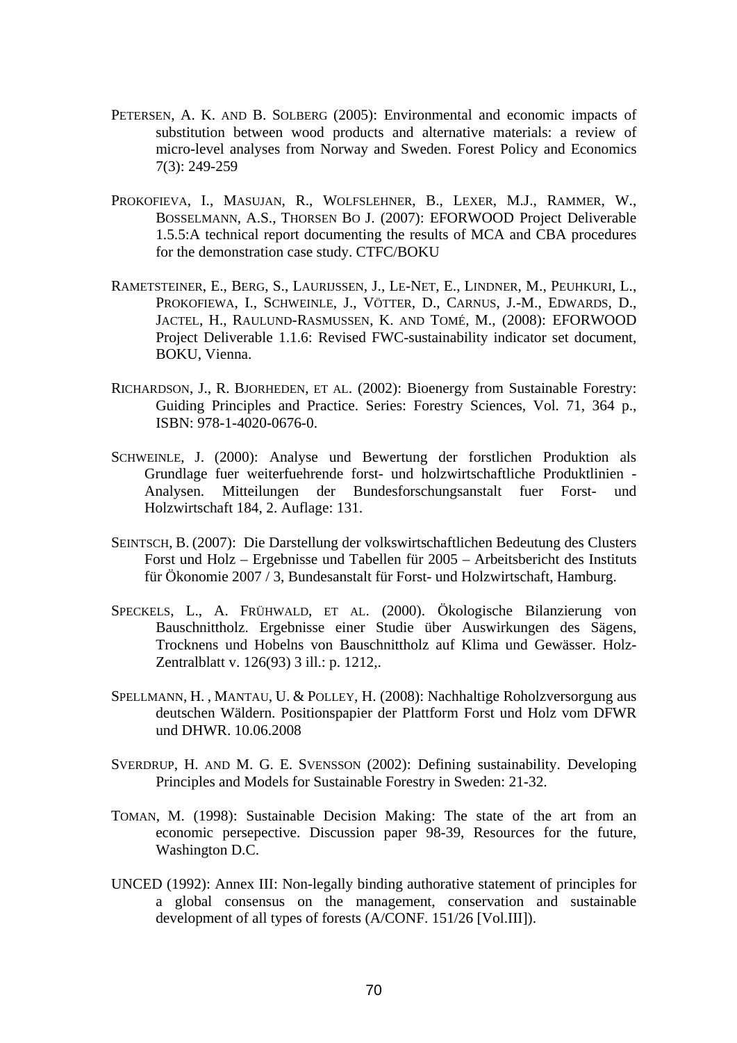PETERSEN, A. K. AND B. SOLBERG (2005): Environmental and economic impacts of substitution between wood products and alternative materials: a review of micro-level analyses from Norway and Sweden. Forest Policy and Economics 7(3): 249-259

PROKOFIEVA, I., MASUJAN, R., WOLFSLEHNER, B., LEXER, M.J., RAMMER, W., BOSSELMANN, A.S., THORSEN BO J. (2007): EFORWOOD Project Deliverable 1.5.5:A technical report documenting the results of MCA and CBA procedures for the demonstration case study. CTFC/BOKU

RAMETSTEINER, E., BERG, S., LAURIJSSEN, J., LE-NET, E., LINDNER, M., PEUHKURI, L., PROKOFIEWA, I., SCHWEINLE, J., VÖTTER, D., CARNUS, J.-M., EDWARDS, D., JACTEL, H., RAULUND-RASMUSSEN, K. AND TOMÉ, M., (2008): EFORWOOD Project Deliverable 1.1.6: Revised FWC-sustainability indicator set document, BOKU, Vienna.

RICHARDSON, J., R. BJORHEDEN, ET AL. (2002): Bioenergy from Sustainable Forestry: Guiding Principles and Practice. Series: Forestry Sciences, Vol. 71, 364 p., ISBN: 978-1-4020-0676-0.

SCHWEINLE, J. (2000): Analyse und Bewertung der forstlichen Produktion als Grundlage fuer weiterfuehrende forst- und holzwirtschaftliche Produktlinien - Analysen. Mitteilungen der Bundesforschungsanstalt fuer Forst- und Holzwirtschaft 184, 2. Auflage: 131.

SEINTSCH, B. (2007): Die Darstellung der volkswirtschaftlichen Bedeutung des Clusters Forst und Holz – Ergebnisse und Tabellen für 2005 – Arbeitsbericht des Instituts für Ökonomie 2007 / 3, Bundesanstalt für Forst- und Holzwirtschaft, Hamburg.

SPECKELS, L., A. FRÜHWALD, ET AL. (2000). Ökologische Bilanzierung von Bauschnittholz. Ergebnisse einer Studie über Auswirkungen des Sägens, Trocknens und Hobelns von Bauschnittholz auf Klima und Gewässer. Holz-Zentralblatt v. 126(93) 3 ill.: p. 1212,.

SPELLMANN, H. , MANTAU, U. & POLLEY, H. (2008): Nachhaltige Roholzversorgung aus deutschen Wäldern. Positionspapier der Plattform Forst und Holz vom DFWR und DHWR. 10.06.2008

SVERDRUP, H. AND M. G. E. SVENSSON (2002): Defining sustainability. Developing Principles and Models for Sustainable Forestry in Sweden: 21-32.

TOMAN, M. (1998): Sustainable Decision Making: The state of the art from an economic persepective. Discussion paper 98-39, Resources for the future, Washington D.C.

UNCED (1992): Annex III: Non-legally binding authorative statement of principles for a global consensus on the management, conservation and sustainable development of all types of forests (A/CONF. 151/26 [Vol.III]).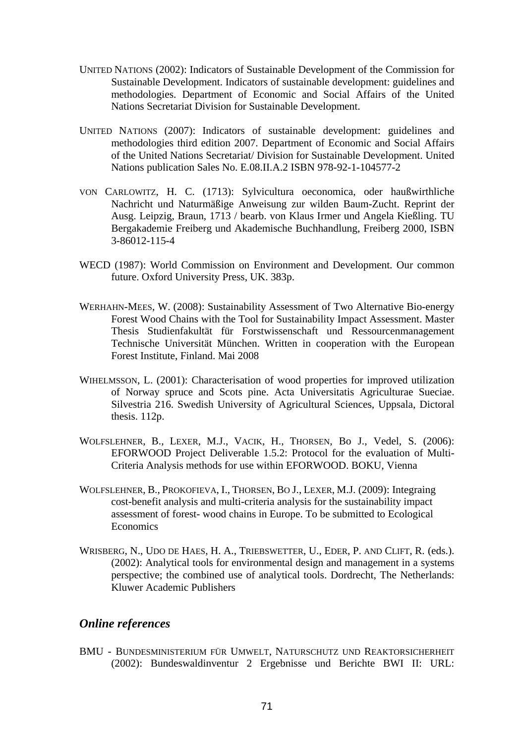UNITED NATIONS (2002): Indicators of Sustainable Development of the Commission for Sustainable Development. Indicators of sustainable development: guidelines and methodologies. Department of Economic and Social Affairs of the United Nations Secretariat Division for Sustainable Development.

UNITED NATIONS (2007): Indicators of sustainable development: guidelines and methodologies third edition 2007. Department of Economic and Social Affairs of the United Nations Secretariat/ Division for Sustainable Development. United Nations publication Sales No. E.08.II.A.2 ISBN 978-92-1-104577-2

VON CARLOWITZ, H. C. (1713): Sylvicultura oeconomica, oder haußwirthliche Nachricht und Naturmäßige Anweisung zur wilden Baum-Zucht. Reprint der Ausg. Leipzig, Braun, 1713 / bearb. von Klaus Irmer und Angela Kießling. TU Bergakademie Freiberg und Akademische Buchhandlung, Freiberg 2000, ISBN 3-86012-115-4

WECD (1987): World Commission on Environment and Development. Our common future. Oxford University Press, UK. 383p.

WERHAHN-MEES, W. (2008): Sustainability Assessment of Two Alternative Bio-energy Forest Wood Chains with the Tool for Sustainability Impact Assessment. Master Thesis Studienfakultät für Forstwissenschaft und Ressourcenmanagement Technische Universität München. Written in cooperation with the European Forest Institute, Finland. Mai 2008

WIHELMSSON, L. (2001): Characterisation of wood properties for improved utilization of Norway spruce and Scots pine. Acta Universitatis Agriculturae Sueciae. Silvestria 216. Swedish University of Agricultural Sciences, Uppsala, Dictoral thesis. 112p.

WOLFSLEHNER, B., LEXER, M.J., VACIK, H., THORSEN, Bo J., Vedel, S. (2006): EFORWOOD Project Deliverable 1.5.2: Protocol for the evaluation of Multi-Criteria Analysis methods for use within EFORWOOD. BOKU, Vienna

WOLFSLEHNER, B., PROKOFIEVA, I., THORSEN, BO J., LEXER, M.J. (2009): Integraing cost-benefit analysis and multi-criteria analysis for the sustainability impact assessment of forest- wood chains in Europe. To be submitted to Ecological Economics

WRISBERG, N., UDO DE HAES, H. A., TRIEBSWETTER, U., EDER, P. AND CLIFT, R. (eds.). (2002): Analytical tools for environmental design and management in a systems perspective; the combined use of analytical tools. Dordrecht, The Netherlands: Kluwer Academic Publishers

## *Online references*

BMU - BUNDESMINISTERIUM FÜR UMWELT, NATURSCHUTZ UND REAKTORSICHERHEIT (2002): Bundeswaldinventur 2 Ergebnisse und Berichte BWI II: URL: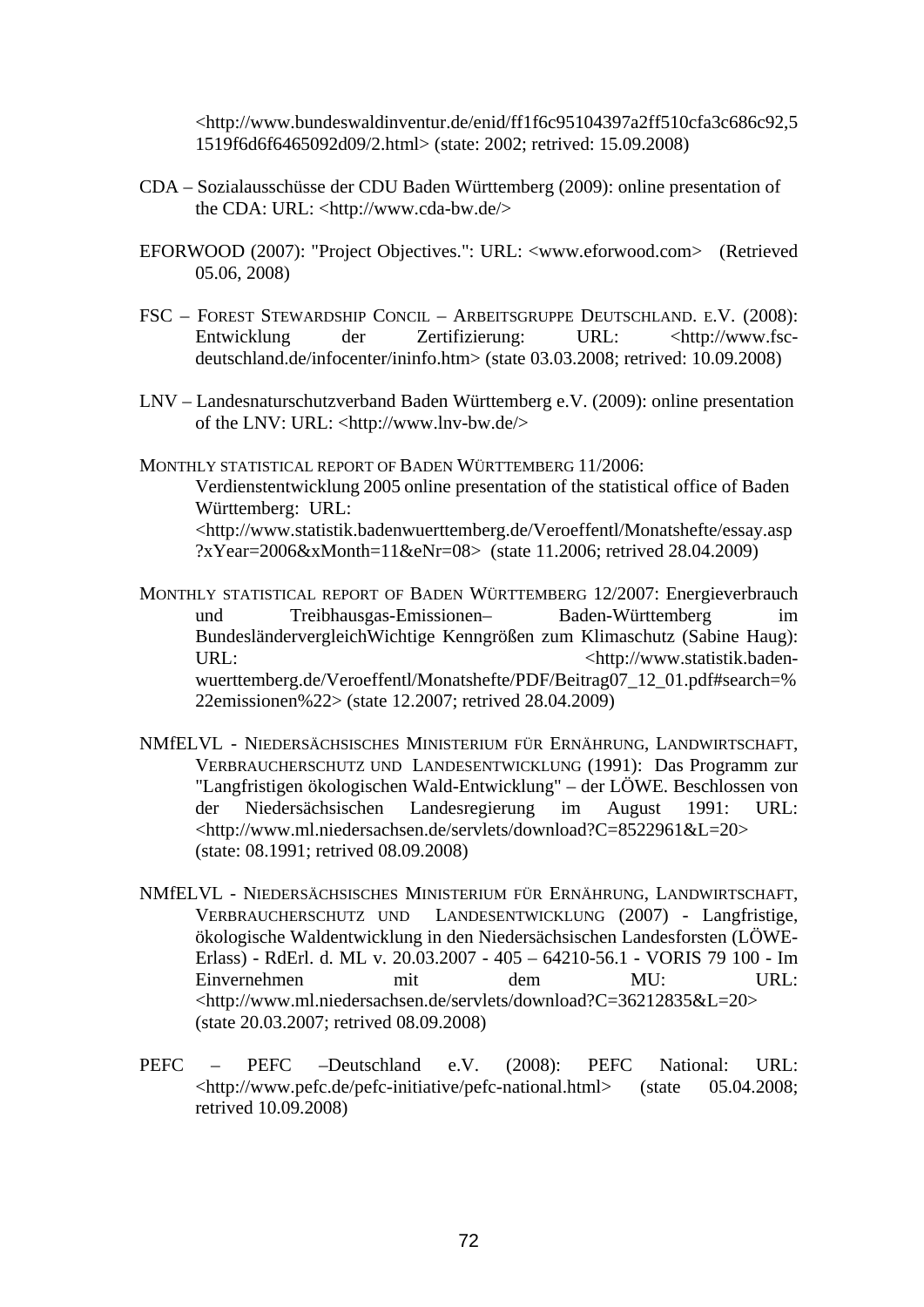<http://www.bundeswaldinventur.de/enid/ff1f6c95104397a2ff510cfa3c686c92,51519f6d6f6465092d09/2.html> (state: 2002; retrived: 15.09.2008)

CDA – Sozialausschüsse der CDU Baden Württemberg (2009): online presentation of the CDA: URL: <http://www.cda-bw.de/>

EFORWOOD (2007): "Project Objectives.": URL: <www.eforwood.com> (Retrieved 05.06, 2008)

FSC – FOREST STEWARDSHIP CONCIL – ARBEITSGRUPPE DEUTSCHLAND. E.V. (2008): Entwicklung der Zertifizierung: URL: <http://www.fsc-deutschland.de/infocenter/ininfo.htm> (state 03.03.2008; retrived: 10.09.2008)

LNV – Landesnaturschutzverband Baden Württemberg e.V. (2009): online presentation of the LNV: URL: <http://www.lnv-bw.de/>

MONTHLY STATISTICAL REPORT OF BADEN WÜRTTEMBERG 11/2006: Verdienstentwicklung 2005 online presentation of the statistical office of Baden Württemberg: URL: <http://www.statistik.badenwuerttemberg.de/Veroeffentl/Monatshefte/essay.asp?xYear=2006&xMonth=11&eNr=08> (state 11.2006; retrived 28.04.2009)

MONTHLY STATISTICAL REPORT OF BADEN WÜRTTEMBERG 12/2007: Energieverbrauch und Treibhausgas-Emissionen– Baden-Württemberg im BundesländervergleichWichtige Kenngrößen zum Klimaschutz (Sabine Haug): URL: <http://www.statistik.baden-wuerttemberg.de/Veroeffentl/Monatshefte/PDF/Beitrag07_12_01.pdf#search=%22emissionen%22> (state 12.2007; retrived 28.04.2009)

NMfELVL - NIEDERSÄCHSISCHES MINISTERIUM FÜR ERNÄHRUNG, LANDWIRTSCHAFT, VERBRAUCHERSCHUTZ UND LANDESENTWICKLUNG (1991): Das Programm zur "Langfristigen ökologischen Wald-Entwicklung" – der LÖWE. Beschlossen von der Niedersächsischen Landesregierung im August 1991: URL: <http://www.ml.niedersachsen.de/servlets/download?C=8522961&L=20> (state: 08.1991; retrived 08.09.2008)

NMfELVL - NIEDERSÄCHSISCHES MINISTERIUM FÜR ERNÄHRUNG, LANDWIRTSCHAFT, VERBRAUCHERSCHUTZ UND LANDESENTWICKLUNG (2007) - Langfristige, ökologische Waldentwicklung in den Niedersächsischen Landesforsten (LÖWE-Erlass) - RdErl. d. ML v. 20.03.2007 - 405 – 64210-56.1 - VORIS 79 100 - Im Einvernehmen mit dem MU: URL: <http://www.ml.niedersachsen.de/servlets/download?C=36212835&L=20> (state 20.03.2007; retrived 08.09.2008)

PEFC – PEFC –Deutschland e.V. (2008): PEFC National: URL: <http://www.pefc.de/pefc-initiative/pefc-national.html> (state 05.04.2008; retrived 10.09.2008)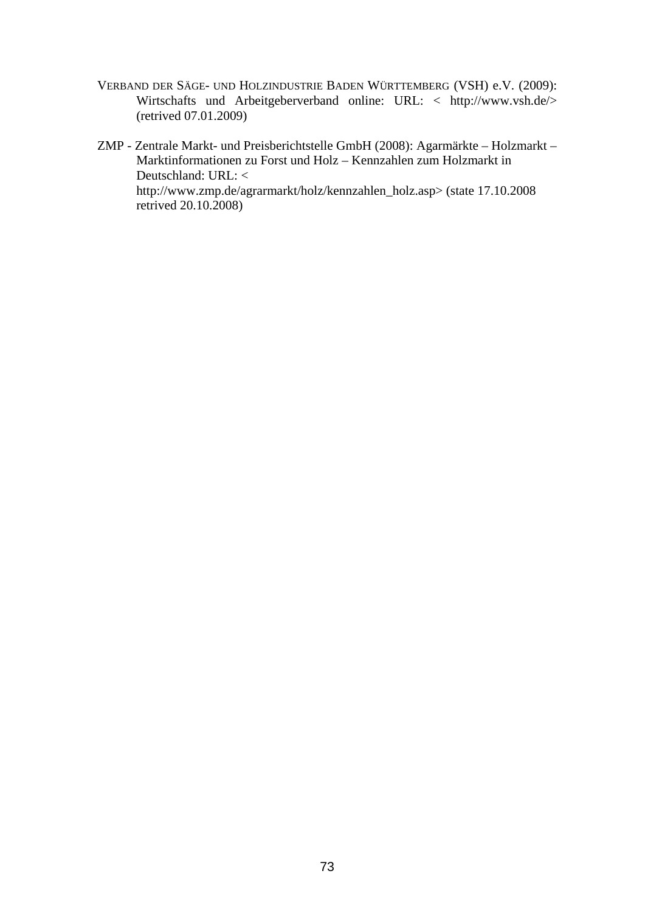VERBAND DER SÄGE- UND HOLZINDUSTRIE BADEN WÜRTTEMBERG (VSH) e.V. (2009): Wirtschafts und Arbeitgeberverband online: URL: < http://www.vsh.de/> (retrived 07.01.2009)

ZMP - Zentrale Markt- und Preisberichtstelle GmbH (2008): Agarmärkte – Holzmarkt – Marktinformationen zu Forst und Holz – Kennzahlen zum Holzmarkt in Deutschland: URL: < http://www.zmp.de/agrarmarkt/holz/kennzahlen_holz.asp> (state 17.10.2008 retrived 20.10.2008)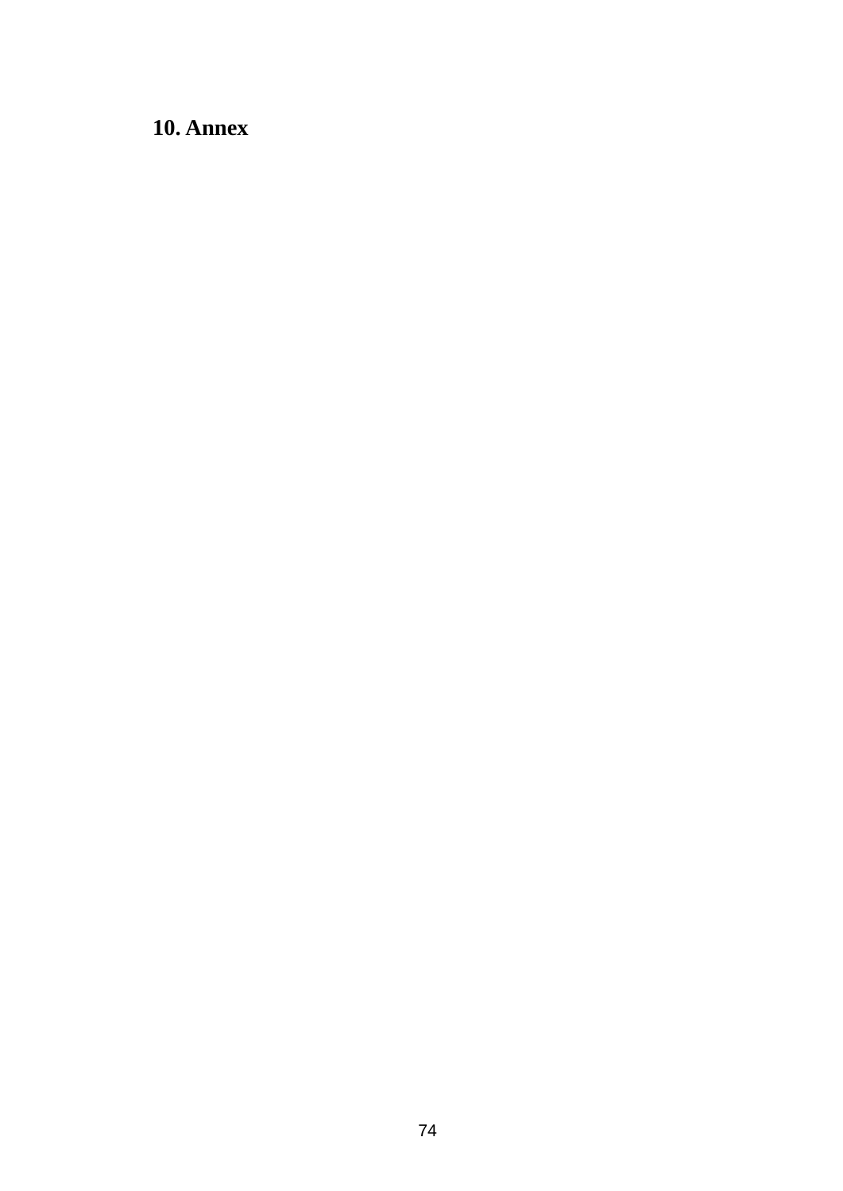# 10. Annex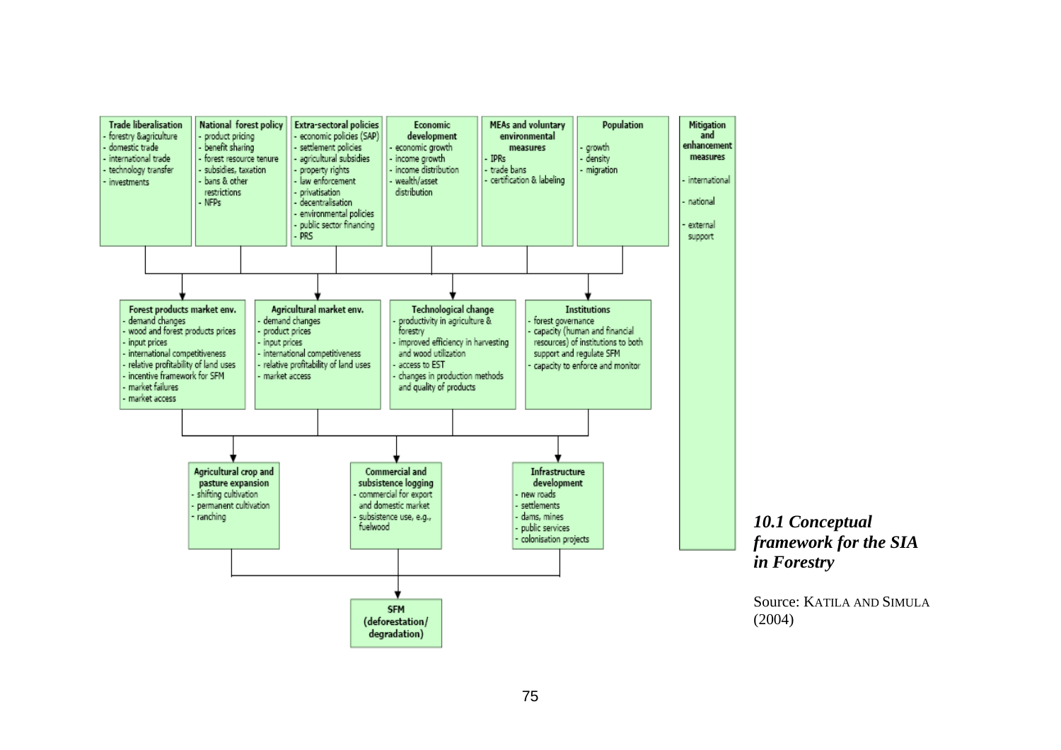Trade liberalisation
- forestry &agriculture
- domestic trade
- international trade
- technology transfer
- investments

National forest policy
- product pricing
- benefit sharing
- forest resource tenure
- subsidies, taxation
- bans & other restrictions
- NFPs

Extra-sectoral policies
- economic policies (SAP)
- settlement policies
- agricultural subsidies
- property rights
- law enforcement
- privatisation
- decentralisation
- environmental policies
- public sector financing
- PRS

Economic development
- economic growth
- income growth
- income distribution
- wealth/asset distribution

MEAs and voluntary environmental measures
- IPRs
- trade bans
- certification & labeling

Population
- growth
- density
- migration

Mitigation and enhancement measures
- international
- national
- external support

Forest products market env.
- demand changes
- wood and forest products prices
- input prices
- international competitiveness
- relative profitability of land uses
- incentive framework for SFM
- market failures
- market access

Agricultural market env.
- demand changes
- product prices
- input prices
- international competitiveness
- relative profitability of land uses
- market access

Technological change
- productivity in agriculture & forestry
- improved efficiency in harvesting and wood utilization
- access to EST
- changes in production methods and quality of products

Institutions
- forest governance
- capacity (human and financial resources) of institutions to both support and regulate SFM
- capacity to enforce and monitor

Agricultural crop and pasture expansion
- shifting cultivation
- permanent cultivation
- ranching

Commercial and subsistence logging
- commercial for export and domestic market
- subsistence use, e.g., fuelwood

Infrastructure development
- new roads
- settlements
- dams, mines
- public services
- colonisation projects

SFM (deforestation/ degradation)

***10.1 Conceptual framework for the SIA in Forestry***

Source: KATILA AND SIMULA (2004)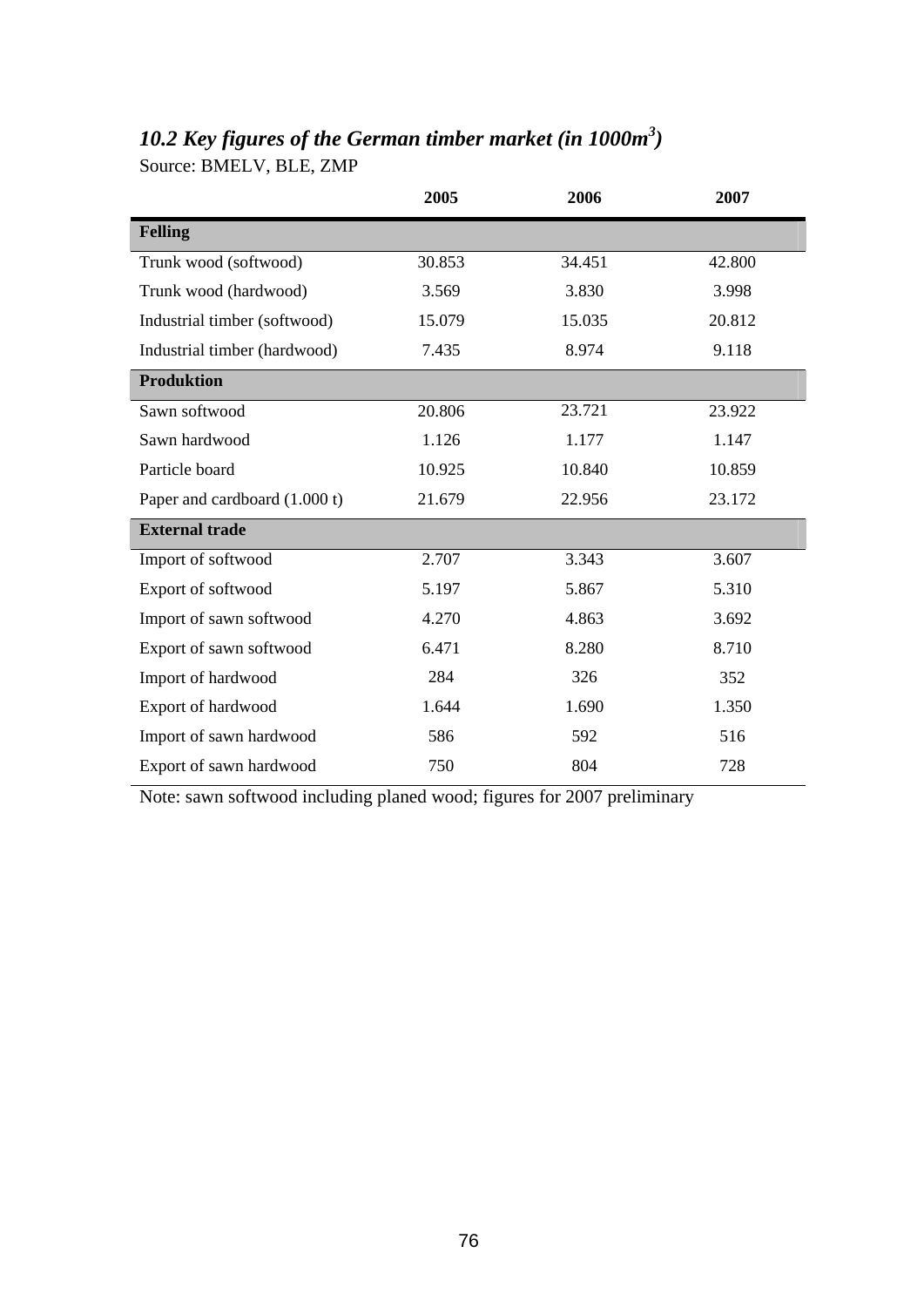## *10.2 Key figures of the German timber market (in 1000m$^3$)*

Source: BMELV, BLE, ZMP

| | 2005 | 2006 | 2007 |
|---|---|---|---|
| **Felling** | | | |
| Trunk wood (softwood) | 30.853 | 34.451 | 42.800 |
| Trunk wood (hardwood) | 3.569 | 3.830 | 3.998 |
| Industrial timber (softwood) | 15.079 | 15.035 | 20.812 |
| Industrial timber (hardwood) | 7.435 | 8.974 | 9.118 |
| **Produktion** | | | |
| Sawn softwood | 20.806 | 23.721 | 23.922 |
| Sawn hardwood | 1.126 | 1.177 | 1.147 |
| Particle board | 10.925 | 10.840 | 10.859 |
| Paper and cardboard (1.000 t) | 21.679 | 22.956 | 23.172 |
| **External trade** | | | |
| Import of softwood | 2.707 | 3.343 | 3.607 |
| Export of softwood | 5.197 | 5.867 | 5.310 |
| Import of sawn softwood | 4.270 | 4.863 | 3.692 |
| Export of sawn softwood | 6.471 | 8.280 | 8.710 |
| Import of hardwood | 284 | 326 | 352 |
| Export of hardwood | 1.644 | 1.690 | 1.350 |
| Import of sawn hardwood | 586 | 592 | 516 |
| Export of sawn hardwood | 750 | 804 | 728 |

Note: sawn softwood including planed wood; figures for 2007 preliminary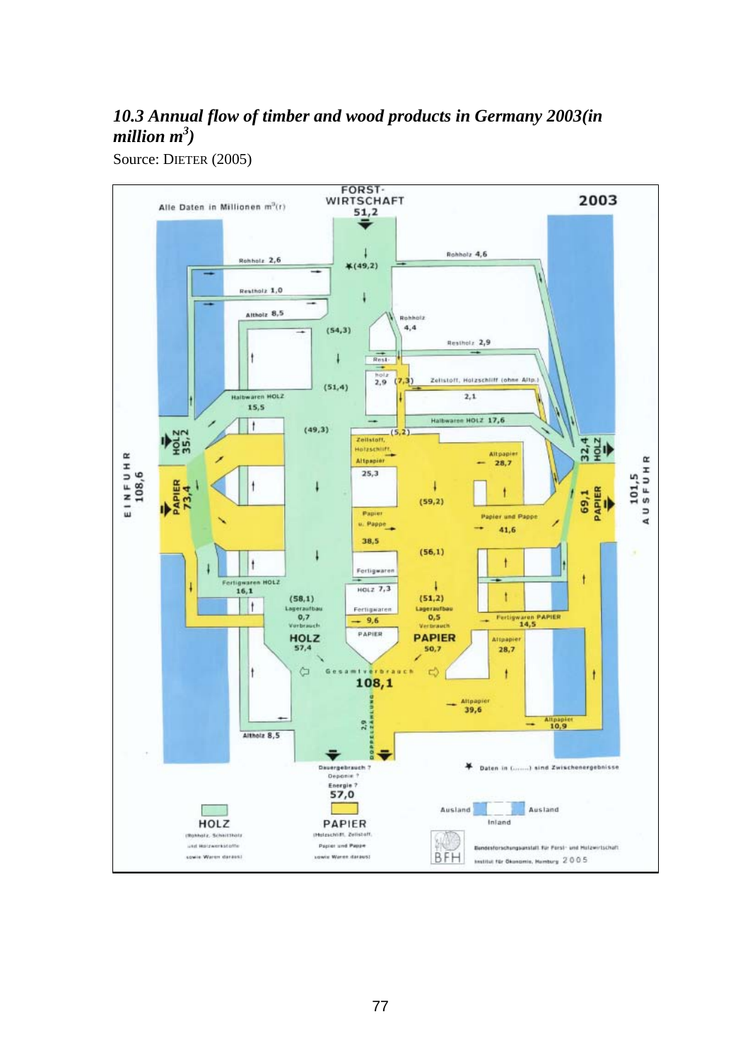## *10.3 Annual flow of timber and wood products in Germany 2003(in million $m^3$)*

Source: DIETER (2005)

FORST-WIRTSCHAFT 51,2

2003

Alle Daten in Millionen $m^3$(r)

Rohholz 2,6

(49,2)

Rohholz 4,6

Restholz 1,0

Altholz 8,5

Rohholz 4,4

(54,3)

Restholz 2,9

Rest-holz 2,9

(7,3)

Zellstoff, Holzschliff (ohne Altp.) 2,1

(51,4)

Halbwaren HOLZ 15,5

Halbwaren HOLZ 17,6

(49,3)

(5,2)

HOLZ 35,2

Zellstoff, Holzschliff, Altpapier 25,3

Altpapier 28,7

HOLZ 32,4

EINFUHR 108,6

PAPIER 73,4

(59,2)

PAPIER 69,1

AUSFUHR 101,5

Papier u. Pappe 38,5

Papier und Pappe 41,6

(56,1)

Fertigwaren HOLZ 16,1

Fertigwaren HOLZ 7,3

(58,1) Lageraufbau 0,7 Verbrauch

Fertigwaren 9,6 PAPIER

(51,2) Lageraufbau 0,5 Verbrauch

Fertigwaren PAPIER 14,5

HOLZ 57,4

PAPIER 50,7

Altpapier 28,7

Gesamtverbrauch 108,1

Altpapier 39,6

2,9 DOPPELZÄHLUNG

Altpapier 10,9

Altholz 8,5

Dauergebrauch ? Deponie ? Energie ? 57,0

Daten in (.......) sind Zwischenergebnisse

HOLZ (Rohholz, Schnittholz und Holzwerkstoffe sowie Waren daraus)

PAPIER (Holzschliff, Zellstoff, Papier und Pappe sowie Waren daraus)

Ausland Inland Ausland

BFH Bundesforschungsanstalt für Forst- und Holzwirtschaft Institut für Ökonomie, Hamburg 2005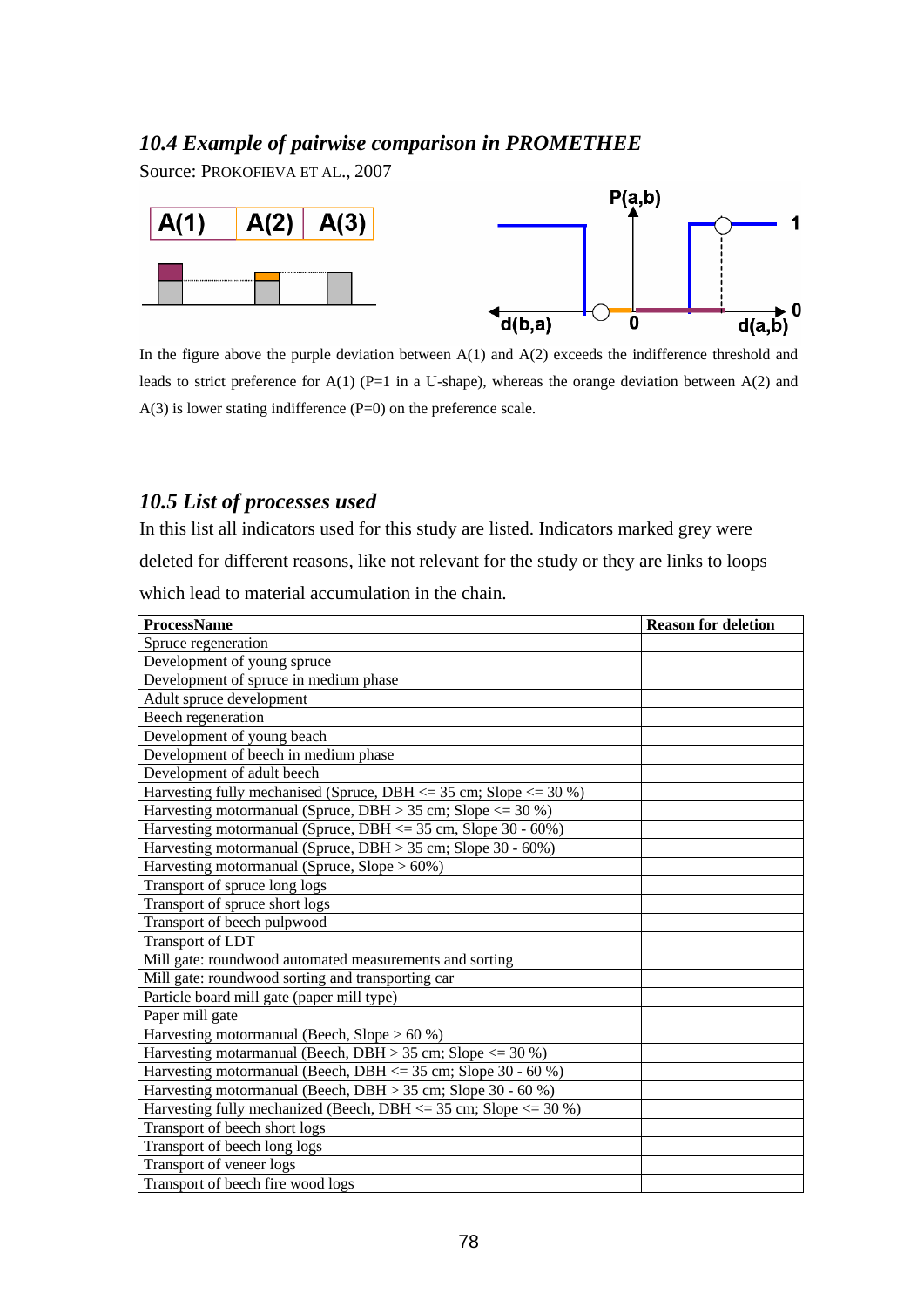### *10.4 Example of pairwise comparison in PROMETHEE*

Source: PROKOFIEVA ET AL., 2007

A(1) A(2) A(3)

P(a,b)
1
0
d(b,a)
0
d(a,b)

In the figure above the purple deviation between A(1) and A(2) exceeds the indifference threshold and leads to strict preference for A(1) (P=1 in a U-shape), whereas the orange deviation between A(2) and A(3) is lower stating indifference (P=0) on the preference scale.

### *10.5 List of processes used*

In this list all indicators used for this study are listed. Indicators marked grey were deleted for different reasons, like not relevant for the study or they are links to loops which lead to material accumulation in the chain.

| **ProcessName** | **Reason for deletion** |
|---|---|
| Spruce regeneration | |
| Development of young spruce | |
| Development of spruce in medium phase | |
| Adult spruce development | |
| Beech regeneration | |
| Development of young beach | |
| Development of beech in medium phase | |
| Development of adult beech | |
| Harvesting fully mechanised (Spruce, DBH <= 35 cm; Slope <= 30 %) | |
| Harvesting motormanual (Spruce, DBH > 35 cm; Slope <= 30 %) | |
| Harvesting motormanual (Spruce, DBH <= 35 cm, Slope 30 - 60%) | |
| Harvesting motormanual (Spruce, DBH > 35 cm; Slope 30 - 60%) | |
| Harvesting motormanual (Spruce, Slope > 60%) | |
| Transport of spruce long logs | |
| Transport of spruce short logs | |
| Transport of beech pulpwood | |
| Transport of LDT | |
| Mill gate: roundwood automated measurements and sorting | |
| Mill gate: roundwood sorting and transporting car | |
| Particle board mill gate (paper mill type) | |
| Paper mill gate | |
| Harvesting motormanual (Beech, Slope > 60 %) | |
| Harvesting motarmanual (Beech, DBH > 35 cm; Slope <= 30 %) | |
| Harvesting motormanual (Beech, DBH <= 35 cm; Slope 30 - 60 %) | |
| Harvesting motormanual (Beech, DBH > 35 cm; Slope 30 - 60 %) | |
| Harvesting fully mechanized (Beech, DBH <= 35 cm; Slope <= 30 %) | |
| Transport of beech short logs | |
| Transport of beech long logs | |
| Transport of veneer logs | |
| Transport of beech fire wood logs | |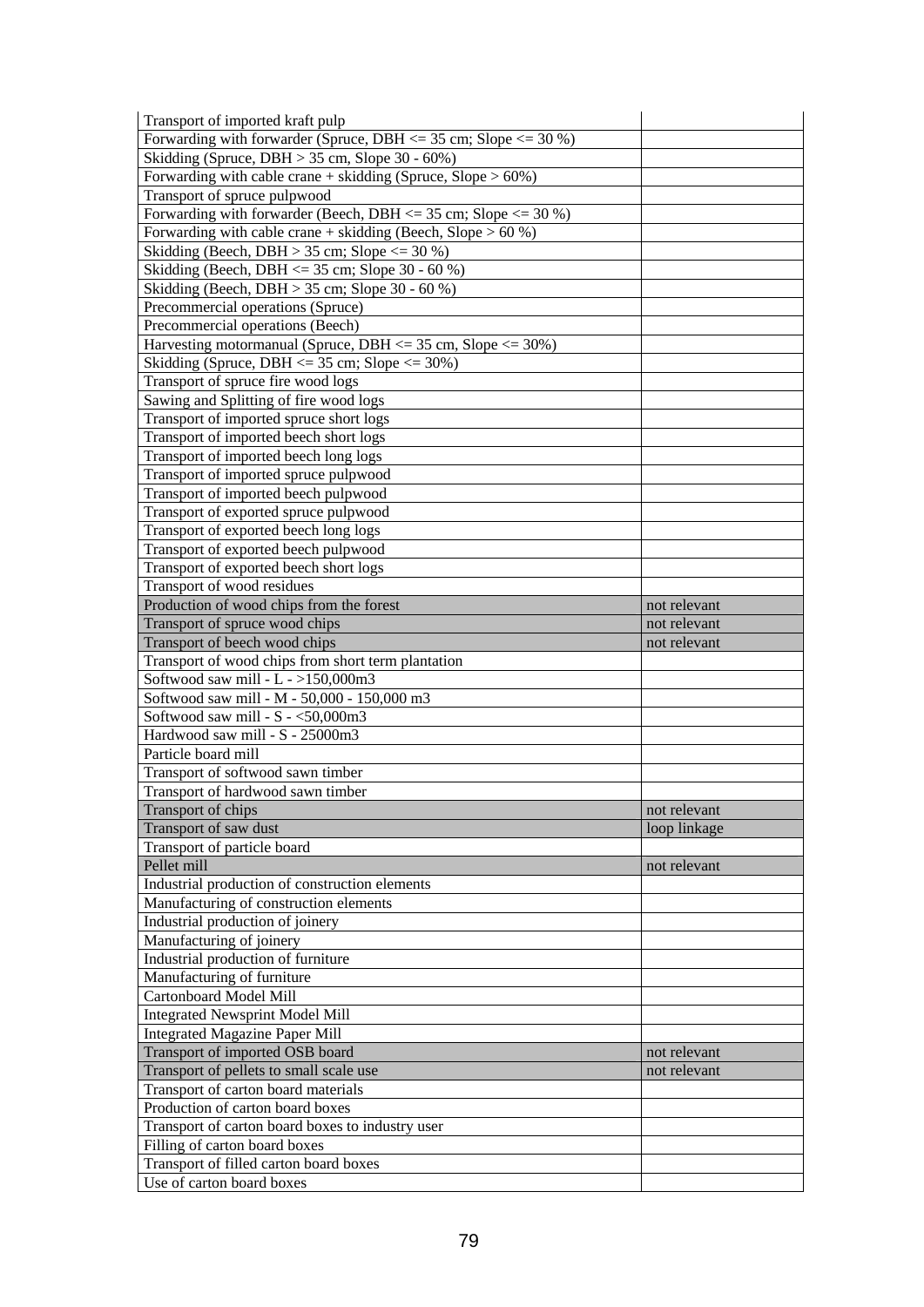| | |
|---|---|
| Transport of imported kraft pulp | |
| Forwarding with forwarder (Spruce, DBH <= 35 cm; Slope <= 30 %) | |
| Skidding (Spruce, DBH > 35 cm, Slope 30 - 60%) | |
| Forwarding with cable crane + skidding (Spruce, Slope > 60%) | |
| Transport of spruce pulpwood | |
| Forwarding with forwarder (Beech, DBH <= 35 cm; Slope <= 30 %) | |
| Forwarding with cable crane + skidding (Beech, Slope > 60 %) | |
| Skidding (Beech, DBH > 35 cm; Slope <= 30 %) | |
| Skidding (Beech, DBH <= 35 cm; Slope 30 - 60 %) | |
| Skidding (Beech, DBH > 35 cm; Slope 30 - 60 %) | |
| Precommercial operations (Spruce) | |
| Precommercial operations (Beech) | |
| Harvesting motormanual (Spruce, DBH <= 35 cm, Slope <= 30%) | |
| Skidding (Spruce, DBH <= 35 cm; Slope <= 30%) | |
| Transport of spruce fire wood logs | |
| Sawing and Splitting of fire wood logs | |
| Transport of imported spruce short logs | |
| Transport of imported beech short logs | |
| Transport of imported beech long logs | |
| Transport of imported spruce pulpwood | |
| Transport of imported beech pulpwood | |
| Transport of exported spruce pulpwood | |
| Transport of exported beech long logs | |
| Transport of exported beech pulpwood | |
| Transport of exported beech short logs | |
| Transport of wood residues | |
| Production of wood chips from the forest | not relevant |
| Transport of spruce wood chips | not relevant |
| Transport of beech wood chips | not relevant |
| Transport of wood chips from short term plantation | |
| Softwood saw mill - L - >150,000m3 | |
| Softwood saw mill - M - 50,000 - 150,000 m3 | |
| Softwood saw mill - S - <50,000m3 | |
| Hardwood saw mill - S - 25000m3 | |
| Particle board mill | |
| Transport of softwood sawn timber | |
| Transport of hardwood sawn timber | |
| Transport of chips | not relevant |
| Transport of saw dust | loop linkage |
| Transport of particle board | |
| Pellet mill | not relevant |
| Industrial production of construction elements | |
| Manufacturing of construction elements | |
| Industrial production of joinery | |
| Manufacturing of joinery | |
| Industrial production of furniture | |
| Manufacturing of furniture | |
| Cartonboard Model Mill | |
| Integrated Newsprint Model Mill | |
| Integrated Magazine Paper Mill | |
| Transport of imported OSB board | not relevant |
| Transport of pellets to small scale use | not relevant |
| Transport of carton board materials | |
| Production of carton board boxes | |
| Transport of carton board boxes to industry user | |
| Filling of carton board boxes | |
| Transport of filled carton board boxes | |
| Use of carton board boxes | |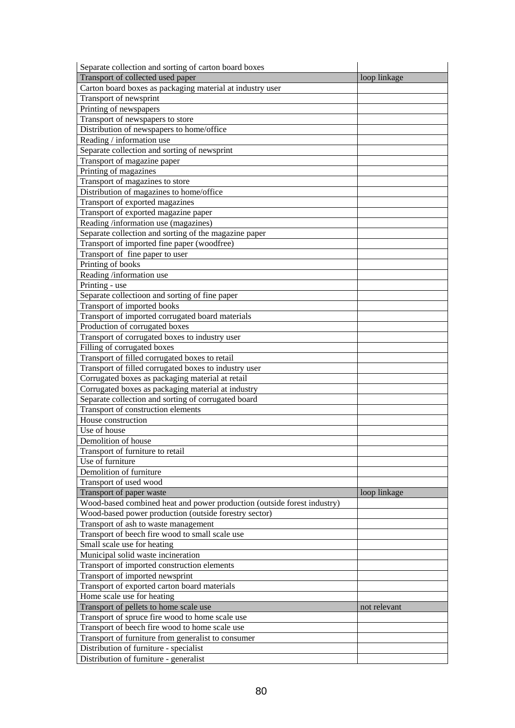| | |
|---|---|
| Separate collection and sorting of carton board boxes | |
| Transport of collected used paper | loop linkage |
| Carton board boxes as packaging material at industry user | |
| Transport of newsprint | |
| Printing of newspapers | |
| Transport of newspapers to store | |
| Distribution of newspapers to home/office | |
| Reading / information use | |
| Separate collection and sorting of newsprint | |
| Transport of magazine paper | |
| Printing of magazines | |
| Transport of magazines to store | |
| Distribution of magazines to home/office | |
| Transport of exported magazines | |
| Transport of exported magazine paper | |
| Reading /information use (magazines) | |
| Separate collection and sorting of the magazine paper | |
| Transport of imported fine paper (woodfree) | |
| Transport of  fine paper to user | |
| Printing of books | |
| Reading /information use | |
| Printing - use | |
| Separate collectioon and sorting of fine paper | |
| Transport of imported books | |
| Transport of imported corrugated board materials | |
| Production of corrugated boxes | |
| Transport of corrugated boxes to industry user | |
| Filling of corrugated boxes | |
| Transport of filled corrugated boxes to retail | |
| Transport of filled corrugated boxes to industry user | |
| Corrugated boxes as packaging material at retail | |
| Corrugated boxes as packaging material at industry | |
| Separate collection and sorting of corrugated board | |
| Transport of construction elements | |
| House construction | |
| Use of house | |
| Demolition of house | |
| Transport of furniture to retail | |
| Use of furniture | |
| Demolition of furniture | |
| Transport of used wood | |
| Transport of paper waste | loop linkage |
| Wood-based combined heat and power production (outside forest industry) | |
| Wood-based power production (outside forestry sector) | |
| Transport of ash to waste management | |
| Transport of beech fire wood to small scale use | |
| Small scale use for heating | |
| Municipal solid waste incineration | |
| Transport of imported construction elements | |
| Transport of imported newsprint | |
| Transport of exported carton board materials | |
| Home scale use for heating | |
| Transport of pellets to home scale use | not relevant |
| Transport of spruce fire wood to home scale use | |
| Transport of beech fire wood to home scale use | |
| Transport of furniture from generalist to consumer | |
| Distribution of furniture - specialist | |
| Distribution of furniture - generalist | |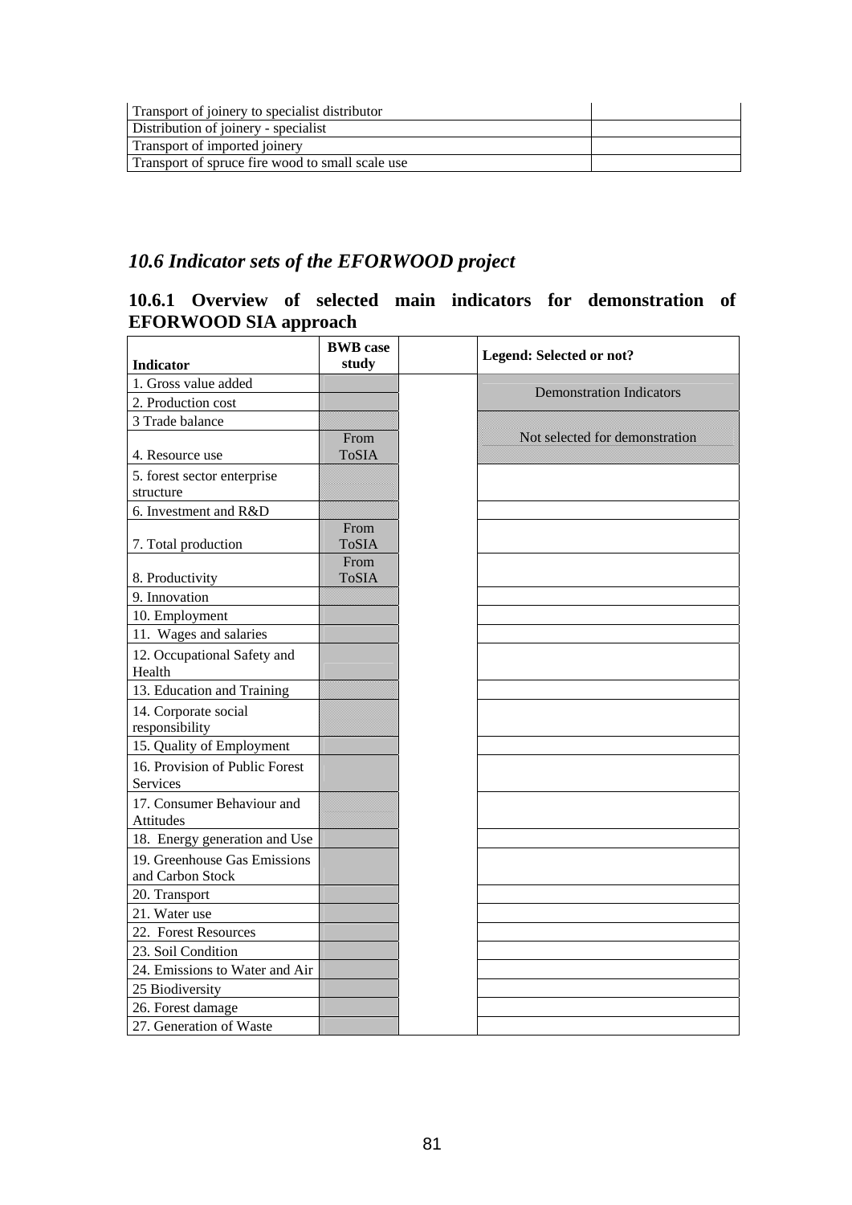| | |
|---|---|
| Transport of joinery to specialist distributor | |
| Distribution of joinery - specialist | |
| Transport of imported joinery | |
| Transport of spruce fire wood to small scale use | |

## *10.6 Indicator sets of the EFORWOOD project*

### 10.6.1 Overview of selected main indicators for demonstration of EFORWOOD SIA approach

| Indicator | BWB case study | | Legend: Selected or not? |
|---|---|---|---|
| 1. Gross value added | | | Demonstration Indicators |
| 2. Production cost | | | |
| 3 Trade balance | | | Not selected for demonstration |
| 4. Resource use | From ToSIA | | |
| 5. forest sector enterprise structure | | | |
| 6. Investment and R&D | | | |
| 7. Total production | From ToSIA | | |
| 8. Productivity | From ToSIA | | |
| 9. Innovation | | | |
| 10. Employment | | | |
| 11. Wages and salaries | | | |
| 12. Occupational Safety and Health | | | |
| 13. Education and Training | | | |
| 14. Corporate social responsibility | | | |
| 15. Quality of Employment | | | |
| 16. Provision of Public Forest Services | | | |
| 17. Consumer Behaviour and Attitudes | | | |
| 18. Energy generation and Use | | | |
| 19. Greenhouse Gas Emissions and Carbon Stock | | | |
| 20. Transport | | | |
| 21. Water use | | | |
| 22. Forest Resources | | | |
| 23. Soil Condition | | | |
| 24. Emissions to Water and Air | | | |
| 25 Biodiversity | | | |
| 26. Forest damage | | | |
| 27. Generation of Waste | | | |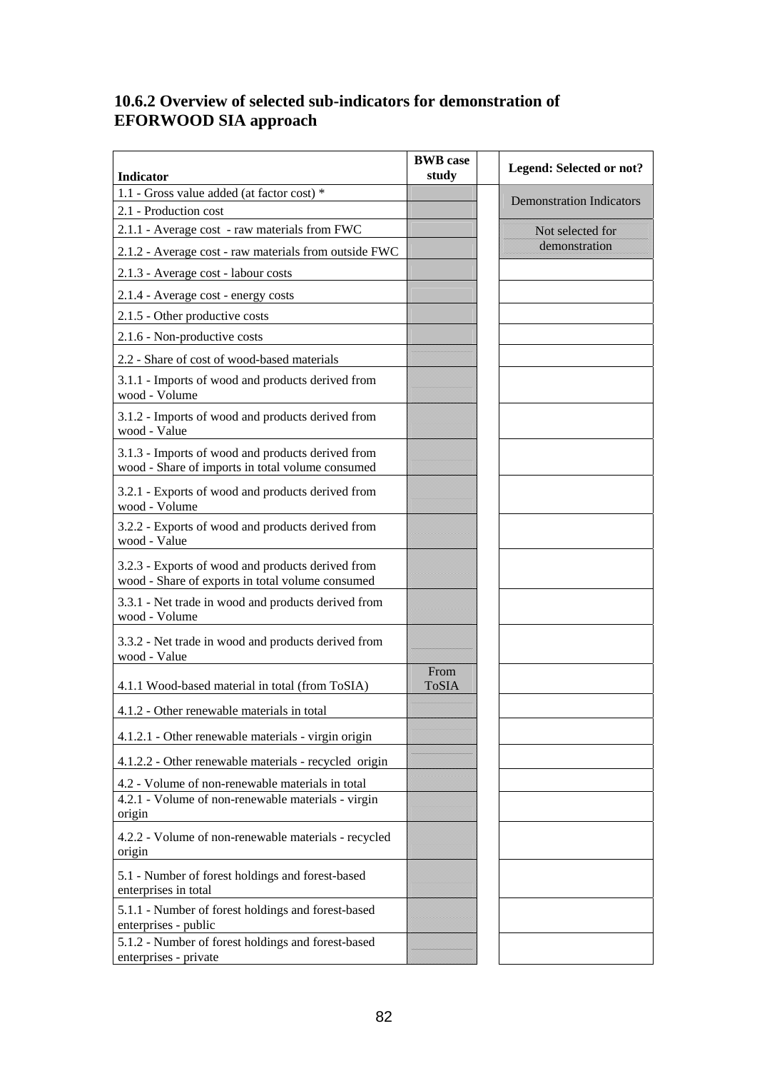## 10.6.2 Overview of selected sub-indicators for demonstration of EFORWOOD SIA approach

| Indicator | BWB case study | | Legend: Selected or not? |
|---|---|---|---|
| 1.1 - Gross value added (at factor cost) * | | | Demonstration Indicators |
| 2.1 - Production cost | | | |
| 2.1.1 - Average cost - raw materials from FWC | | | Not selected for demonstration |
| 2.1.2 - Average cost - raw materials from outside FWC | | | |
| 2.1.3 - Average cost - labour costs | | | |
| 2.1.4 - Average cost - energy costs | | | |
| 2.1.5 - Other productive costs | | | |
| 2.1.6 - Non-productive costs | | | |
| 2.2 - Share of cost of wood-based materials | | | |
| 3.1.1 - Imports of wood and products derived from wood - Volume | | | |
| 3.1.2 - Imports of wood and products derived from wood - Value | | | |
| 3.1.3 - Imports of wood and products derived from wood - Share of imports in total volume consumed | | | |
| 3.2.1 - Exports of wood and products derived from wood - Volume | | | |
| 3.2.2 - Exports of wood and products derived from wood - Value | | | |
| 3.2.3 - Exports of wood and products derived from wood - Share of exports in total volume consumed | | | |
| 3.3.1 - Net trade in wood and products derived from wood - Volume | | | |
| 3.3.2 - Net trade in wood and products derived from wood - Value | | | |
| 4.1.1 Wood-based material in total (from ToSIA) | From ToSIA | | |
| 4.1.2 - Other renewable materials in total | | | |
| 4.1.2.1 - Other renewable materials - virgin origin | | | |
| 4.1.2.2 - Other renewable materials - recycled origin | | | |
| 4.2 - Volume of non-renewable materials in total | | | |
| 4.2.1 - Volume of non-renewable materials - virgin origin | | | |
| 4.2.2 - Volume of non-renewable materials - recycled origin | | | |
| 5.1 - Number of forest holdings and forest-based enterprises in total | | | |
| 5.1.1 - Number of forest holdings and forest-based enterprises - public | | | |
| 5.1.2 - Number of forest holdings and forest-based enterprises - private | | | |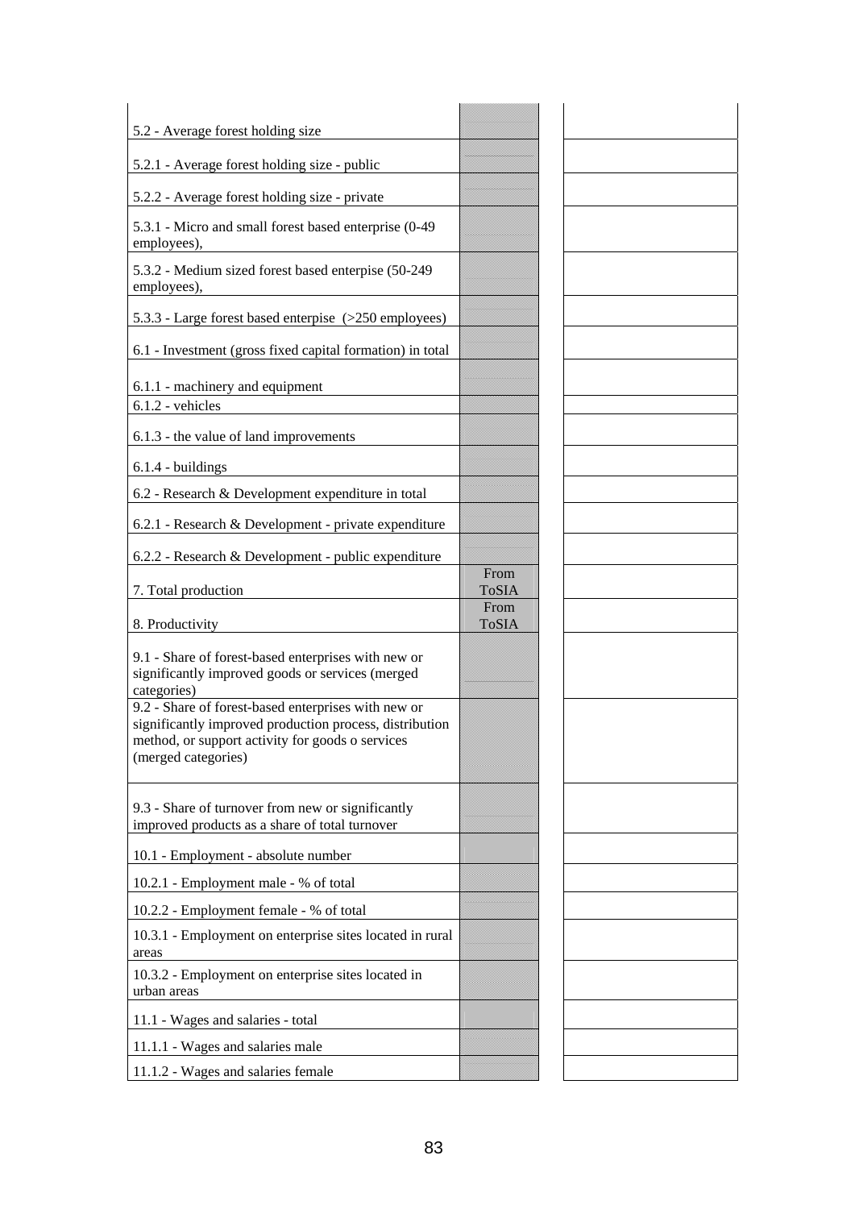| | | |
|---|---|---|
| 5.2 - Average forest holding size | | |
| 5.2.1 - Average forest holding size - public | | |
| 5.2.2 - Average forest holding size - private | | |
| 5.3.1 - Micro and small forest based enterprise (0-49 employees), | | |
| 5.3.2 - Medium sized forest based enterpise (50-249 employees), | | |
| 5.3.3 - Large forest based enterpise (>250 employees) | | |
| 6.1 - Investment (gross fixed capital formation) in total | | |
| 6.1.1 - machinery and equipment | | |
| 6.1.2 - vehicles | | |
| 6.1.3 - the value of land improvements | | |
| 6.1.4 - buildings | | |
| 6.2 - Research & Development expenditure in total | | |
| 6.2.1 - Research & Development - private expenditure | | |
| 6.2.2 - Research & Development - public expenditure | | |
| 7. Total production | From ToSIA | |
| 8. Productivity | From ToSIA | |
| 9.1 - Share of forest-based enterprises with new or significantly improved goods or services (merged categories) | | |
| 9.2 - Share of forest-based enterprises with new or significantly improved production process, distribution method, or support activity for goods o services (merged categories) | | |
| 9.3 - Share of turnover from new or significantly improved products as a share of total turnover | | |
| 10.1 - Employment - absolute number | | |
| 10.2.1 - Employment male - % of total | | |
| 10.2.2 - Employment female - % of total | | |
| 10.3.1 - Employment on enterprise sites located in rural areas | | |
| 10.3.2 - Employment on enterprise sites located in urban areas | | |
| 11.1 - Wages and salaries - total | | |
| 11.1.1 - Wages and salaries male | | |
| 11.1.2 - Wages and salaries female | | |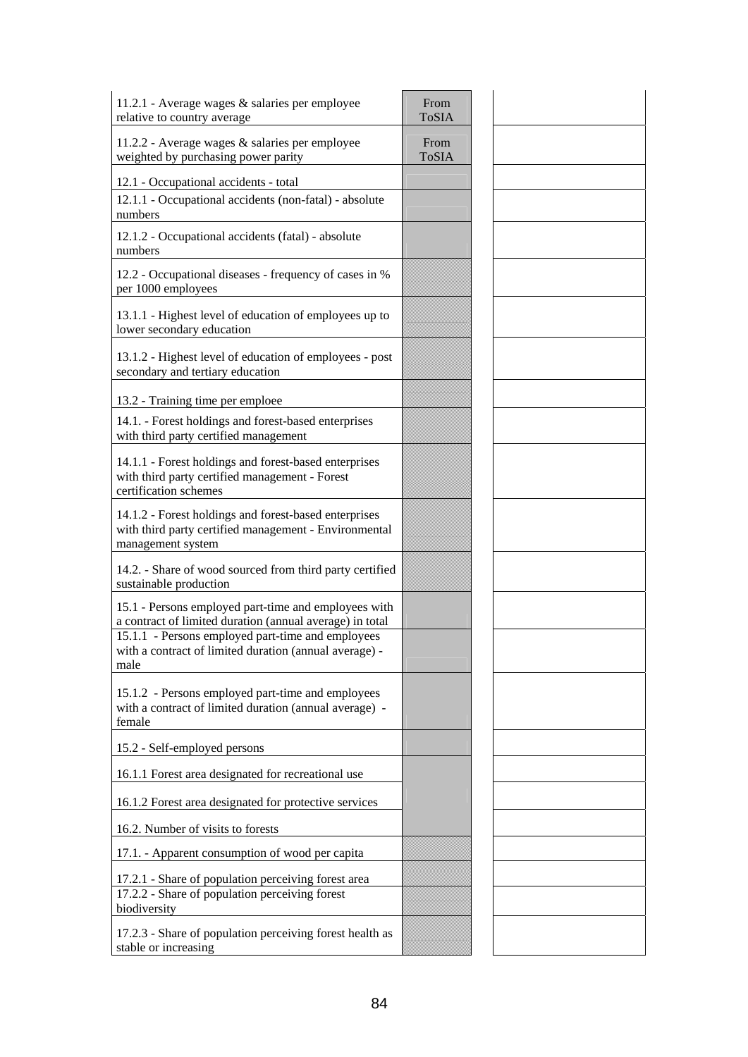| | | |
|---|---|---|
| 11.2.1 - Average wages & salaries per employee relative to country average | From ToSIA | |
| 11.2.2 - Average wages & salaries per employee weighted by purchasing power parity | From ToSIA | |
| 12.1 - Occupational accidents - total | | |
| 12.1.1 - Occupational accidents (non-fatal) - absolute numbers | | |
| 12.1.2 - Occupational accidents (fatal) - absolute numbers | | |
| 12.2 - Occupational diseases - frequency of cases in % per 1000 employees | | |
| 13.1.1 - Highest level of education of employees up to lower secondary education | | |
| 13.1.2 - Highest level of education of employees - post secondary and tertiary education | | |
| 13.2 - Training time per emploee | | |
| 14.1. - Forest holdings and forest-based enterprises with third party certified management | | |
| 14.1.1 - Forest holdings and forest-based enterprises with third party certified management - Forest certification schemes | | |
| 14.1.2 - Forest holdings and forest-based enterprises with third party certified management - Environmental management system | | |
| 14.2. - Share of wood sourced from third party certified sustainable production | | |
| 15.1 - Persons employed part-time and employees with a contract of limited duration (annual average) in total | | |
| 15.1.1 - Persons employed part-time and employees with a contract of limited duration (annual average) - male | | |
| 15.1.2 - Persons employed part-time and employees with a contract of limited duration (annual average) - female | | |
| 15.2 - Self-employed persons | | |
| 16.1.1 Forest area designated for recreational use | | |
| 16.1.2 Forest area designated for protective services | | |
| 16.2. Number of visits to forests | | |
| 17.1. - Apparent consumption of wood per capita | | |
| 17.2.1 - Share of population perceiving forest area | | |
| 17.2.2 - Share of population perceiving forest biodiversity | | |
| 17.2.3 - Share of population perceiving forest health as stable or increasing | | |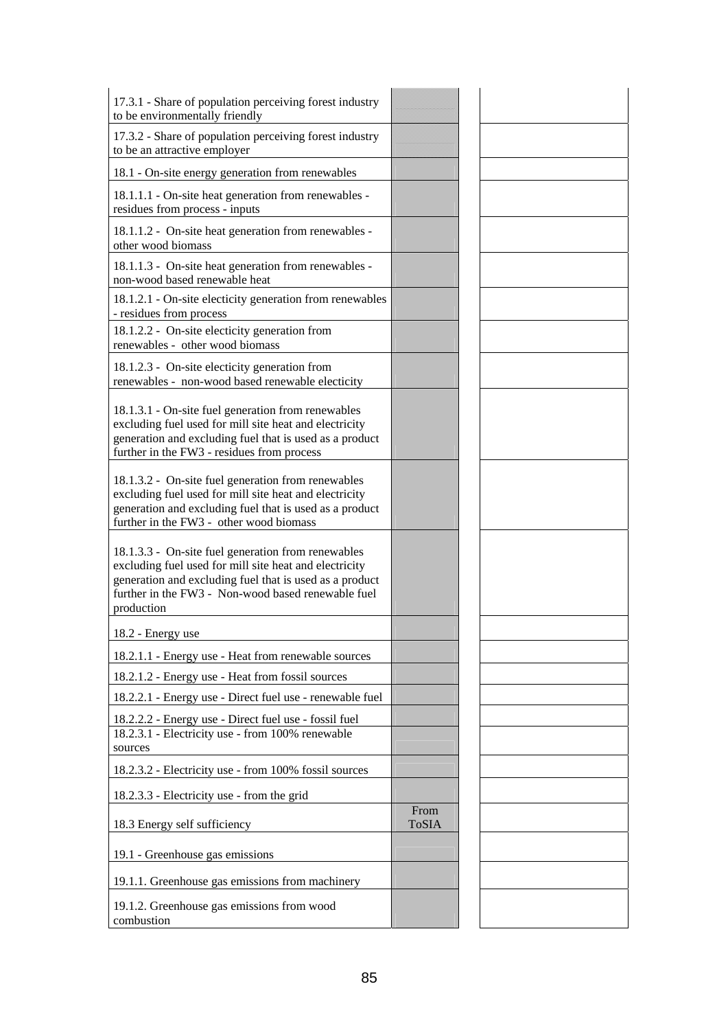| | | |
|---|---|---|
| 17.3.1 - Share of population perceiving forest industry to be environmentally friendly | | |
| 17.3.2 - Share of population perceiving forest industry to be an attractive employer | | |
| 18.1 - On-site energy generation from renewables | | |
| 18.1.1.1 - On-site heat generation from renewables - residues from process - inputs | | |
| 18.1.1.2 - On-site heat generation from renewables - other wood biomass | | |
| 18.1.1.3 - On-site heat generation from renewables - non-wood based renewable heat | | |
| 18.1.2.1 - On-site electicity generation from renewables - residues from process | | |
| 18.1.2.2 - On-site electicity generation from renewables - other wood biomass | | |
| 18.1.2.3 - On-site electicity generation from renewables - non-wood based renewable electicity | | |
| 18.1.3.1 - On-site fuel generation from renewables excluding fuel used for mill site heat and electricity generation and excluding fuel that is used as a product further in the FW3 - residues from process | | |
| 18.1.3.2 - On-site fuel generation from renewables excluding fuel used for mill site heat and electricity generation and excluding fuel that is used as a product further in the FW3 - other wood biomass | | |
| 18.1.3.3 - On-site fuel generation from renewables excluding fuel used for mill site heat and electricity generation and excluding fuel that is used as a product further in the FW3 - Non-wood based renewable fuel production | | |
| 18.2 - Energy use | | |
| 18.2.1.1 - Energy use - Heat from renewable sources | | |
| 18.2.1.2 - Energy use - Heat from fossil sources | | |
| 18.2.2.1 - Energy use - Direct fuel use - renewable fuel | | |
| 18.2.2.2 - Energy use - Direct fuel use - fossil fuel | | |
| 18.2.3.1 - Electricity use - from 100% renewable sources | | |
| 18.2.3.2 - Electricity use - from 100% fossil sources | | |
| 18.2.3.3 - Electricity use - from the grid | | |
| 18.3 Energy self sufficiency | From ToSIA | |
| 19.1 - Greenhouse gas emissions | | |
| 19.1.1. Greenhouse gas emissions from machinery | | |
| 19.1.2. Greenhouse gas emissions from wood combustion | | |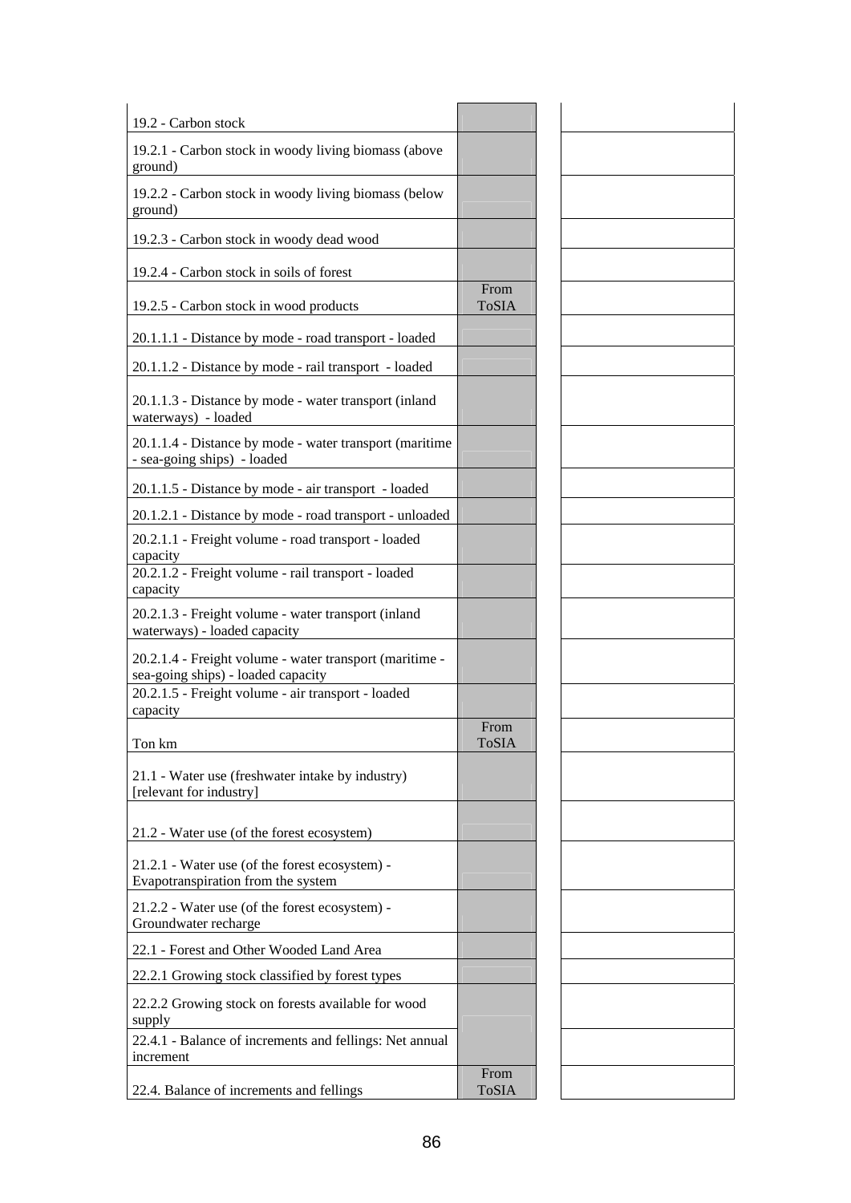| | | |
|---|---|---|
| 19.2 - Carbon stock | | |
| 19.2.1 - Carbon stock in woody living biomass (above ground) | | |
| 19.2.2 - Carbon stock in woody living biomass (below ground) | | |
| 19.2.3 - Carbon stock in woody dead wood | | |
| 19.2.4 - Carbon stock in soils of forest | | |
| 19.2.5 - Carbon stock in wood products | From ToSIA | |
| 20.1.1.1 - Distance by mode - road transport - loaded | | |
| 20.1.1.2 - Distance by mode - rail transport - loaded | | |
| 20.1.1.3 - Distance by mode - water transport (inland waterways) - loaded | | |
| 20.1.1.4 - Distance by mode - water transport (maritime - sea-going ships) - loaded | | |
| 20.1.1.5 - Distance by mode - air transport - loaded | | |
| 20.1.2.1 - Distance by mode - road transport - unloaded | | |
| 20.2.1.1 - Freight volume - road transport - loaded capacity | | |
| 20.2.1.2 - Freight volume - rail transport - loaded capacity | | |
| 20.2.1.3 - Freight volume - water transport (inland waterways) - loaded capacity | | |
| 20.2.1.4 - Freight volume - water transport (maritime - sea-going ships) - loaded capacity | | |
| 20.2.1.5 - Freight volume - air transport - loaded capacity | | |
| Ton km | From ToSIA | |
| 21.1 - Water use (freshwater intake by industry) [relevant for industry] | | |
| 21.2 - Water use (of the forest ecosystem) | | |
| 21.2.1 - Water use (of the forest ecosystem) - Evapotranspiration from the system | | |
| 21.2.2 - Water use (of the forest ecosystem) - Groundwater recharge | | |
| 22.1 - Forest and Other Wooded Land Area | | |
| 22.2.1 Growing stock classified by forest types | | |
| 22.2.2 Growing stock on forests available for wood supply | | |
| 22.4.1 - Balance of increments and fellings: Net annual increment | | |
| 22.4. Balance of increments and fellings | From ToSIA | |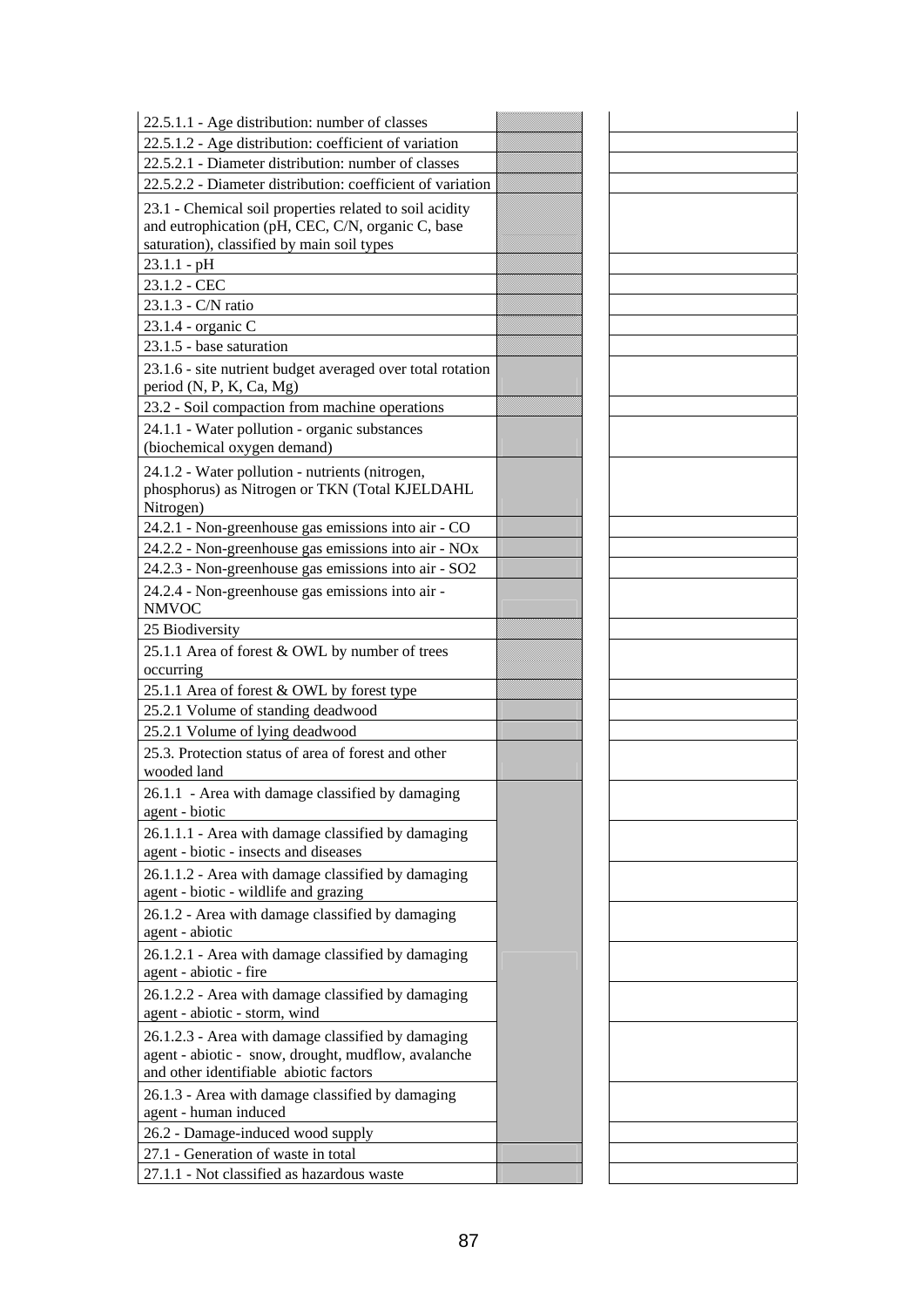| | | |
|---|---|---|
| 22.5.1.1 - Age distribution: number of classes | | |
| 22.5.1.2 - Age distribution: coefficient of variation | | |
| 22.5.2.1 - Diameter distribution: number of classes | | |
| 22.5.2.2 - Diameter distribution: coefficient of variation | | |
| 23.1 - Chemical soil properties related to soil acidity and eutrophication (pH, CEC, C/N, organic C, base saturation), classified by main soil types | | |
| 23.1.1 - pH | | |
| 23.1.2 - CEC | | |
| 23.1.3 - C/N ratio | | |
| 23.1.4 - organic C | | |
| 23.1.5 - base saturation | | |
| 23.1.6 - site nutrient budget averaged over total rotation period (N, P, K, Ca, Mg) | | |
| 23.2 - Soil compaction from machine operations | | |
| 24.1.1 - Water pollution - organic substances (biochemical oxygen demand) | | |
| 24.1.2 - Water pollution - nutrients (nitrogen, phosphorus) as Nitrogen or TKN (Total KJELDAHL Nitrogen) | | |
| 24.2.1 - Non-greenhouse gas emissions into air - CO | | |
| 24.2.2 - Non-greenhouse gas emissions into air - NOx | | |
| 24.2.3 - Non-greenhouse gas emissions into air - SO2 | | |
| 24.2.4 - Non-greenhouse gas emissions into air - NMVOC | | |
| 25 Biodiversity | | |
| 25.1.1 Area of forest & OWL by number of trees occurring | | |
| 25.1.1 Area of forest & OWL by forest type | | |
| 25.2.1 Volume of standing deadwood | | |
| 25.2.1 Volume of lying deadwood | | |
| 25.3. Protection status of area of forest and other wooded land | | |
| 26.1.1 - Area with damage classified by damaging agent - biotic | | |
| 26.1.1.1 - Area with damage classified by damaging agent - biotic - insects and diseases | | |
| 26.1.1.2 - Area with damage classified by damaging agent - biotic - wildlife and grazing | | |
| 26.1.2 - Area with damage classified by damaging agent - abiotic | | |
| 26.1.2.1 - Area with damage classified by damaging agent - abiotic - fire | | |
| 26.1.2.2 - Area with damage classified by damaging agent - abiotic - storm, wind | | |
| 26.1.2.3 - Area with damage classified by damaging agent - abiotic - snow, drought, mudflow, avalanche and other identifiable abiotic factors | | |
| 26.1.3 - Area with damage classified by damaging agent - human induced | | |
| 26.2 - Damage-induced wood supply | | |
| 27.1 - Generation of waste in total | | |
| 27.1.1 - Not classified as hazardous waste | | |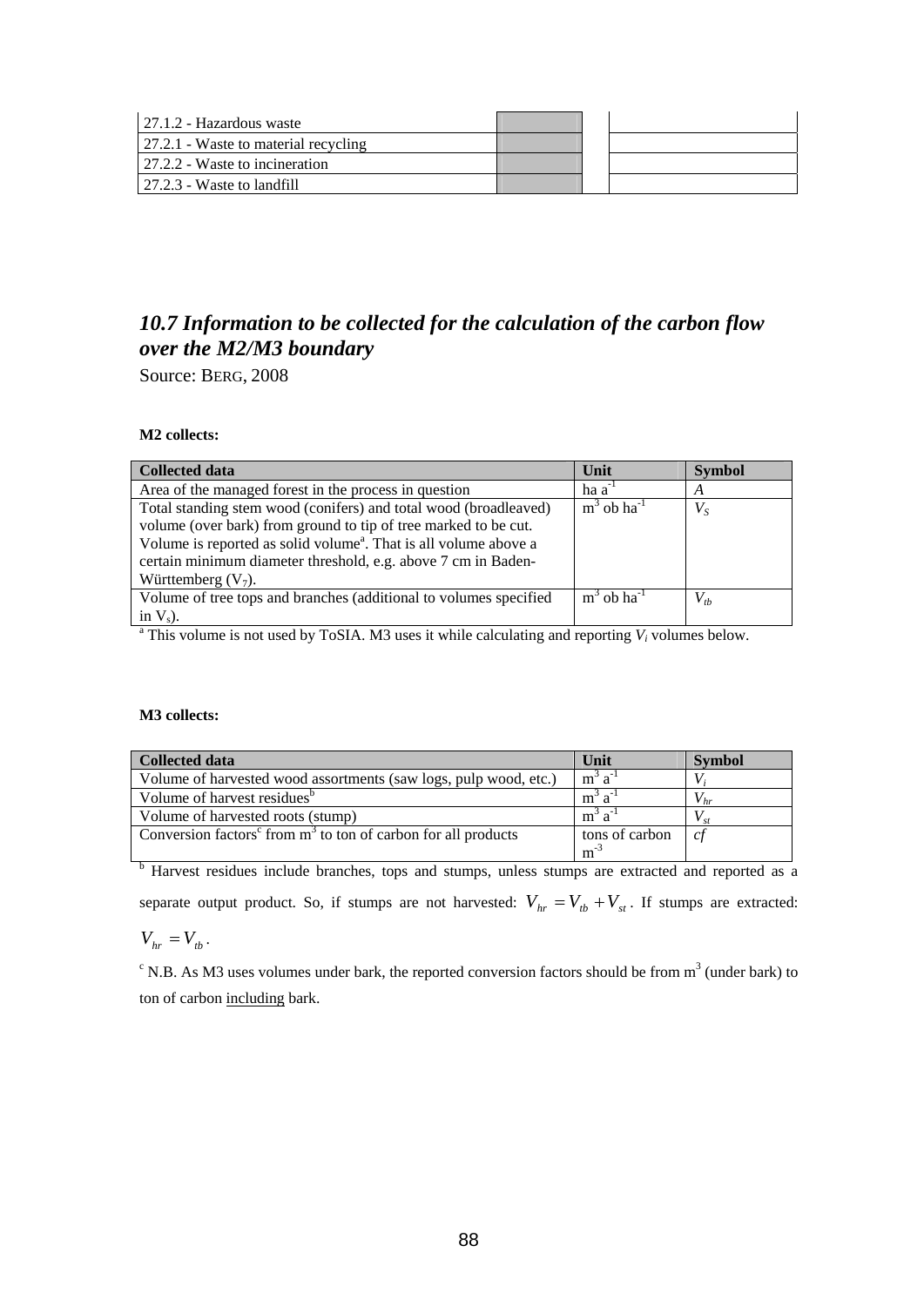| | | | |
|---|---|---|---|
| 27.1.2 - Hazardous waste | | | |
| 27.2.1 - Waste to material recycling | | | |
| 27.2.2 - Waste to incineration | | | |
| 27.2.3 - Waste to landfill | | | |

## *10.7 Information to be collected for the calculation of the carbon flow over the M2/M3 boundary*

Source: BERG, 2008

**M2 collects:**

| Collected data | Unit | Symbol |
|---|---|---|
| Area of the managed forest in the process in question | ha $a^{-1}$ | $A$ |
| Total standing stem wood (conifers) and total wood (broadleaved) volume (over bark) from ground to tip of tree marked to be cut. Volume is reported as solid volume[a]. That is all volume above a certain minimum diameter threshold, e.g. above 7 cm in Baden-Württemberg ($V_7$). | $m^3$ ob $ha^{-1}$ | $V_S$ |
| Volume of tree tops and branches (additional to volumes specified in $V_s$). | $m^3$ ob $ha^{-1}$ | $V_{tb}$ |

[a] This volume is not used by ToSIA. M3 uses it while calculating and reporting $V_i$ volumes below.

**M3 collects:**

| Collected data | Unit | Symbol |
|---|---|---|
| Volume of harvested wood assortments (saw logs, pulp wood, etc.) | $m^3$ $a^{-1}$ | $V_i$ |
| Volume of harvest residues[b] | $m^3$ $a^{-1}$ | $V_{hr}$ |
| Volume of harvested roots (stump) | $m^3$ $a^{-1}$ | $V_{st}$ |
| Conversion factors[c] from $m^3$ to ton of carbon for all products | tons of carbon $m^{-3}$ | $cf$ |

[b] Harvest residues include branches, tops and stumps, unless stumps are extracted and reported as a separate output product. So, if stumps are not harvested: $V_{hr} = V_{tb} + V_{st}$. If stumps are extracted: $V_{hr} = V_{tb}$.

[c] N.B. As M3 uses volumes under bark, the reported conversion factors should be from $m^3$ (under bark) to ton of carbon including bark.